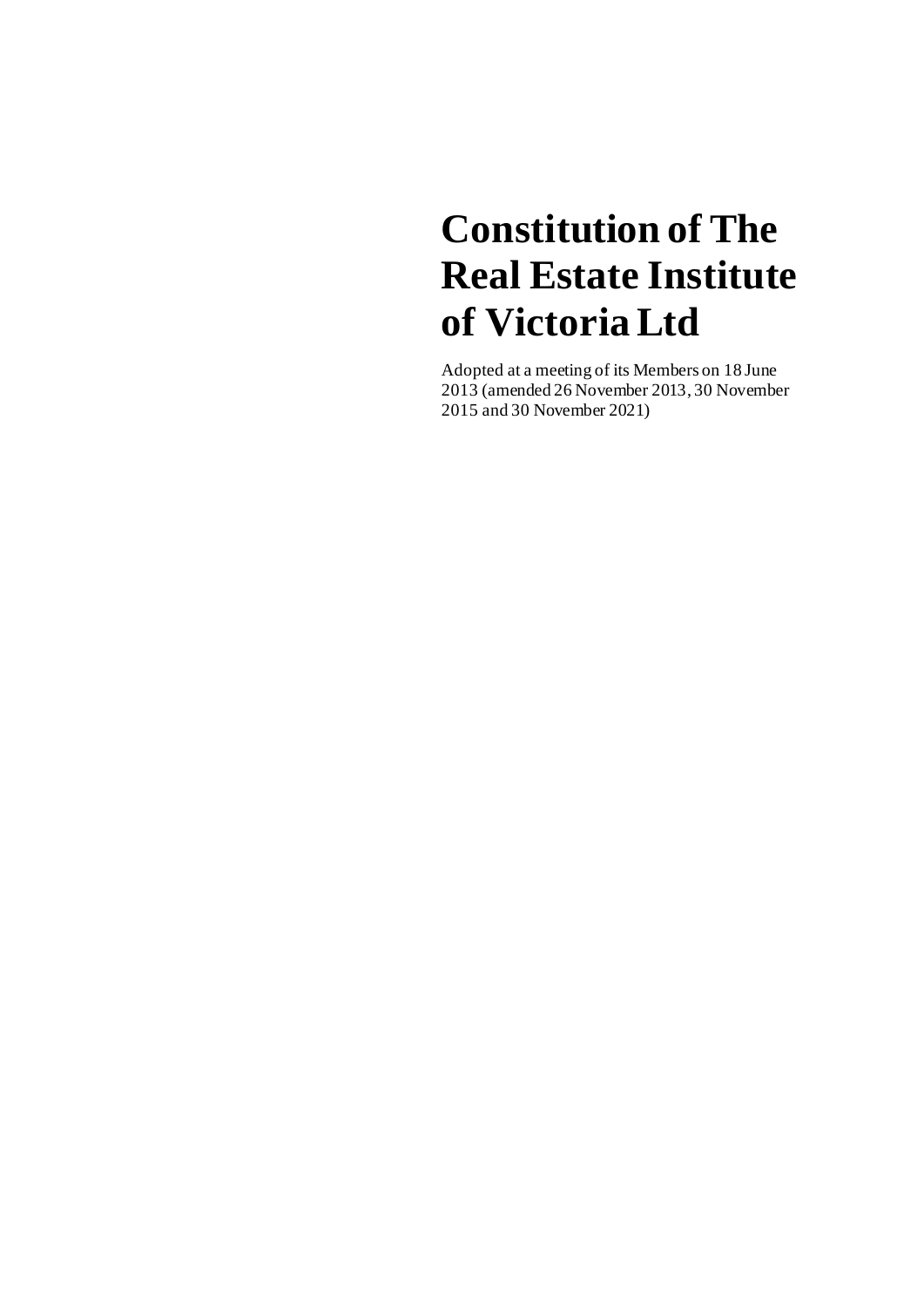# Constitution of The Real Estate Institute of Victoria Ltd

Adopted at a meeting of its Members on 18 June 2013 (amended 26 November 2013, 30 November 2015 and 30 November 2021)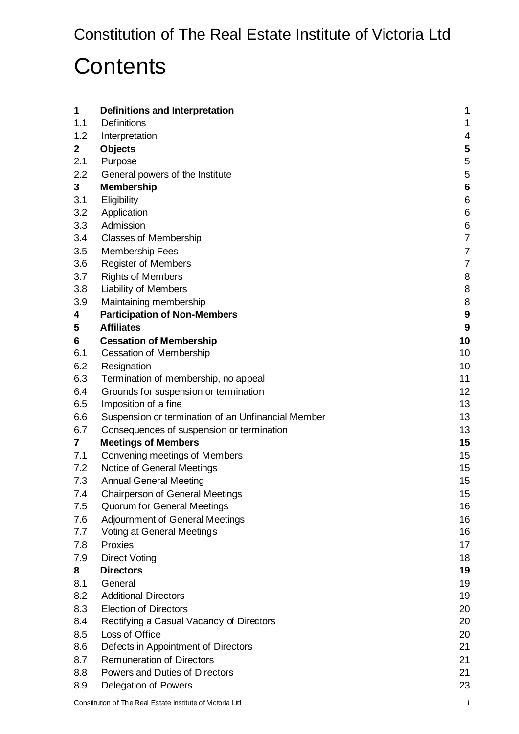Constitution of The Real Estate Institute of Victoria Ltd

# Contents

| | | |
|---|---|---|
| **1** | **Definitions and Interpretation** | **1** |
| 1.1 | Definitions | 1 |
| 1.2 | Interpretation | 4 |
| **2** | **Objects** | **5** |
| 2.1 | Purpose | 5 |
| 2.2 | General powers of the Institute | 5 |
| **3** | **Membership** | **6** |
| 3.1 | Eligibility | 6 |
| 3.2 | Application | 6 |
| 3.3 | Admission | 6 |
| 3.4 | Classes of Membership | 7 |
| 3.5 | Membership Fees | 7 |
| 3.6 | Register of Members | 7 |
| 3.7 | Rights of Members | 8 |
| 3.8 | Liability of Members | 8 |
| 3.9 | Maintaining membership | 8 |
| **4** | **Participation of Non-Members** | **9** |
| **5** | **Affiliates** | **9** |
| **6** | **Cessation of Membership** | **10** |
| 6.1 | Cessation of Membership | 10 |
| 6.2 | Resignation | 10 |
| 6.3 | Termination of membership, no appeal | 11 |
| 6.4 | Grounds for suspension or termination | 12 |
| 6.5 | Imposition of a fine | 13 |
| 6.6 | Suspension or termination of an Unfinancial Member | 13 |
| 6.7 | Consequences of suspension or termination | 13 |
| **7** | **Meetings of Members** | **15** |
| 7.1 | Convening meetings of Members | 15 |
| 7.2 | Notice of General Meetings | 15 |
| 7.3 | Annual General Meeting | 15 |
| 7.4 | Chairperson of General Meetings | 15 |
| 7.5 | Quorum for General Meetings | 16 |
| 7.6 | Adjournment of General Meetings | 16 |
| 7.7 | Voting at General Meetings | 16 |
| 7.8 | Proxies | 17 |
| 7.9 | Direct Voting | 18 |
| **8** | **Directors** | **19** |
| 8.1 | General | 19 |
| 8.2 | Additional Directors | 19 |
| 8.3 | Election of Directors | 20 |
| 8.4 | Rectifying a Casual Vacancy of Directors | 20 |
| 8.5 | Loss of Office | 20 |
| 8.6 | Defects in Appointment of Directors | 21 |
| 8.7 | Remuneration of Directors | 21 |
| 8.8 | Powers and Duties of Directors | 21 |
| 8.9 | Delegation of Powers | 23 |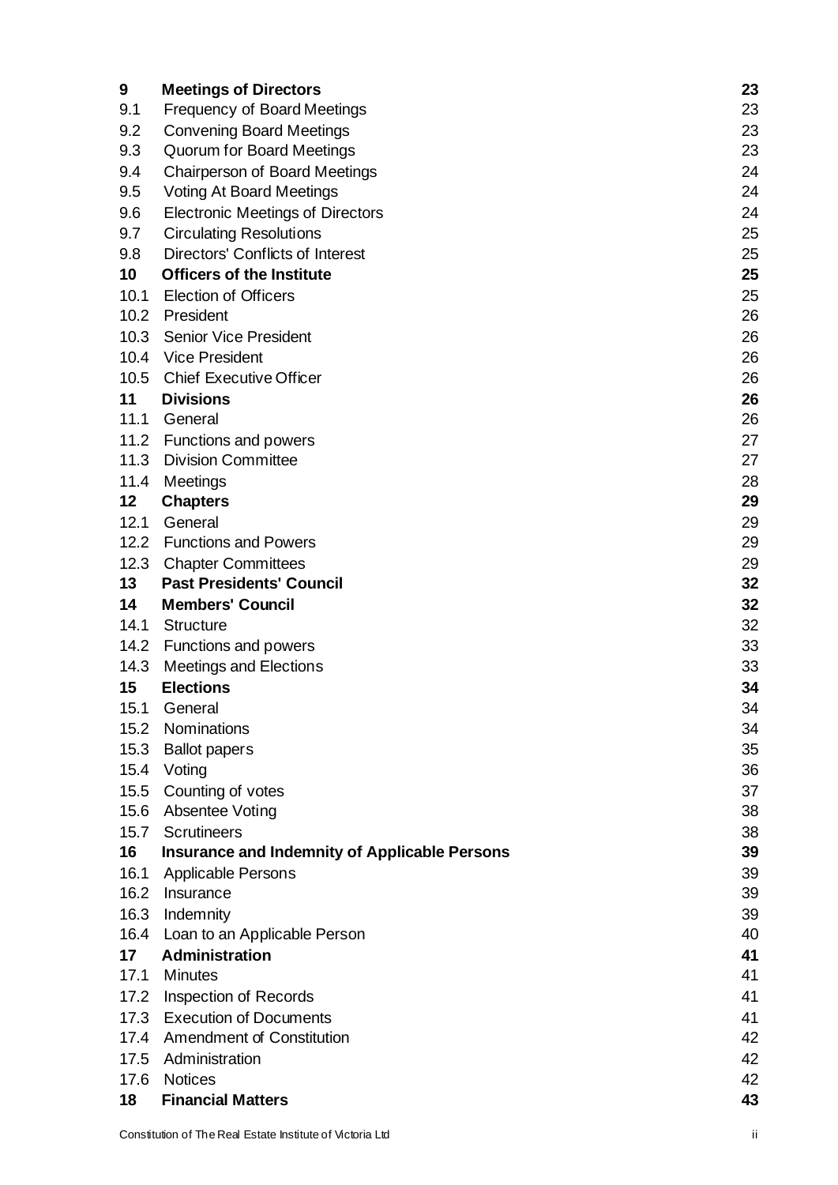| | | |
|---|---|---|
| **9** | **Meetings of Directors** | **23** |
| 9.1 | Frequency of Board Meetings | 23 |
| 9.2 | Convening Board Meetings | 23 |
| 9.3 | Quorum for Board Meetings | 23 |
| 9.4 | Chairperson of Board Meetings | 24 |
| 9.5 | Voting At Board Meetings | 24 |
| 9.6 | Electronic Meetings of Directors | 24 |
| 9.7 | Circulating Resolutions | 25 |
| 9.8 | Directors' Conflicts of Interest | 25 |
| **10** | **Officers of the Institute** | **25** |
| 10.1 | Election of Officers | 25 |
| 10.2 | President | 26 |
| 10.3 | Senior Vice President | 26 |
| 10.4 | Vice President | 26 |
| 10.5 | Chief Executive Officer | 26 |
| **11** | **Divisions** | **26** |
| 11.1 | General | 26 |
| 11.2 | Functions and powers | 27 |
| 11.3 | Division Committee | 27 |
| 11.4 | Meetings | 28 |
| **12** | **Chapters** | **29** |
| 12.1 | General | 29 |
| 12.2 | Functions and Powers | 29 |
| 12.3 | Chapter Committees | 29 |
| **13** | **Past Presidents' Council** | **32** |
| **14** | **Members' Council** | **32** |
| 14.1 | Structure | 32 |
| 14.2 | Functions and powers | 33 |
| 14.3 | Meetings and Elections | 33 |
| **15** | **Elections** | **34** |
| 15.1 | General | 34 |
| 15.2 | Nominations | 34 |
| 15.3 | Ballot papers | 35 |
| 15.4 | Voting | 36 |
| 15.5 | Counting of votes | 37 |
| 15.6 | Absentee Voting | 38 |
| 15.7 | Scrutineers | 38 |
| **16** | **Insurance and Indemnity of Applicable Persons** | **39** |
| 16.1 | Applicable Persons | 39 |
| 16.2 | Insurance | 39 |
| 16.3 | Indemnity | 39 |
| 16.4 | Loan to an Applicable Person | 40 |
| **17** | **Administration** | **41** |
| 17.1 | Minutes | 41 |
| 17.2 | Inspection of Records | 41 |
| 17.3 | Execution of Documents | 41 |
| 17.4 | Amendment of Constitution | 42 |
| 17.5 | Administration | 42 |
| 17.6 | Notices | 42 |
| **18** | **Financial Matters** | **43** |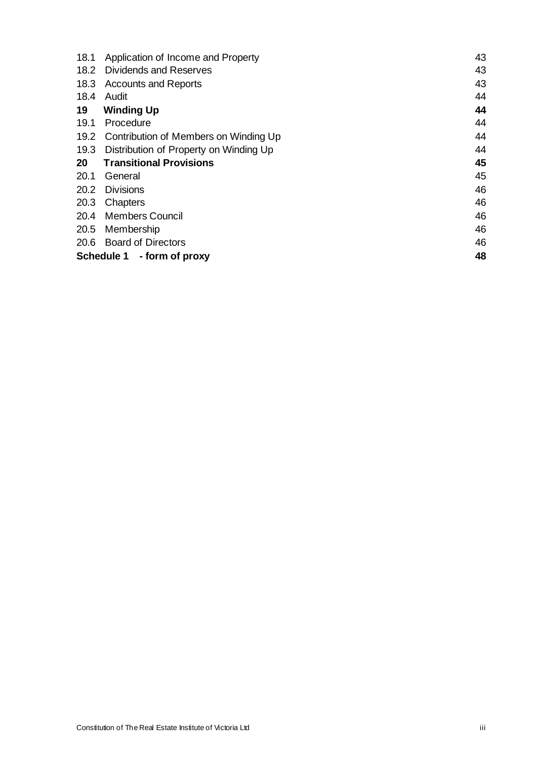| | | |
|---|---|---|
| 18.1 | Application of Income and Property | 43 |
| 18.2 | Dividends and Reserves | 43 |
| 18.3 | Accounts and Reports | 43 |
| 18.4 | Audit | 44 |
| **19** | **Winding Up** | **44** |
| 19.1 | Procedure | 44 |
| 19.2 | Contribution of Members on Winding Up | 44 |
| 19.3 | Distribution of Property on Winding Up | 44 |
| **20** | **Transitional Provisions** | **45** |
| 20.1 | General | 45 |
| 20.2 | Divisions | 46 |
| 20.3 | Chapters | 46 |
| 20.4 | Members Council | 46 |
| 20.5 | Membership | 46 |
| 20.6 | Board of Directors | 46 |
| **Schedule 1** | **- form of proxy** | **48** |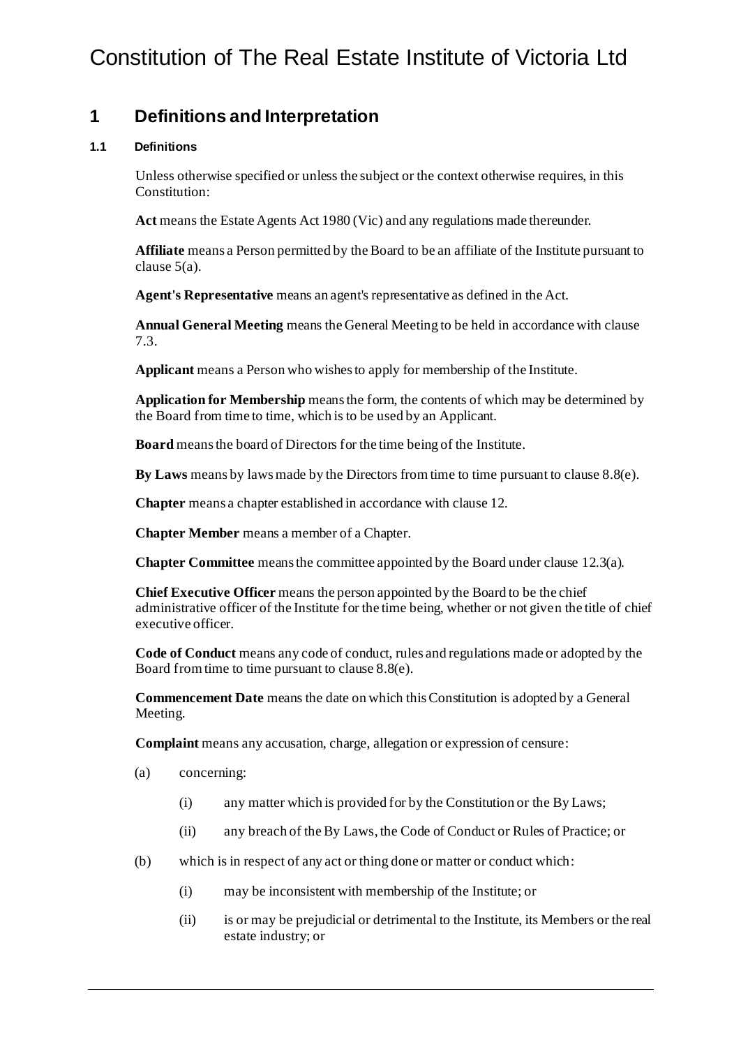# Constitution of The Real Estate Institute of Victoria Ltd

## 1 Definitions and Interpretation

### 1.1 Definitions

Unless otherwise specified or unless the subject or the context otherwise requires, in this Constitution:

**Act** means the Estate Agents Act 1980 (Vic) and any regulations made thereunder.

**Affiliate** means a Person permitted by the Board to be an affiliate of the Institute pursuant to clause 5(a).

**Agent's Representative** means an agent's representative as defined in the Act.

**Annual General Meeting** means the General Meeting to be held in accordance with clause 7.3.

**Applicant** means a Person who wishes to apply for membership of the Institute.

**Application for Membership** means the form, the contents of which may be determined by the Board from time to time, which is to be used by an Applicant.

**Board** means the board of Directors for the time being of the Institute.

**By Laws** means by laws made by the Directors from time to time pursuant to clause 8.8(e).

**Chapter** means a chapter established in accordance with clause 12.

**Chapter Member** means a member of a Chapter.

**Chapter Committee** means the committee appointed by the Board under clause 12.3(a).

**Chief Executive Officer** means the person appointed by the Board to be the chief administrative officer of the Institute for the time being, whether or not given the title of chief executive officer.

**Code of Conduct** means any code of conduct, rules and regulations made or adopted by the Board from time to time pursuant to clause 8.8(e).

**Commencement Date** means the date on which this Constitution is adopted by a General Meeting.

**Complaint** means any accusation, charge, allegation or expression of censure:

(a) concerning:

(i) any matter which is provided for by the Constitution or the By Laws;

(ii) any breach of the By Laws, the Code of Conduct or Rules of Practice; or

(b) which is in respect of any act or thing done or matter or conduct which:

(i) may be inconsistent with membership of the Institute; or

(ii) is or may be prejudicial or detrimental to the Institute, its Members or the real estate industry; or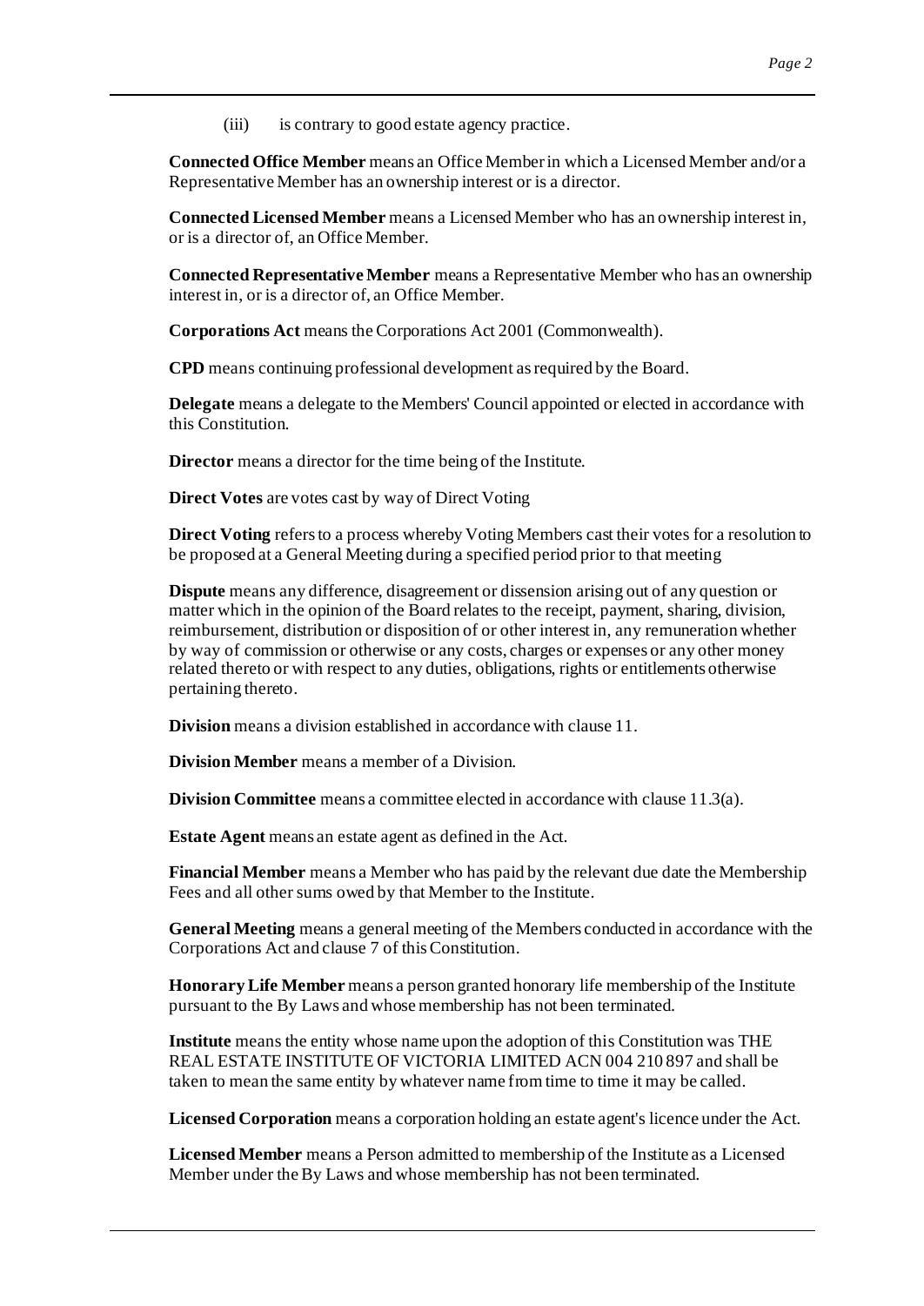(iii) is contrary to good estate agency practice.

**Connected Office Member** means an Office Member in which a Licensed Member and/or a Representative Member has an ownership interest or is a director.

**Connected Licensed Member** means a Licensed Member who has an ownership interest in, or is a director of, an Office Member.

**Connected Representative Member** means a Representative Member who has an ownership interest in, or is a director of, an Office Member.

**Corporations Act** means the Corporations Act 2001 (Commonwealth).

**CPD** means continuing professional development as required by the Board.

**Delegate** means a delegate to the Members' Council appointed or elected in accordance with this Constitution.

**Director** means a director for the time being of the Institute.

**Direct Votes** are votes cast by way of Direct Voting

**Direct Voting** refers to a process whereby Voting Members cast their votes for a resolution to be proposed at a General Meeting during a specified period prior to that meeting

**Dispute** means any difference, disagreement or dissension arising out of any question or matter which in the opinion of the Board relates to the receipt, payment, sharing, division, reimbursement, distribution or disposition of or other interest in, any remuneration whether by way of commission or otherwise or any costs, charges or expenses or any other money related thereto or with respect to any duties, obligations, rights or entitlements otherwise pertaining thereto.

**Division** means a division established in accordance with clause 11.

**Division Member** means a member of a Division.

**Division Committee** means a committee elected in accordance with clause 11.3(a).

**Estate Agent** means an estate agent as defined in the Act.

**Financial Member** means a Member who has paid by the relevant due date the Membership Fees and all other sums owed by that Member to the Institute.

**General Meeting** means a general meeting of the Members conducted in accordance with the Corporations Act and clause 7 of this Constitution.

**Honorary Life Member** means a person granted honorary life membership of the Institute pursuant to the By Laws and whose membership has not been terminated.

**Institute** means the entity whose name upon the adoption of this Constitution was THE REAL ESTATE INSTITUTE OF VICTORIA LIMITED ACN 004 210 897 and shall be taken to mean the same entity by whatever name from time to time it may be called.

**Licensed Corporation** means a corporation holding an estate agent's licence under the Act.

**Licensed Member** means a Person admitted to membership of the Institute as a Licensed Member under the By Laws and whose membership has not been terminated.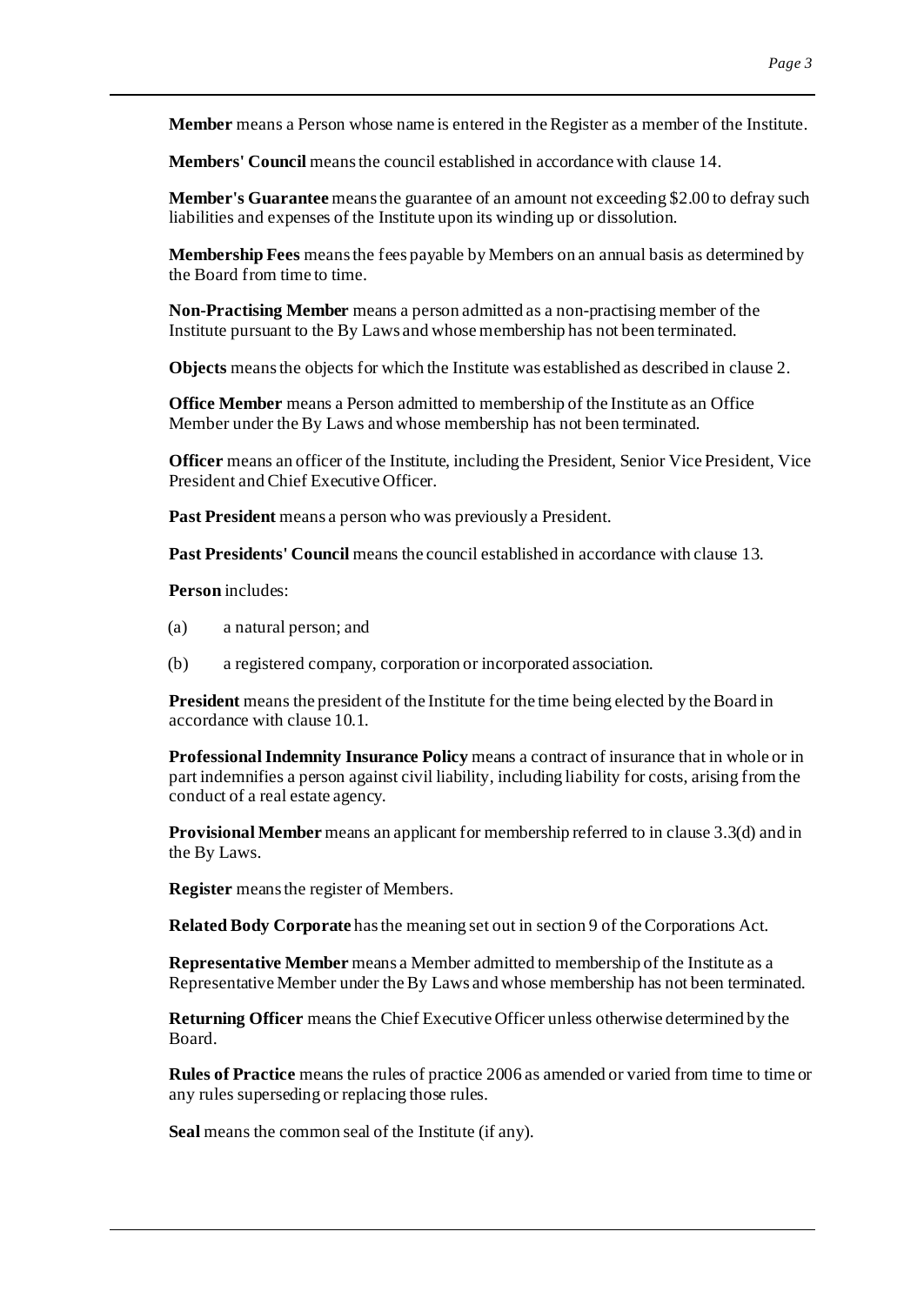**Member** means a Person whose name is entered in the Register as a member of the Institute.

**Members' Council** means the council established in accordance with clause 14.

**Member's Guarantee** means the guarantee of an amount not exceeding $2.00 to defray such liabilities and expenses of the Institute upon its winding up or dissolution.

**Membership Fees** means the fees payable by Members on an annual basis as determined by the Board from time to time.

**Non-Practising Member** means a person admitted as a non-practising member of the Institute pursuant to the By Laws and whose membership has not been terminated.

**Objects** means the objects for which the Institute was established as described in clause 2.

**Office Member** means a Person admitted to membership of the Institute as an Office Member under the By Laws and whose membership has not been terminated.

**Officer** means an officer of the Institute, including the President, Senior Vice President, Vice President and Chief Executive Officer.

**Past President** means a person who was previously a President.

**Past Presidents' Council** means the council established in accordance with clause 13.

**Person** includes:

(a) a natural person; and

(b) a registered company, corporation or incorporated association.

**President** means the president of the Institute for the time being elected by the Board in accordance with clause 10.1.

**Professional Indemnity Insurance Policy** means a contract of insurance that in whole or in part indemnifies a person against civil liability, including liability for costs, arising from the conduct of a real estate agency.

**Provisional Member** means an applicant for membership referred to in clause 3.3(d) and in the By Laws.

**Register** means the register of Members.

**Related Body Corporate** has the meaning set out in section 9 of the Corporations Act.

**Representative Member** means a Member admitted to membership of the Institute as a Representative Member under the By Laws and whose membership has not been terminated.

**Returning Officer** means the Chief Executive Officer unless otherwise determined by the Board.

**Rules of Practice** means the rules of practice 2006 as amended or varied from time to time or any rules superseding or replacing those rules.

**Seal** means the common seal of the Institute (if any).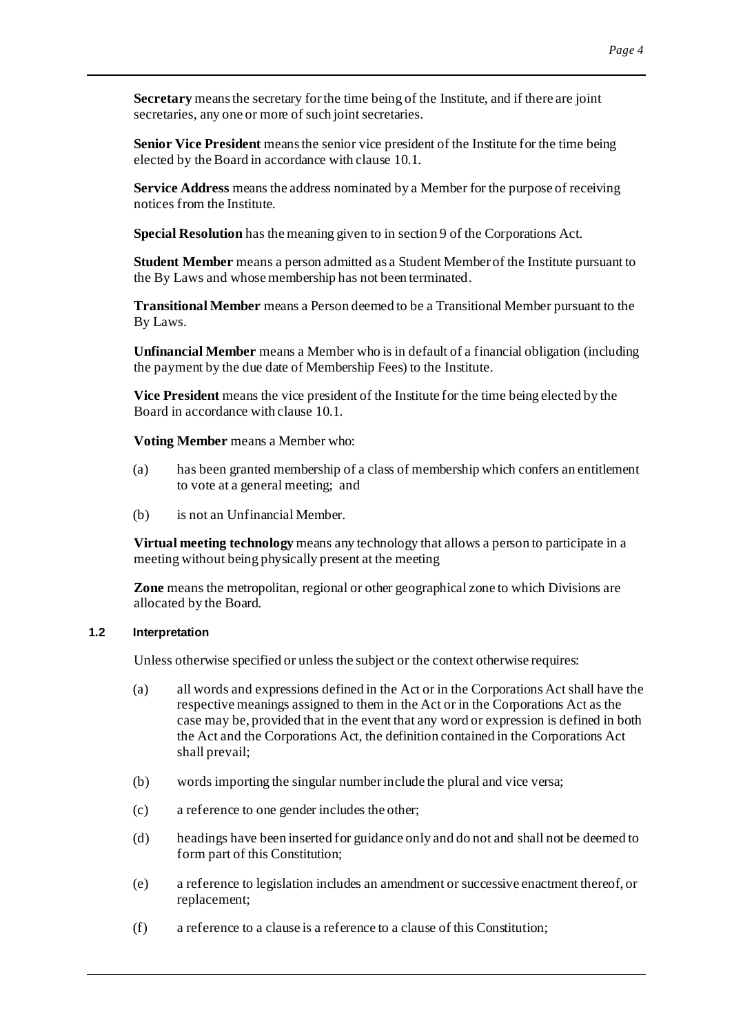**Secretary** means the secretary for the time being of the Institute, and if there are joint secretaries, any one or more of such joint secretaries.

**Senior Vice President** means the senior vice president of the Institute for the time being elected by the Board in accordance with clause 10.1.

**Service Address** means the address nominated by a Member for the purpose of receiving notices from the Institute.

**Special Resolution** has the meaning given to in section 9 of the Corporations Act.

**Student Member** means a person admitted as a Student Member of the Institute pursuant to the By Laws and whose membership has not been terminated.

**Transitional Member** means a Person deemed to be a Transitional Member pursuant to the By Laws.

**Unfinancial Member** means a Member who is in default of a financial obligation (including the payment by the due date of Membership Fees) to the Institute.

**Vice President** means the vice president of the Institute for the time being elected by the Board in accordance with clause 10.1.

**Voting Member** means a Member who:

(a) has been granted membership of a class of membership which confers an entitlement to vote at a general meeting; and

(b) is not an Unfinancial Member.

**Virtual meeting technology** means any technology that allows a person to participate in a meeting without being physically present at the meeting

**Zone** means the metropolitan, regional or other geographical zone to which Divisions are allocated by the Board.

### 1.2 Interpretation

Unless otherwise specified or unless the subject or the context otherwise requires:

(a) all words and expressions defined in the Act or in the Corporations Act shall have the respective meanings assigned to them in the Act or in the Corporations Act as the case may be, provided that in the event that any word or expression is defined in both the Act and the Corporations Act, the definition contained in the Corporations Act shall prevail;

(b) words importing the singular number include the plural and vice versa;

(c) a reference to one gender includes the other;

(d) headings have been inserted for guidance only and do not and shall not be deemed to form part of this Constitution;

(e) a reference to legislation includes an amendment or successive enactment thereof, or replacement;

(f) a reference to a clause is a reference to a clause of this Constitution;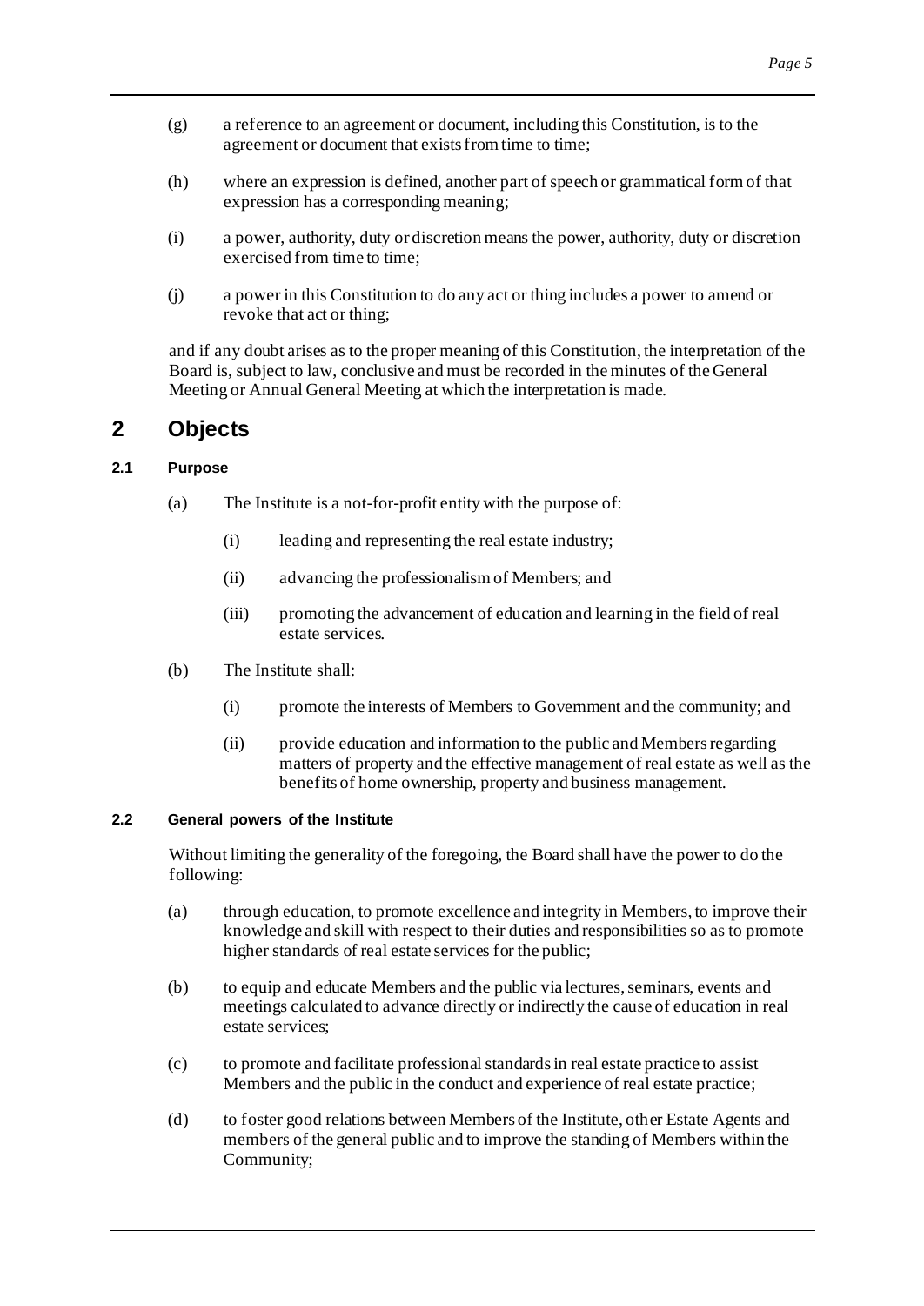(g) a reference to an agreement or document, including this Constitution, is to the agreement or document that exists from time to time;

(h) where an expression is defined, another part of speech or grammatical form of that expression has a corresponding meaning;

(i) a power, authority, duty or discretion means the power, authority, duty or discretion exercised from time to time;

(j) a power in this Constitution to do any act or thing includes a power to amend or revoke that act or thing;

and if any doubt arises as to the proper meaning of this Constitution, the interpretation of the Board is, subject to law, conclusive and must be recorded in the minutes of the General Meeting or Annual General Meeting at which the interpretation is made.

# 2 Objects

### 2.1 Purpose

(a) The Institute is a not-for-profit entity with the purpose of:

(i) leading and representing the real estate industry;

(ii) advancing the professionalism of Members; and

(iii) promoting the advancement of education and learning in the field of real estate services.

(b) The Institute shall:

(i) promote the interests of Members to Government and the community; and

(ii) provide education and information to the public and Members regarding matters of property and the effective management of real estate as well as the benefits of home ownership, property and business management.

### 2.2 General powers of the Institute

Without limiting the generality of the foregoing, the Board shall have the power to do the following:

(a) through education, to promote excellence and integrity in Members, to improve their knowledge and skill with respect to their duties and responsibilities so as to promote higher standards of real estate services for the public;

(b) to equip and educate Members and the public via lectures, seminars, events and meetings calculated to advance directly or indirectly the cause of education in real estate services;

(c) to promote and facilitate professional standards in real estate practice to assist Members and the public in the conduct and experience of real estate practice;

(d) to foster good relations between Members of the Institute, other Estate Agents and members of the general public and to improve the standing of Members within the Community;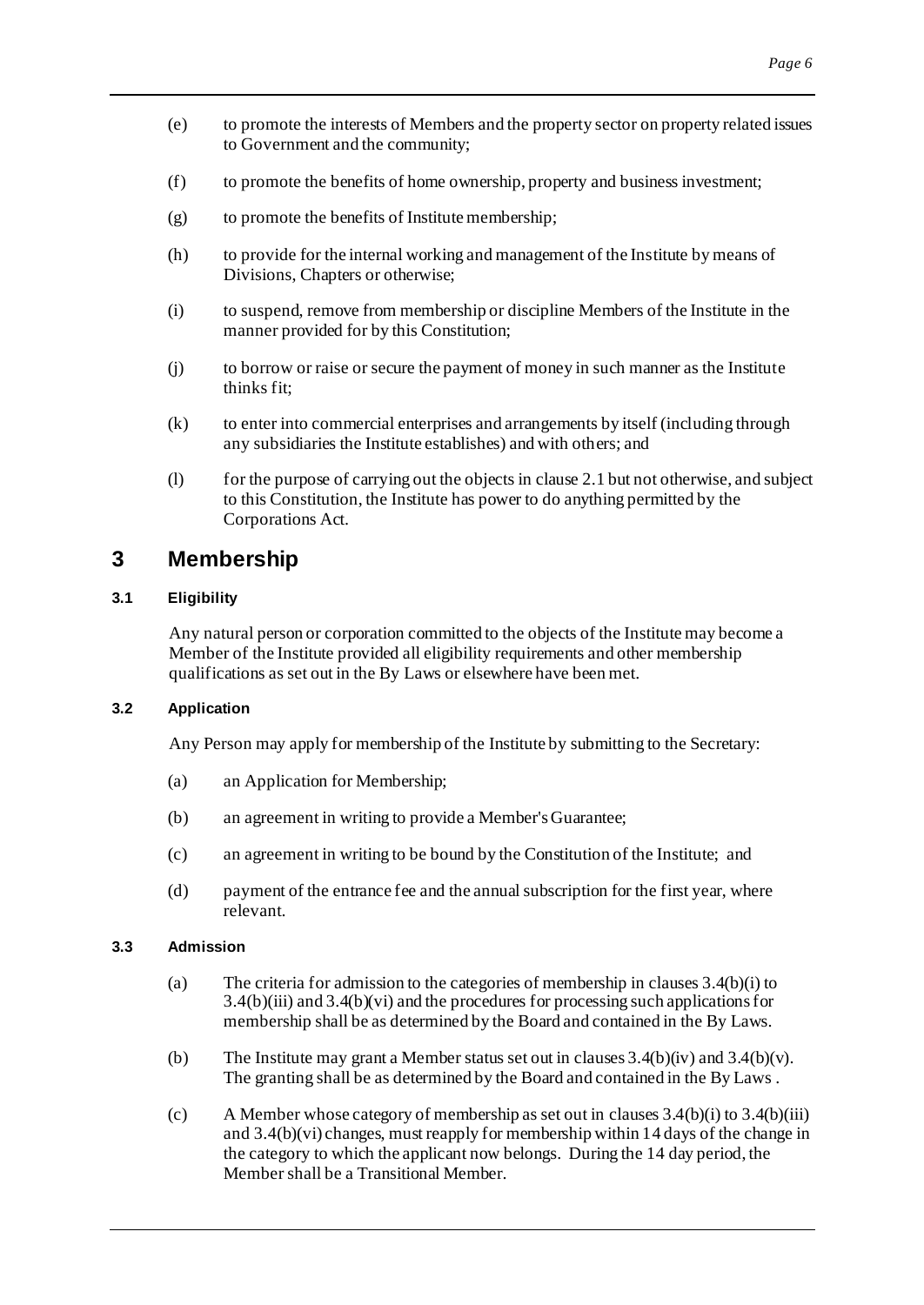(e) to promote the interests of Members and the property sector on property related issues to Government and the community;

(f) to promote the benefits of home ownership, property and business investment;

(g) to promote the benefits of Institute membership;

(h) to provide for the internal working and management of the Institute by means of Divisions, Chapters or otherwise;

(i) to suspend, remove from membership or discipline Members of the Institute in the manner provided for by this Constitution;

(j) to borrow or raise or secure the payment of money in such manner as the Institute thinks fit;

(k) to enter into commercial enterprises and arrangements by itself (including through any subsidiaries the Institute establishes) and with others; and

(l) for the purpose of carrying out the objects in clause 2.1 but not otherwise, and subject to this Constitution, the Institute has power to do anything permitted by the Corporations Act.

# 3 Membership

### 3.1 Eligibility

Any natural person or corporation committed to the objects of the Institute may become a Member of the Institute provided all eligibility requirements and other membership qualifications as set out in the By Laws or elsewhere have been met.

### 3.2 Application

Any Person may apply for membership of the Institute by submitting to the Secretary:

(a) an Application for Membership;

(b) an agreement in writing to provide a Member's Guarantee;

(c) an agreement in writing to be bound by the Constitution of the Institute; and

(d) payment of the entrance fee and the annual subscription for the first year, where relevant.

### 3.3 Admission

(a) The criteria for admission to the categories of membership in clauses 3.4(b)(i) to 3.4(b)(iii) and 3.4(b)(vi) and the procedures for processing such applications for membership shall be as determined by the Board and contained in the By Laws.

(b) The Institute may grant a Member status set out in clauses 3.4(b)(iv) and 3.4(b)(v). The granting shall be as determined by the Board and contained in the By Laws .

(c) A Member whose category of membership as set out in clauses 3.4(b)(i) to 3.4(b)(iii) and 3.4(b)(vi) changes, must reapply for membership within 14 days of the change in the category to which the applicant now belongs. During the 14 day period, the Member shall be a Transitional Member.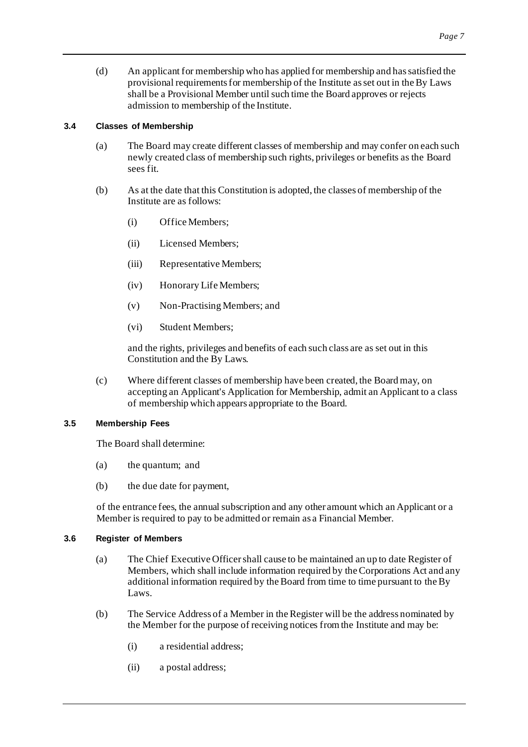(d) An applicant for membership who has applied for membership and has satisfied the provisional requirements for membership of the Institute as set out in the By Laws shall be a Provisional Member until such time the Board approves or rejects admission to membership of the Institute.

### 3.4 Classes of Membership

(a) The Board may create different classes of membership and may confer on each such newly created class of membership such rights, privileges or benefits as the Board sees fit.

(b) As at the date that this Constitution is adopted, the classes of membership of the Institute are as follows:

  (i) Office Members;

  (ii) Licensed Members;

  (iii) Representative Members;

  (iv) Honorary Life Members;

  (v) Non-Practising Members; and

  (vi) Student Members;

  and the rights, privileges and benefits of each such class are as set out in this Constitution and the By Laws.

(c) Where different classes of membership have been created, the Board may, on accepting an Applicant's Application for Membership, admit an Applicant to a class of membership which appears appropriate to the Board.

### 3.5 Membership Fees

The Board shall determine:

(a) the quantum; and

(b) the due date for payment,

of the entrance fees, the annual subscription and any other amount which an Applicant or a Member is required to pay to be admitted or remain as a Financial Member.

### 3.6 Register of Members

(a) The Chief Executive Officer shall cause to be maintained an up to date Register of Members, which shall include information required by the Corporations Act and any additional information required by the Board from time to time pursuant to the By Laws.

(b) The Service Address of a Member in the Register will be the address nominated by the Member for the purpose of receiving notices from the Institute and may be:

  (i) a residential address;

  (ii) a postal address;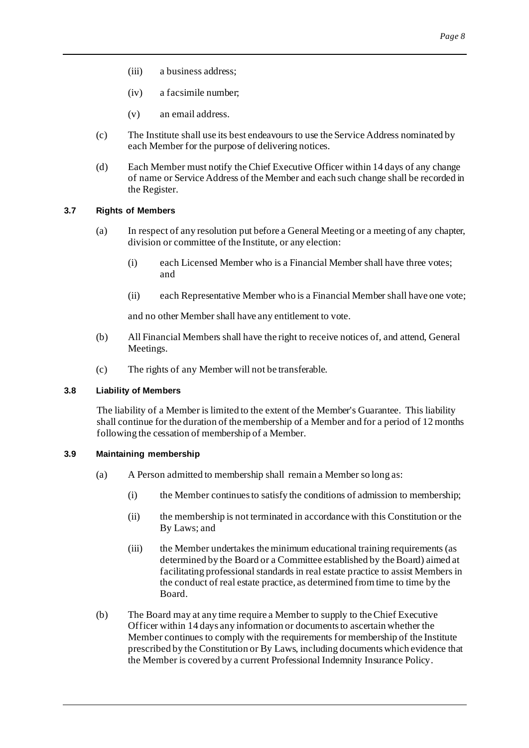(iii) a business address;

(iv) a facsimile number;

(v) an email address.

(c) The Institute shall use its best endeavours to use the Service Address nominated by each Member for the purpose of delivering notices.

(d) Each Member must notify the Chief Executive Officer within 14 days of any change of name or Service Address of the Member and each such change shall be recorded in the Register.

### 3.7 Rights of Members

(a) In respect of any resolution put before a General Meeting or a meeting of any chapter, division or committee of the Institute, or any election:

(i) each Licensed Member who is a Financial Member shall have three votes; and

(ii) each Representative Member who is a Financial Member shall have one vote;

and no other Member shall have any entitlement to vote.

(b) All Financial Members shall have the right to receive notices of, and attend, General Meetings.

(c) The rights of any Member will not be transferable.

### 3.8 Liability of Members

The liability of a Member is limited to the extent of the Member's Guarantee. This liability shall continue for the duration of the membership of a Member and for a period of 12 months following the cessation of membership of a Member.

### 3.9 Maintaining membership

(a) A Person admitted to membership shall remain a Member so long as:

(i) the Member continues to satisfy the conditions of admission to membership;

(ii) the membership is not terminated in accordance with this Constitution or the By Laws; and

(iii) the Member undertakes the minimum educational training requirements (as determined by the Board or a Committee established by the Board) aimed at facilitating professional standards in real estate practice to assist Members in the conduct of real estate practice, as determined from time to time by the Board.

(b) The Board may at any time require a Member to supply to the Chief Executive Officer within 14 days any information or documents to ascertain whether the Member continues to comply with the requirements for membership of the Institute prescribed by the Constitution or By Laws, including documents which evidence that the Member is covered by a current Professional Indemnity Insurance Policy.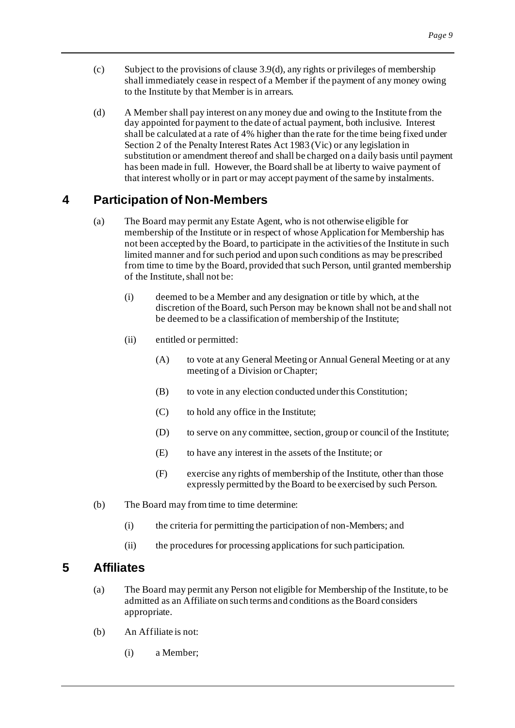(c) Subject to the provisions of clause 3.9(d), any rights or privileges of membership shall immediately cease in respect of a Member if the payment of any money owing to the Institute by that Member is in arrears.

(d) A Member shall pay interest on any money due and owing to the Institute from the day appointed for payment to the date of actual payment, both inclusive. Interest shall be calculated at a rate of 4% higher than the rate for the time being fixed under Section 2 of the Penalty Interest Rates Act 1983 (Vic) or any legislation in substitution or amendment thereof and shall be charged on a daily basis until payment has been made in full. However, the Board shall be at liberty to waive payment of that interest wholly or in part or may accept payment of the same by instalments.

## 4 Participation of Non-Members

(a) The Board may permit any Estate Agent, who is not otherwise eligible for membership of the Institute or in respect of whose Application for Membership has not been accepted by the Board, to participate in the activities of the Institute in such limited manner and for such period and upon such conditions as may be prescribed from time to time by the Board, provided that such Person, until granted membership of the Institute, shall not be:

   (i) deemed to be a Member and any designation or title by which, at the discretion of the Board, such Person may be known shall not be and shall not be deemed to be a classification of membership of the Institute;

   (ii) entitled or permitted:

      (A) to vote at any General Meeting or Annual General Meeting or at any meeting of a Division or Chapter;

      (B) to vote in any election conducted under this Constitution;

      (C) to hold any office in the Institute;

      (D) to serve on any committee, section, group or council of the Institute;

      (E) to have any interest in the assets of the Institute; or

      (F) exercise any rights of membership of the Institute, other than those expressly permitted by the Board to be exercised by such Person.

(b) The Board may from time to time determine:

   (i) the criteria for permitting the participation of non-Members; and

   (ii) the procedures for processing applications for such participation.

## 5 Affiliates

(a) The Board may permit any Person not eligible for Membership of the Institute, to be admitted as an Affiliate on such terms and conditions as the Board considers appropriate.

(b) An Affiliate is not:

   (i) a Member;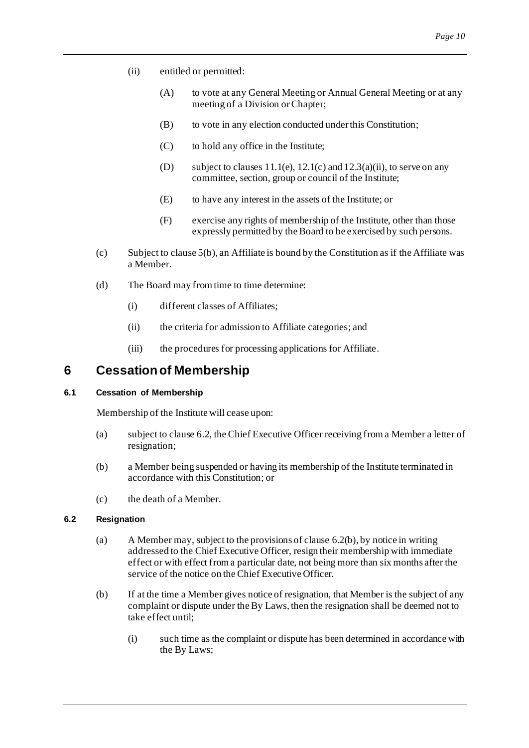(ii) entitled or permitted:

(A) to vote at any General Meeting or Annual General Meeting or at any meeting of a Division or Chapter;

(B) to vote in any election conducted under this Constitution;

(C) to hold any office in the Institute;

(D) subject to clauses 11.1(e), 12.1(c) and 12.3(a)(ii), to serve on any committee, section, group or council of the Institute;

(E) to have any interest in the assets of the Institute; or

(F) exercise any rights of membership of the Institute, other than those expressly permitted by the Board to be exercised by such persons.

(c) Subject to clause 5(b), an Affiliate is bound by the Constitution as if the Affiliate was a Member.

(d) The Board may from time to time determine:

(i) different classes of Affiliates;

(ii) the criteria for admission to Affiliate categories; and

(iii) the procedures for processing applications for Affiliate.

# 6 Cessation of Membership

#### 6.1 Cessation of Membership

Membership of the Institute will cease upon:

(a) subject to clause 6.2, the Chief Executive Officer receiving from a Member a letter of resignation;

(b) a Member being suspended or having its membership of the Institute terminated in accordance with this Constitution; or

(c) the death of a Member.

#### 6.2 Resignation

(a) A Member may, subject to the provisions of clause 6.2(b), by notice in writing addressed to the Chief Executive Officer, resign their membership with immediate effect or with effect from a particular date, not being more than six months after the service of the notice on the Chief Executive Officer.

(b) If at the time a Member gives notice of resignation, that Member is the subject of any complaint or dispute under the By Laws, then the resignation shall be deemed not to take effect until;

(i) such time as the complaint or dispute has been determined in accordance with the By Laws;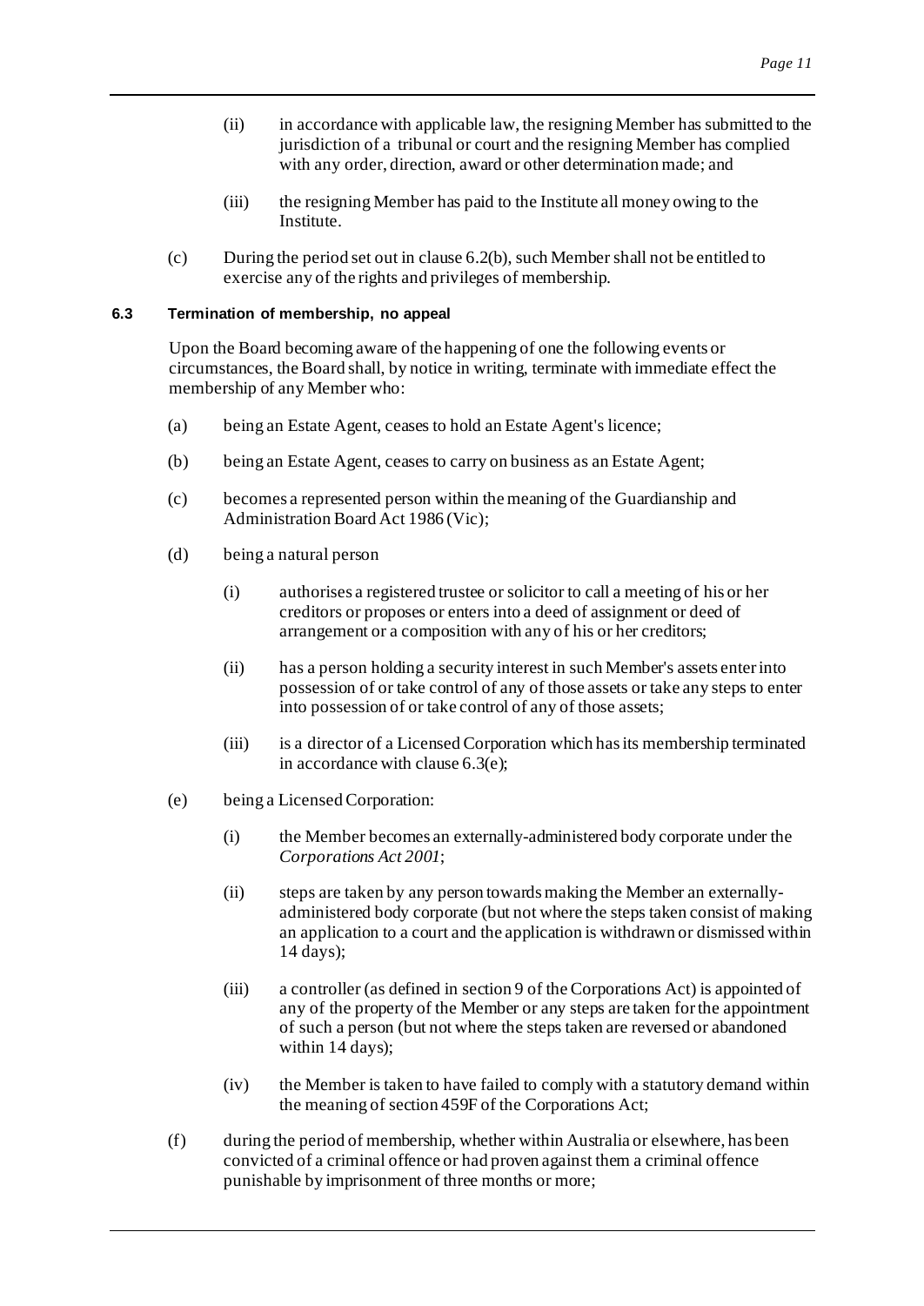(ii) in accordance with applicable law, the resigning Member has submitted to the jurisdiction of a tribunal or court and the resigning Member has complied with any order, direction, award or other determination made; and

(iii) the resigning Member has paid to the Institute all money owing to the Institute.

(c) During the period set out in clause 6.2(b), such Member shall not be entitled to exercise any of the rights and privileges of membership.

### 6.3 Termination of membership, no appeal

Upon the Board becoming aware of the happening of one the following events or circumstances, the Board shall, by notice in writing, terminate with immediate effect the membership of any Member who:

(a) being an Estate Agent, ceases to hold an Estate Agent's licence;

(b) being an Estate Agent, ceases to carry on business as an Estate Agent;

(c) becomes a represented person within the meaning of the Guardianship and Administration Board Act 1986 (Vic);

(d) being a natural person

(i) authorises a registered trustee or solicitor to call a meeting of his or her creditors or proposes or enters into a deed of assignment or deed of arrangement or a composition with any of his or her creditors;

(ii) has a person holding a security interest in such Member's assets enter into possession of or take control of any of those assets or take any steps to enter into possession of or take control of any of those assets;

(iii) is a director of a Licensed Corporation which has its membership terminated in accordance with clause 6.3(e);

(e) being a Licensed Corporation:

(i) the Member becomes an externally-administered body corporate under the *Corporations Act 2001*;

(ii) steps are taken by any person towards making the Member an externally-administered body corporate (but not where the steps taken consist of making an application to a court and the application is withdrawn or dismissed within 14 days);

(iii) a controller (as defined in section 9 of the Corporations Act) is appointed of any of the property of the Member or any steps are taken for the appointment of such a person (but not where the steps taken are reversed or abandoned within 14 days);

(iv) the Member is taken to have failed to comply with a statutory demand within the meaning of section 459F of the Corporations Act;

(f) during the period of membership, whether within Australia or elsewhere, has been convicted of a criminal offence or had proven against them a criminal offence punishable by imprisonment of three months or more;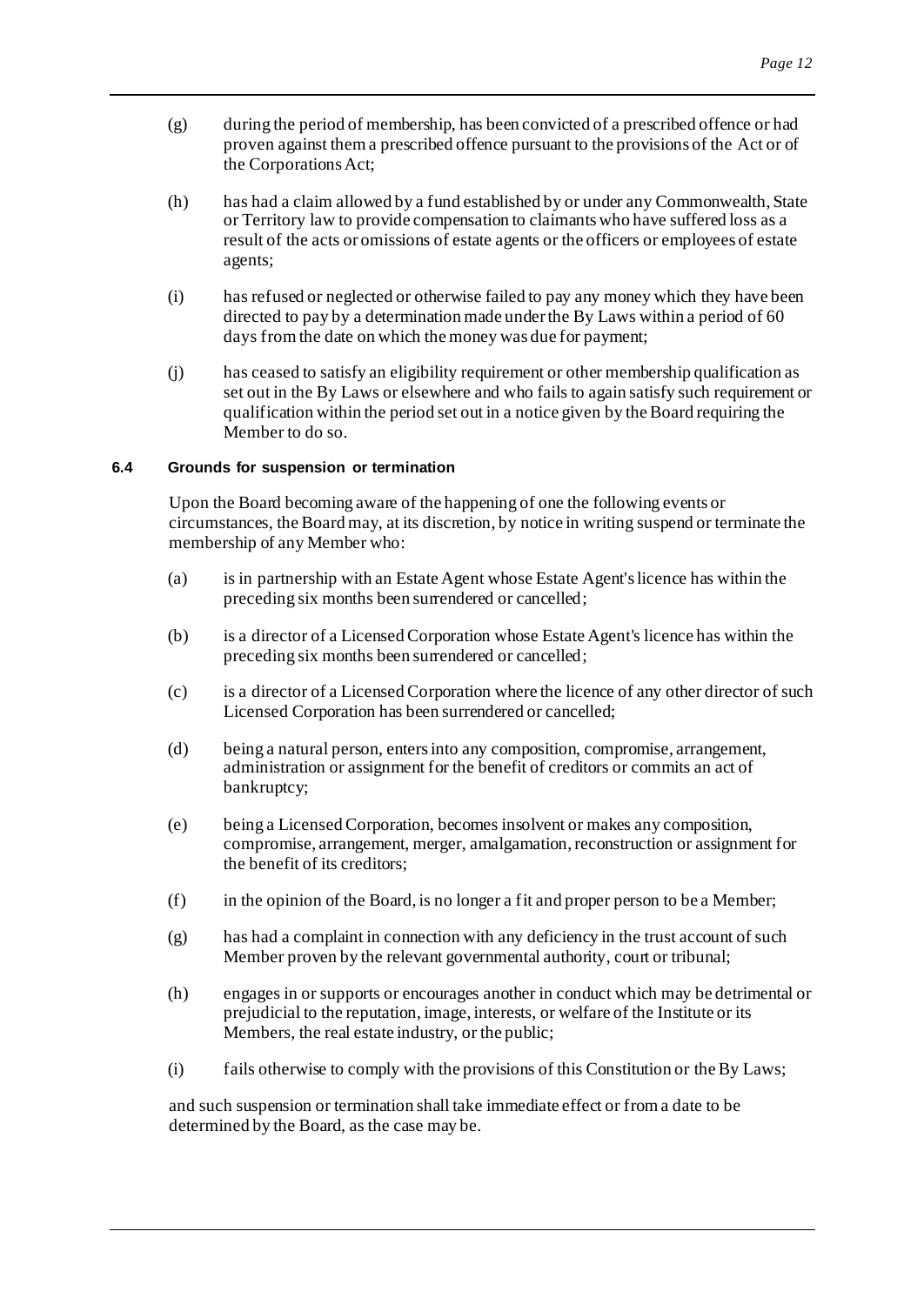(g) during the period of membership, has been convicted of a prescribed offence or had proven against them a prescribed offence pursuant to the provisions of the Act or of the Corporations Act;

(h) has had a claim allowed by a fund established by or under any Commonwealth, State or Territory law to provide compensation to claimants who have suffered loss as a result of the acts or omissions of estate agents or the officers or employees of estate agents;

(i) has refused or neglected or otherwise failed to pay any money which they have been directed to pay by a determination made under the By Laws within a period of 60 days from the date on which the money was due for payment;

(j) has ceased to satisfy an eligibility requirement or other membership qualification as set out in the By Laws or elsewhere and who fails to again satisfy such requirement or qualification within the period set out in a notice given by the Board requiring the Member to do so.

#### 6.4 Grounds for suspension or termination

Upon the Board becoming aware of the happening of one the following events or circumstances, the Board may, at its discretion, by notice in writing suspend or terminate the membership of any Member who:

(a) is in partnership with an Estate Agent whose Estate Agent's licence has within the preceding six months been surrendered or cancelled;

(b) is a director of a Licensed Corporation whose Estate Agent's licence has within the preceding six months been surrendered or cancelled;

(c) is a director of a Licensed Corporation where the licence of any other director of such Licensed Corporation has been surrendered or cancelled;

(d) being a natural person, enters into any composition, compromise, arrangement, administration or assignment for the benefit of creditors or commits an act of bankruptcy;

(e) being a Licensed Corporation, becomes insolvent or makes any composition, compromise, arrangement, merger, amalgamation, reconstruction or assignment for the benefit of its creditors;

(f) in the opinion of the Board, is no longer a fit and proper person to be a Member;

(g) has had a complaint in connection with any deficiency in the trust account of such Member proven by the relevant governmental authority, court or tribunal;

(h) engages in or supports or encourages another in conduct which may be detrimental or prejudicial to the reputation, image, interests, or welfare of the Institute or its Members, the real estate industry, or the public;

(i) fails otherwise to comply with the provisions of this Constitution or the By Laws;

and such suspension or termination shall take immediate effect or from a date to be determined by the Board, as the case may be.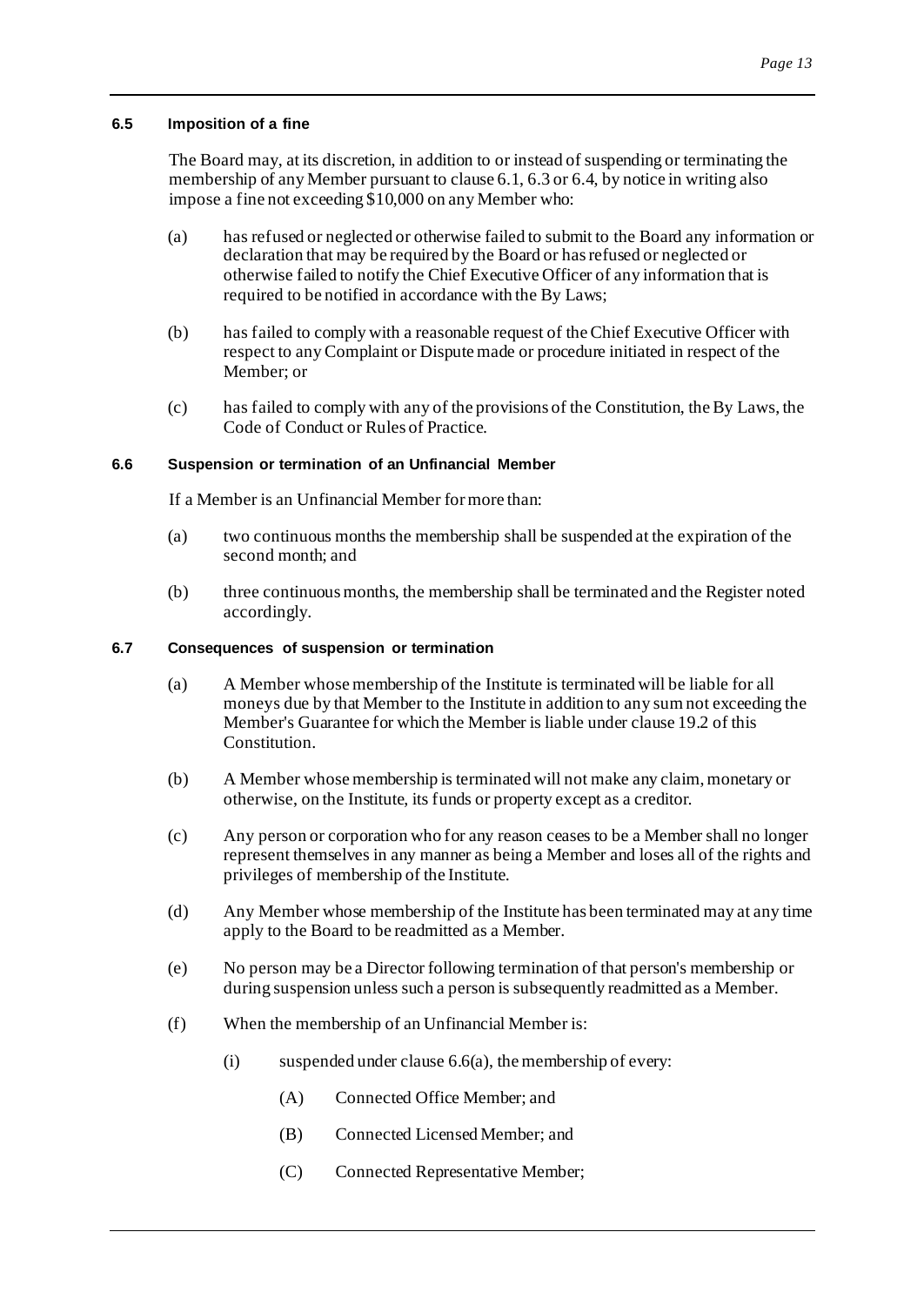#### 6.5 Imposition of a fine

The Board may, at its discretion, in addition to or instead of suspending or terminating the membership of any Member pursuant to clause 6.1, 6.3 or 6.4, by notice in writing also impose a fine not exceeding $10,000 on any Member who:

(a) has refused or neglected or otherwise failed to submit to the Board any information or declaration that may be required by the Board or has refused or neglected or otherwise failed to notify the Chief Executive Officer of any information that is required to be notified in accordance with the By Laws;

(b) has failed to comply with a reasonable request of the Chief Executive Officer with respect to any Complaint or Dispute made or procedure initiated in respect of the Member; or

(c) has failed to comply with any of the provisions of the Constitution, the By Laws, the Code of Conduct or Rules of Practice.

#### 6.6 Suspension or termination of an Unfinancial Member

If a Member is an Unfinancial Member for more than:

(a) two continuous months the membership shall be suspended at the expiration of the second month; and

(b) three continuous months, the membership shall be terminated and the Register noted accordingly.

#### 6.7 Consequences of suspension or termination

(a) A Member whose membership of the Institute is terminated will be liable for all moneys due by that Member to the Institute in addition to any sum not exceeding the Member's Guarantee for which the Member is liable under clause 19.2 of this Constitution.

(b) A Member whose membership is terminated will not make any claim, monetary or otherwise, on the Institute, its funds or property except as a creditor.

(c) Any person or corporation who for any reason ceases to be a Member shall no longer represent themselves in any manner as being a Member and loses all of the rights and privileges of membership of the Institute.

(d) Any Member whose membership of the Institute has been terminated may at any time apply to the Board to be readmitted as a Member.

(e) No person may be a Director following termination of that person's membership or during suspension unless such a person is subsequently readmitted as a Member.

(f) When the membership of an Unfinancial Member is:

   (i) suspended under clause 6.6(a), the membership of every:

      (A) Connected Office Member; and

      (B) Connected Licensed Member; and

      (C) Connected Representative Member;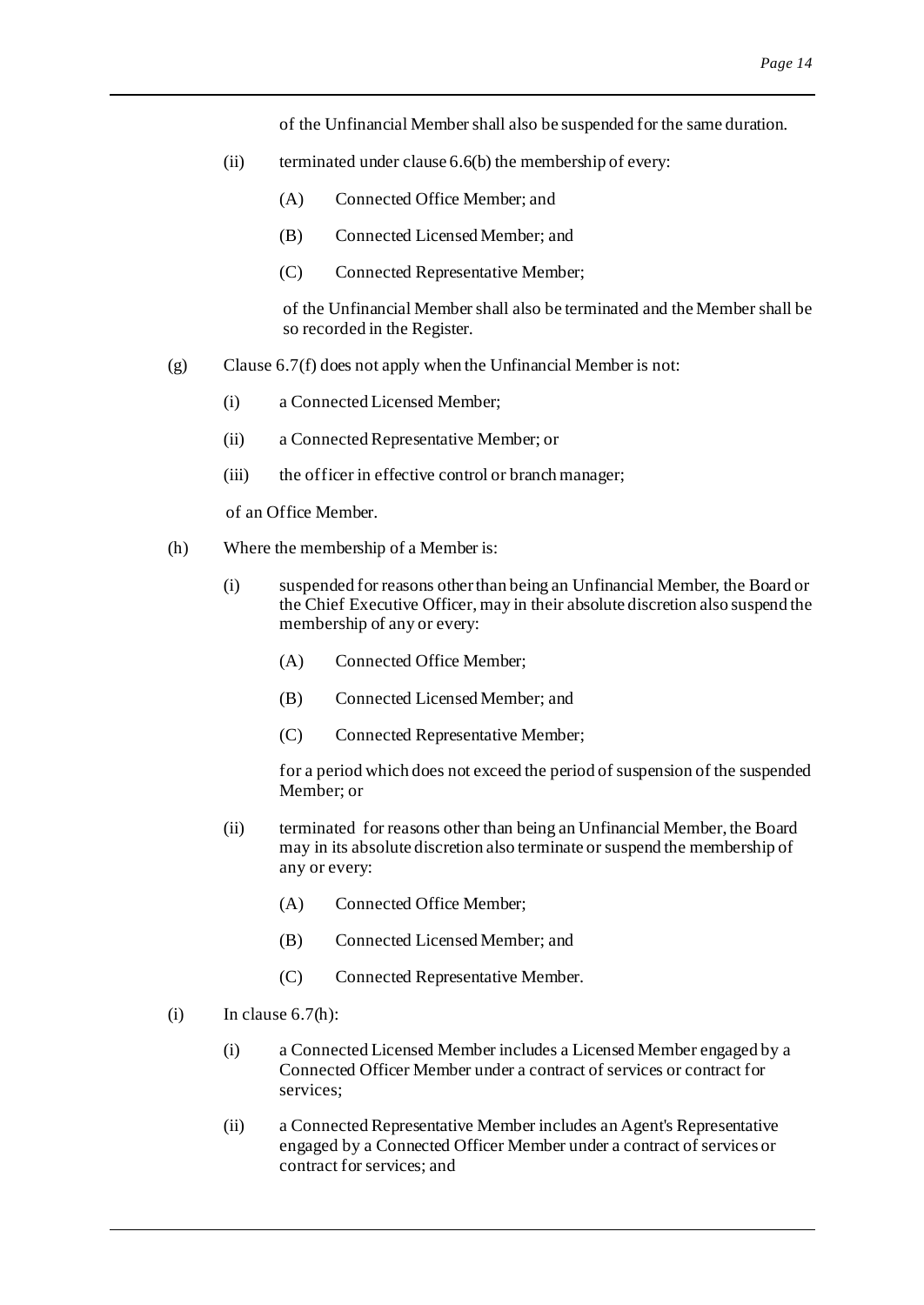of the Unfinancial Member shall also be suspended for the same duration.

(ii) terminated under clause 6.6(b) the membership of every:

(A) Connected Office Member; and

(B) Connected Licensed Member; and

(C) Connected Representative Member;

of the Unfinancial Member shall also be terminated and the Member shall be so recorded in the Register.

(g) Clause 6.7(f) does not apply when the Unfinancial Member is not:

(i) a Connected Licensed Member;

(ii) a Connected Representative Member; or

(iii) the officer in effective control or branch manager;

of an Office Member.

(h) Where the membership of a Member is:

(i) suspended for reasons other than being an Unfinancial Member, the Board or the Chief Executive Officer, may in their absolute discretion also suspend the membership of any or every:

(A) Connected Office Member;

(B) Connected Licensed Member; and

(C) Connected Representative Member;

for a period which does not exceed the period of suspension of the suspended Member; or

(ii) terminated for reasons other than being an Unfinancial Member, the Board may in its absolute discretion also terminate or suspend the membership of any or every:

(A) Connected Office Member;

(B) Connected Licensed Member; and

(C) Connected Representative Member.

(i) In clause 6.7(h):

(i) a Connected Licensed Member includes a Licensed Member engaged by a Connected Officer Member under a contract of services or contract for services;

(ii) a Connected Representative Member includes an Agent's Representative engaged by a Connected Officer Member under a contract of services or contract for services; and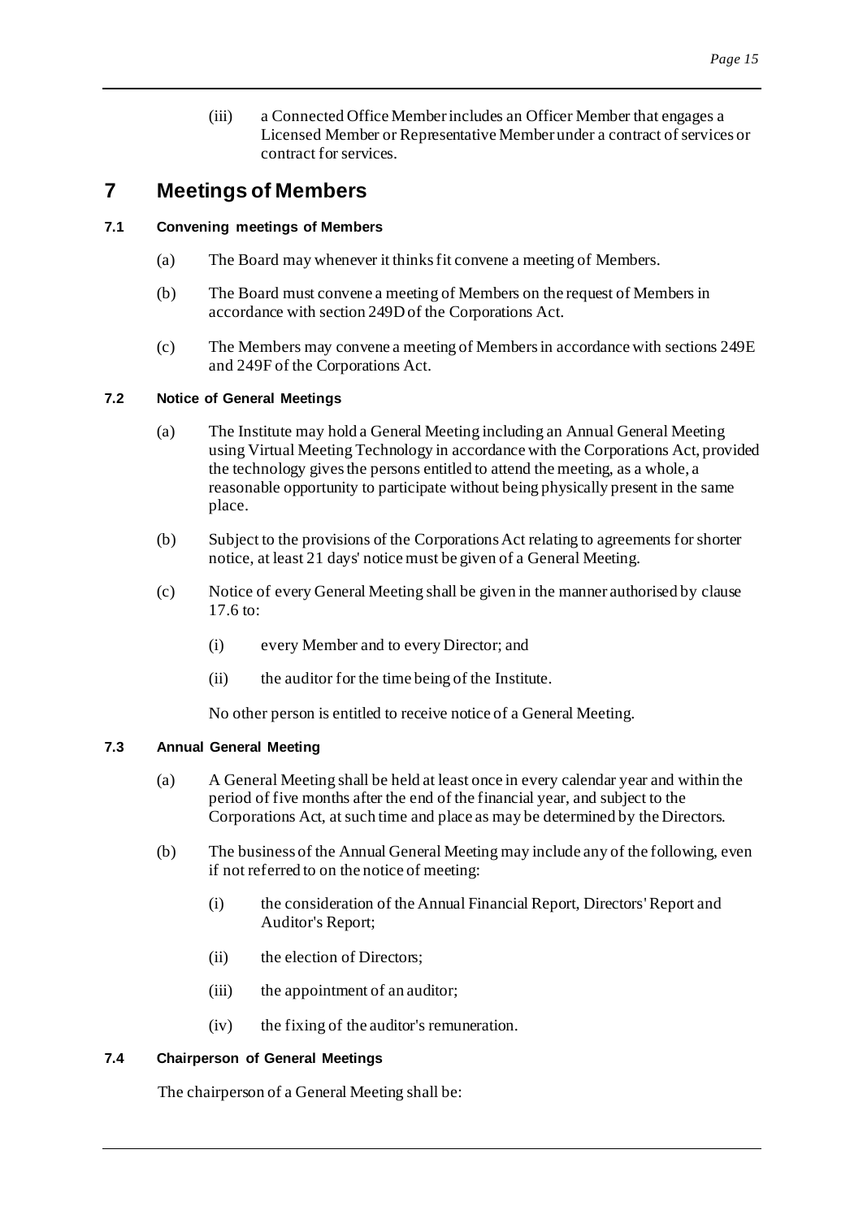(iii) a Connected Office Member includes an Officer Member that engages a Licensed Member or Representative Member under a contract of services or contract for services.

# 7 Meetings of Members

### 7.1 Convening meetings of Members

(a) The Board may whenever it thinks fit convene a meeting of Members.

(b) The Board must convene a meeting of Members on the request of Members in accordance with section 249D of the Corporations Act.

(c) The Members may convene a meeting of Members in accordance with sections 249E and 249F of the Corporations Act.

### 7.2 Notice of General Meetings

(a) The Institute may hold a General Meeting including an Annual General Meeting using Virtual Meeting Technology in accordance with the Corporations Act, provided the technology gives the persons entitled to attend the meeting, as a whole, a reasonable opportunity to participate without being physically present in the same place.

(b) Subject to the provisions of the Corporations Act relating to agreements for shorter notice, at least 21 days' notice must be given of a General Meeting.

(c) Notice of every General Meeting shall be given in the manner authorised by clause 17.6 to:

(i) every Member and to every Director; and

(ii) the auditor for the time being of the Institute.

No other person is entitled to receive notice of a General Meeting.

### 7.3 Annual General Meeting

(a) A General Meeting shall be held at least once in every calendar year and within the period of five months after the end of the financial year, and subject to the Corporations Act, at such time and place as may be determined by the Directors.

(b) The business of the Annual General Meeting may include any of the following, even if not referred to on the notice of meeting:

(i) the consideration of the Annual Financial Report, Directors' Report and Auditor's Report;

(ii) the election of Directors;

(iii) the appointment of an auditor;

(iv) the fixing of the auditor's remuneration.

### 7.4 Chairperson of General Meetings

The chairperson of a General Meeting shall be: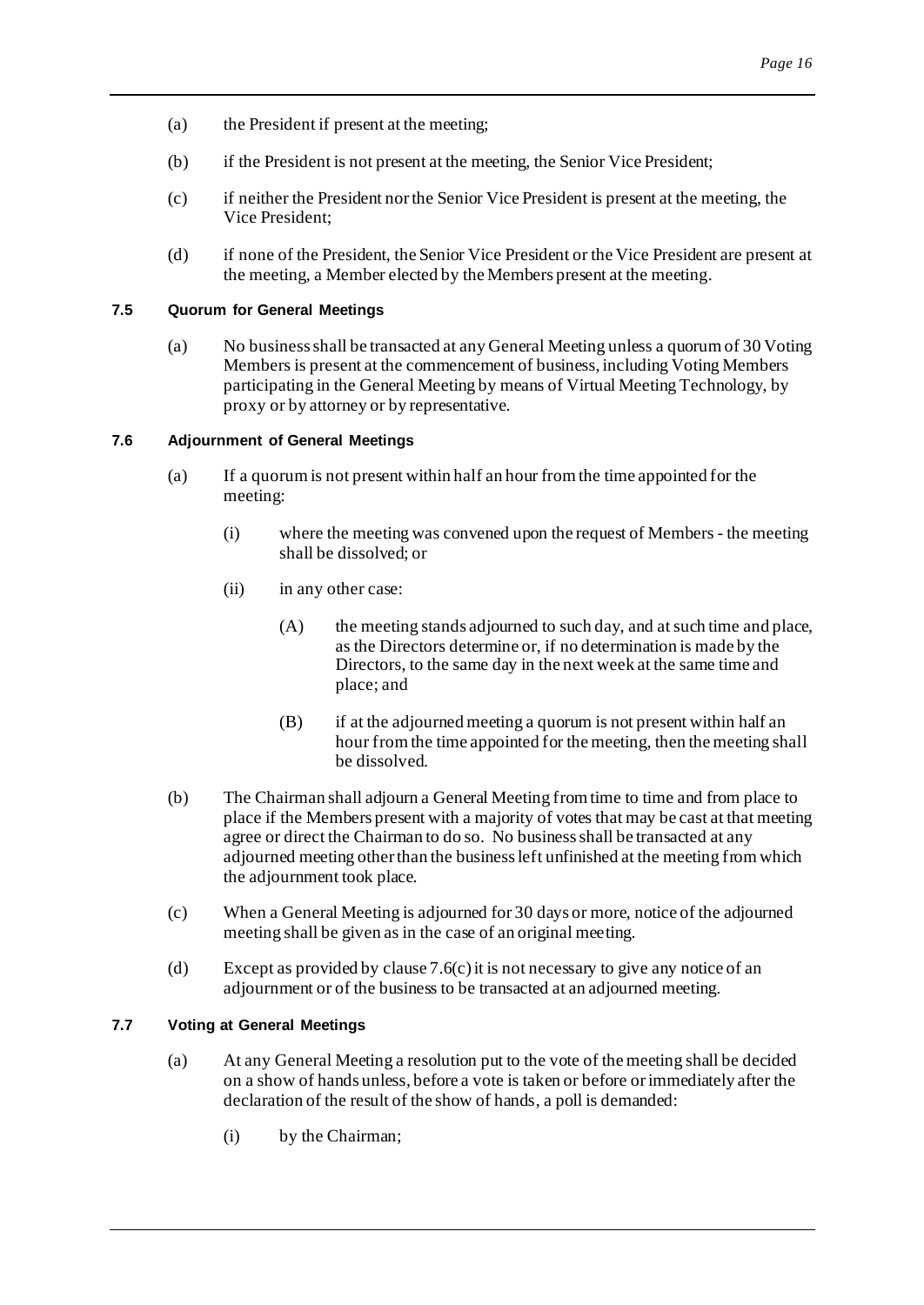(a) the President if present at the meeting;

(b) if the President is not present at the meeting, the Senior Vice President;

(c) if neither the President nor the Senior Vice President is present at the meeting, the Vice President;

(d) if none of the President, the Senior Vice President or the Vice President are present at the meeting, a Member elected by the Members present at the meeting.

### 7.5 Quorum for General Meetings

(a) No business shall be transacted at any General Meeting unless a quorum of 30 Voting Members is present at the commencement of business, including Voting Members participating in the General Meeting by means of Virtual Meeting Technology, by proxy or by attorney or by representative.

### 7.6 Adjournment of General Meetings

(a) If a quorum is not present within half an hour from the time appointed for the meeting:

(i) where the meeting was convened upon the request of Members - the meeting shall be dissolved; or

(ii) in any other case:

(A) the meeting stands adjourned to such day, and at such time and place, as the Directors determine or, if no determination is made by the Directors, to the same day in the next week at the same time and place; and

(B) if at the adjourned meeting a quorum is not present within half an hour from the time appointed for the meeting, then the meeting shall be dissolved.

(b) The Chairman shall adjourn a General Meeting from time to time and from place to place if the Members present with a majority of votes that may be cast at that meeting agree or direct the Chairman to do so. No business shall be transacted at any adjourned meeting other than the business left unfinished at the meeting from which the adjournment took place.

(c) When a General Meeting is adjourned for 30 days or more, notice of the adjourned meeting shall be given as in the case of an original meeting.

(d) Except as provided by clause 7.6(c) it is not necessary to give any notice of an adjournment or of the business to be transacted at an adjourned meeting.

### 7.7 Voting at General Meetings

(a) At any General Meeting a resolution put to the vote of the meeting shall be decided on a show of hands unless, before a vote is taken or before or immediately after the declaration of the result of the show of hands, a poll is demanded:

(i) by the Chairman;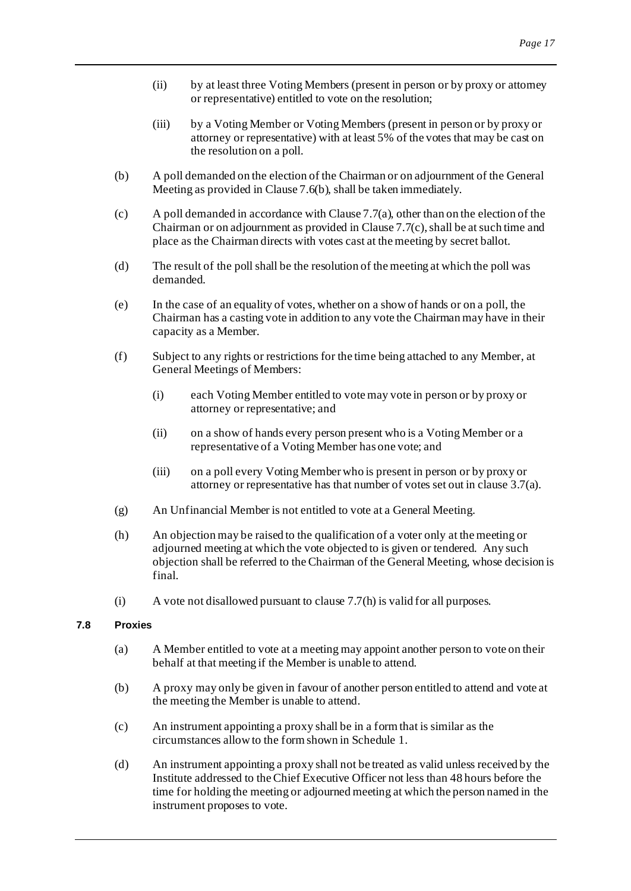- (ii) by at least three Voting Members (present in person or by proxy or attorney or representative) entitled to vote on the resolution;
- (iii) by a Voting Member or Voting Members (present in person or by proxy or attorney or representative) with at least 5% of the votes that may be cast on the resolution on a poll.

(b) A poll demanded on the election of the Chairman or on adjournment of the General Meeting as provided in Clause 7.6(b), shall be taken immediately.

(c) A poll demanded in accordance with Clause 7.7(a), other than on the election of the Chairman or on adjournment as provided in Clause 7.7(c), shall be at such time and place as the Chairman directs with votes cast at the meeting by secret ballot.

(d) The result of the poll shall be the resolution of the meeting at which the poll was demanded.

(e) In the case of an equality of votes, whether on a show of hands or on a poll, the Chairman has a casting vote in addition to any vote the Chairman may have in their capacity as a Member.

(f) Subject to any rights or restrictions for the time being attached to any Member, at General Meetings of Members:

- (i) each Voting Member entitled to vote may vote in person or by proxy or attorney or representative; and
- (ii) on a show of hands every person present who is a Voting Member or a representative of a Voting Member has one vote; and
- (iii) on a poll every Voting Member who is present in person or by proxy or attorney or representative has that number of votes set out in clause 3.7(a).

(g) An Unfinancial Member is not entitled to vote at a General Meeting.

(h) An objection may be raised to the qualification of a voter only at the meeting or adjourned meeting at which the vote objected to is given or tendered. Any such objection shall be referred to the Chairman of the General Meeting, whose decision is final.

(i) A vote not disallowed pursuant to clause 7.7(h) is valid for all purposes.

### 7.8 Proxies

(a) A Member entitled to vote at a meeting may appoint another person to vote on their behalf at that meeting if the Member is unable to attend.

(b) A proxy may only be given in favour of another person entitled to attend and vote at the meeting the Member is unable to attend.

(c) An instrument appointing a proxy shall be in a form that is similar as the circumstances allow to the form shown in Schedule 1.

(d) An instrument appointing a proxy shall not be treated as valid unless received by the Institute addressed to the Chief Executive Officer not less than 48 hours before the time for holding the meeting or adjourned meeting at which the person named in the instrument proposes to vote.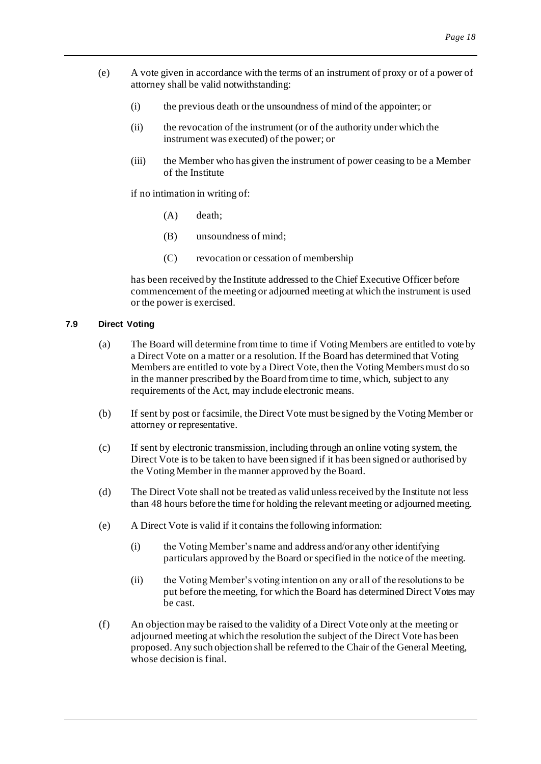(e) A vote given in accordance with the terms of an instrument of proxy or of a power of attorney shall be valid notwithstanding:

   (i) the previous death or the unsoundness of mind of the appointer; or

   (ii) the revocation of the instrument (or of the authority under which the instrument was executed) of the power; or

   (iii) the Member who has given the instrument of power ceasing to be a Member of the Institute

   if no intimation in writing of:

      (A) death;

      (B) unsoundness of mind;

      (C) revocation or cessation of membership

   has been received by the Institute addressed to the Chief Executive Officer before commencement of the meeting or adjourned meeting at which the instrument is used or the power is exercised.

#### 7.9 Direct Voting

(a) The Board will determine from time to time if Voting Members are entitled to vote by a Direct Vote on a matter or a resolution. If the Board has determined that Voting Members are entitled to vote by a Direct Vote, then the Voting Members must do so in the manner prescribed by the Board from time to time, which, subject to any requirements of the Act, may include electronic means.

(b) If sent by post or facsimile, the Direct Vote must be signed by the Voting Member or attorney or representative.

(c) If sent by electronic transmission, including through an online voting system, the Direct Vote is to be taken to have been signed if it has been signed or authorised by the Voting Member in the manner approved by the Board.

(d) The Direct Vote shall not be treated as valid unless received by the Institute not less than 48 hours before the time for holding the relevant meeting or adjourned meeting.

(e) A Direct Vote is valid if it contains the following information:

   (i) the Voting Member's name and address and/or any other identifying particulars approved by the Board or specified in the notice of the meeting.

   (ii) the Voting Member's voting intention on any or all of the resolutions to be put before the meeting, for which the Board has determined Direct Votes may be cast.

(f) An objection may be raised to the validity of a Direct Vote only at the meeting or adjourned meeting at which the resolution the subject of the Direct Vote has been proposed. Any such objection shall be referred to the Chair of the General Meeting, whose decision is final.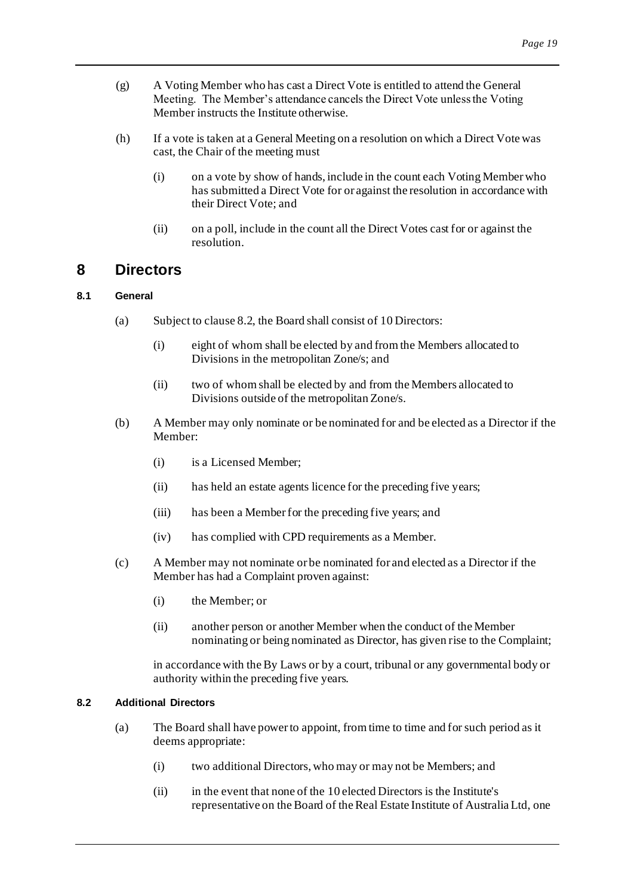(g) A Voting Member who has cast a Direct Vote is entitled to attend the General Meeting. The Member's attendance cancels the Direct Vote unless the Voting Member instructs the Institute otherwise.

(h) If a vote is taken at a General Meeting on a resolution on which a Direct Vote was cast, the Chair of the meeting must

(i) on a vote by show of hands, include in the count each Voting Member who has submitted a Direct Vote for or against the resolution in accordance with their Direct Vote; and

(ii) on a poll, include in the count all the Direct Votes cast for or against the resolution.

# 8 Directors

### 8.1 General

(a) Subject to clause 8.2, the Board shall consist of 10 Directors:

(i) eight of whom shall be elected by and from the Members allocated to Divisions in the metropolitan Zone/s; and

(ii) two of whom shall be elected by and from the Members allocated to Divisions outside of the metropolitan Zone/s.

(b) A Member may only nominate or be nominated for and be elected as a Director if the Member:

(i) is a Licensed Member;

(ii) has held an estate agents licence for the preceding five years;

(iii) has been a Member for the preceding five years; and

(iv) has complied with CPD requirements as a Member.

(c) A Member may not nominate or be nominated for and elected as a Director if the Member has had a Complaint proven against:

(i) the Member; or

(ii) another person or another Member when the conduct of the Member nominating or being nominated as Director, has given rise to the Complaint;

in accordance with the By Laws or by a court, tribunal or any governmental body or authority within the preceding five years.

### 8.2 Additional Directors

(a) The Board shall have power to appoint, from time to time and for such period as it deems appropriate:

(i) two additional Directors, who may or may not be Members; and

(ii) in the event that none of the 10 elected Directors is the Institute's representative on the Board of the Real Estate Institute of Australia Ltd, one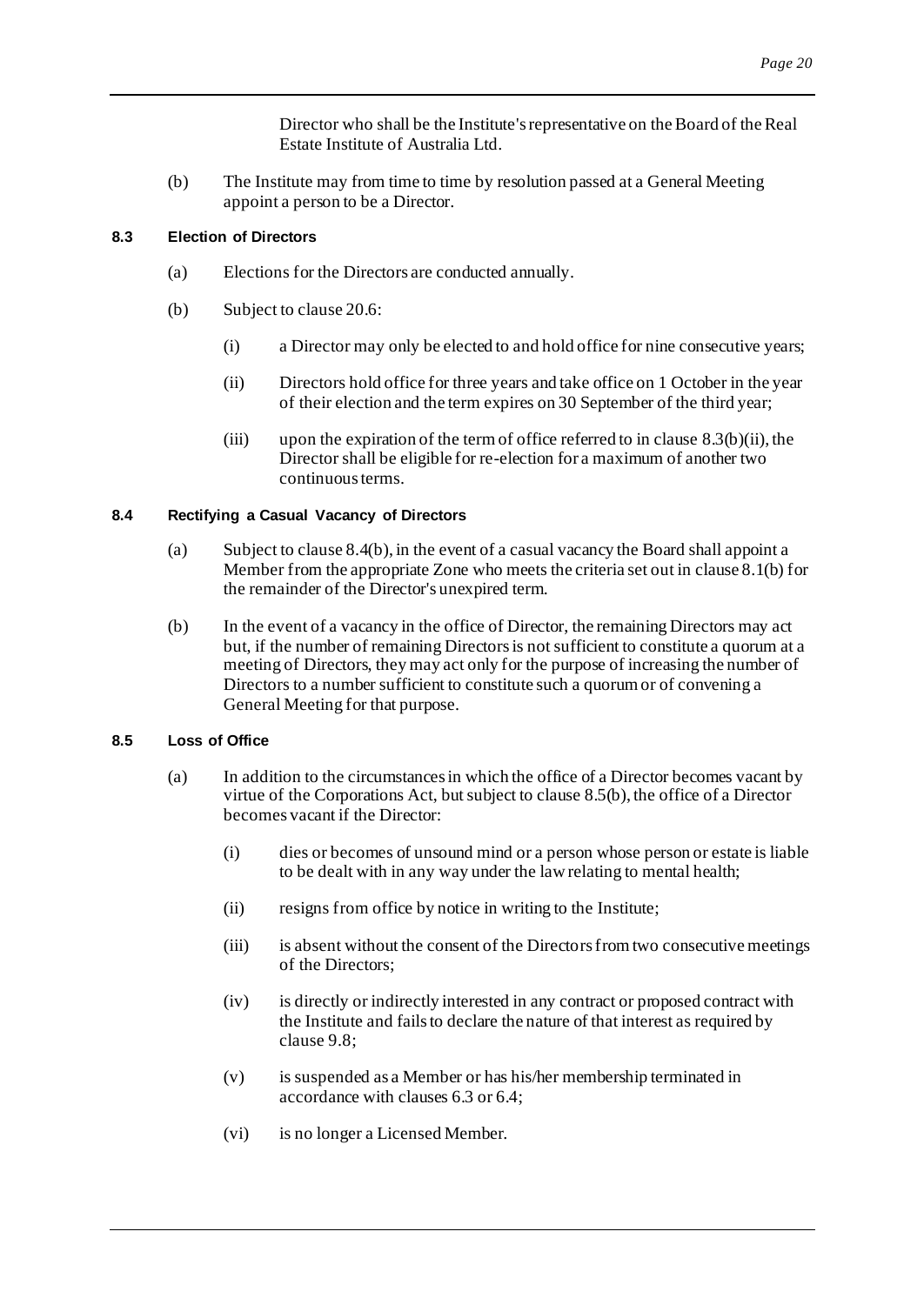Director who shall be the Institute's representative on the Board of the Real Estate Institute of Australia Ltd.

(b) The Institute may from time to time by resolution passed at a General Meeting appoint a person to be a Director.

#### 8.3 Election of Directors

(a) Elections for the Directors are conducted annually.

(b) Subject to clause 20.6:

(i) a Director may only be elected to and hold office for nine consecutive years;

(ii) Directors hold office for three years and take office on 1 October in the year of their election and the term expires on 30 September of the third year;

(iii) upon the expiration of the term of office referred to in clause 8.3(b)(ii), the Director shall be eligible for re-election for a maximum of another two continuous terms.

#### 8.4 Rectifying a Casual Vacancy of Directors

(a) Subject to clause 8.4(b), in the event of a casual vacancy the Board shall appoint a Member from the appropriate Zone who meets the criteria set out in clause 8.1(b) for the remainder of the Director's unexpired term.

(b) In the event of a vacancy in the office of Director, the remaining Directors may act but, if the number of remaining Directors is not sufficient to constitute a quorum at a meeting of Directors, they may act only for the purpose of increasing the number of Directors to a number sufficient to constitute such a quorum or of convening a General Meeting for that purpose.

#### 8.5 Loss of Office

(a) In addition to the circumstances in which the office of a Director becomes vacant by virtue of the Corporations Act, but subject to clause 8.5(b), the office of a Director becomes vacant if the Director:

(i) dies or becomes of unsound mind or a person whose person or estate is liable to be dealt with in any way under the law relating to mental health;

(ii) resigns from office by notice in writing to the Institute;

(iii) is absent without the consent of the Directors from two consecutive meetings of the Directors;

(iv) is directly or indirectly interested in any contract or proposed contract with the Institute and fails to declare the nature of that interest as required by clause 9.8;

(v) is suspended as a Member or has his/her membership terminated in accordance with clauses 6.3 or 6.4;

(vi) is no longer a Licensed Member.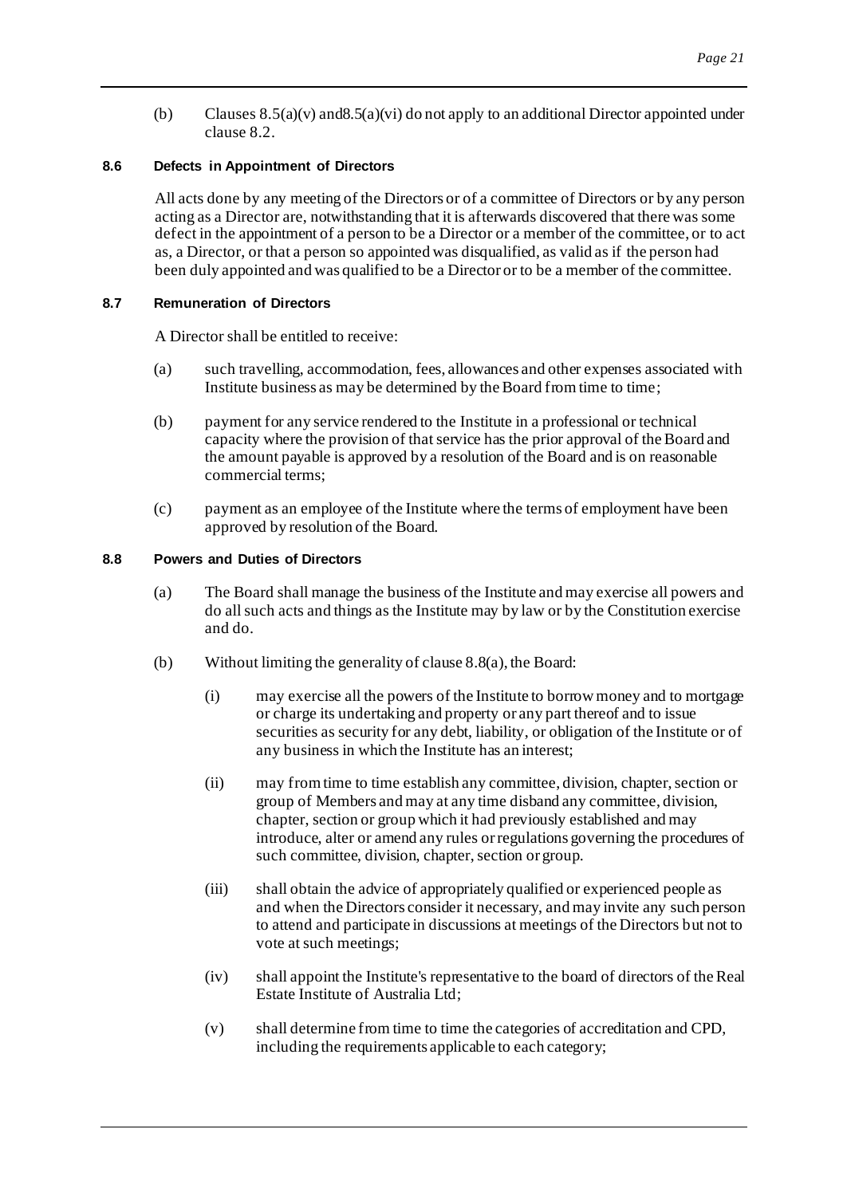(b) Clauses 8.5(a)(v) and8.5(a)(vi) do not apply to an additional Director appointed under clause 8.2.

#### 8.6 Defects in Appointment of Directors

All acts done by any meeting of the Directors or of a committee of Directors or by any person acting as a Director are, notwithstanding that it is afterwards discovered that there was some defect in the appointment of a person to be a Director or a member of the committee, or to act as, a Director, or that a person so appointed was disqualified, as valid as if the person had been duly appointed and was qualified to be a Director or to be a member of the committee.

#### 8.7 Remuneration of Directors

A Director shall be entitled to receive:

(a) such travelling, accommodation, fees, allowances and other expenses associated with Institute business as may be determined by the Board from time to time;

(b) payment for any service rendered to the Institute in a professional or technical capacity where the provision of that service has the prior approval of the Board and the amount payable is approved by a resolution of the Board and is on reasonable commercial terms;

(c) payment as an employee of the Institute where the terms of employment have been approved by resolution of the Board.

#### 8.8 Powers and Duties of Directors

(a) The Board shall manage the business of the Institute and may exercise all powers and do all such acts and things as the Institute may by law or by the Constitution exercise and do.

(b) Without limiting the generality of clause 8.8(a), the Board:

(i) may exercise all the powers of the Institute to borrow money and to mortgage or charge its undertaking and property or any part thereof and to issue securities as security for any debt, liability, or obligation of the Institute or of any business in which the Institute has an interest;

(ii) may from time to time establish any committee, division, chapter, section or group of Members and may at any time disband any committee, division, chapter, section or group which it had previously established and may introduce, alter or amend any rules or regulations governing the procedures of such committee, division, chapter, section or group.

(iii) shall obtain the advice of appropriately qualified or experienced people as and when the Directors consider it necessary, and may invite any such person to attend and participate in discussions at meetings of the Directors but not to vote at such meetings;

(iv) shall appoint the Institute's representative to the board of directors of the Real Estate Institute of Australia Ltd;

(v) shall determine from time to time the categories of accreditation and CPD, including the requirements applicable to each category;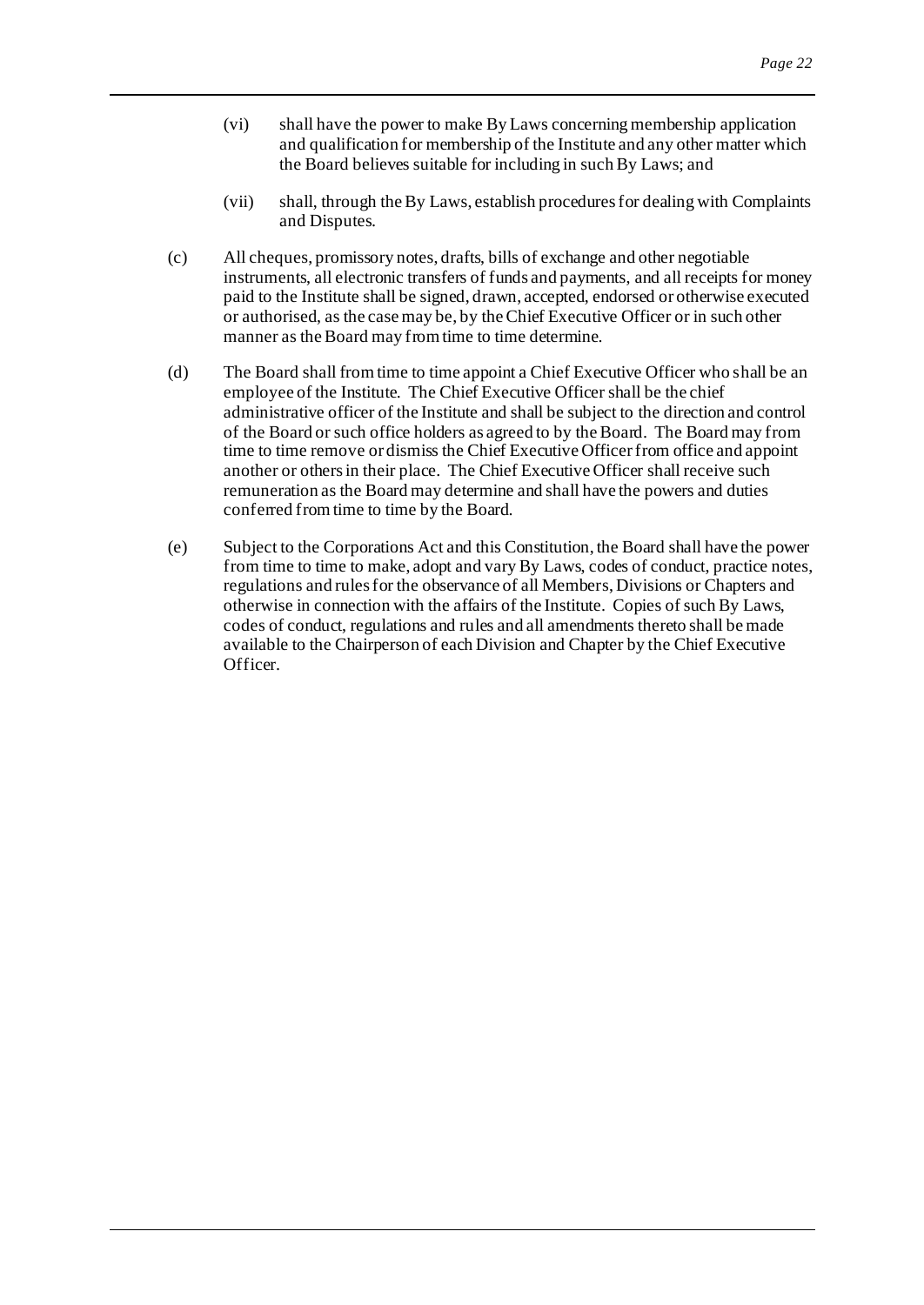(vi) shall have the power to make By Laws concerning membership application and qualification for membership of the Institute and any other matter which the Board believes suitable for including in such By Laws; and

(vii) shall, through the By Laws, establish procedures for dealing with Complaints and Disputes.

(c) All cheques, promissory notes, drafts, bills of exchange and other negotiable instruments, all electronic transfers of funds and payments, and all receipts for money paid to the Institute shall be signed, drawn, accepted, endorsed or otherwise executed or authorised, as the case may be, by the Chief Executive Officer or in such other manner as the Board may from time to time determine.

(d) The Board shall from time to time appoint a Chief Executive Officer who shall be an employee of the Institute. The Chief Executive Officer shall be the chief administrative officer of the Institute and shall be subject to the direction and control of the Board or such office holders as agreed to by the Board. The Board may from time to time remove or dismiss the Chief Executive Officer from office and appoint another or others in their place. The Chief Executive Officer shall receive such remuneration as the Board may determine and shall have the powers and duties conferred from time to time by the Board.

(e) Subject to the Corporations Act and this Constitution, the Board shall have the power from time to time to make, adopt and vary By Laws, codes of conduct, practice notes, regulations and rules for the observance of all Members, Divisions or Chapters and otherwise in connection with the affairs of the Institute. Copies of such By Laws, codes of conduct, regulations and rules and all amendments thereto shall be made available to the Chairperson of each Division and Chapter by the Chief Executive Officer.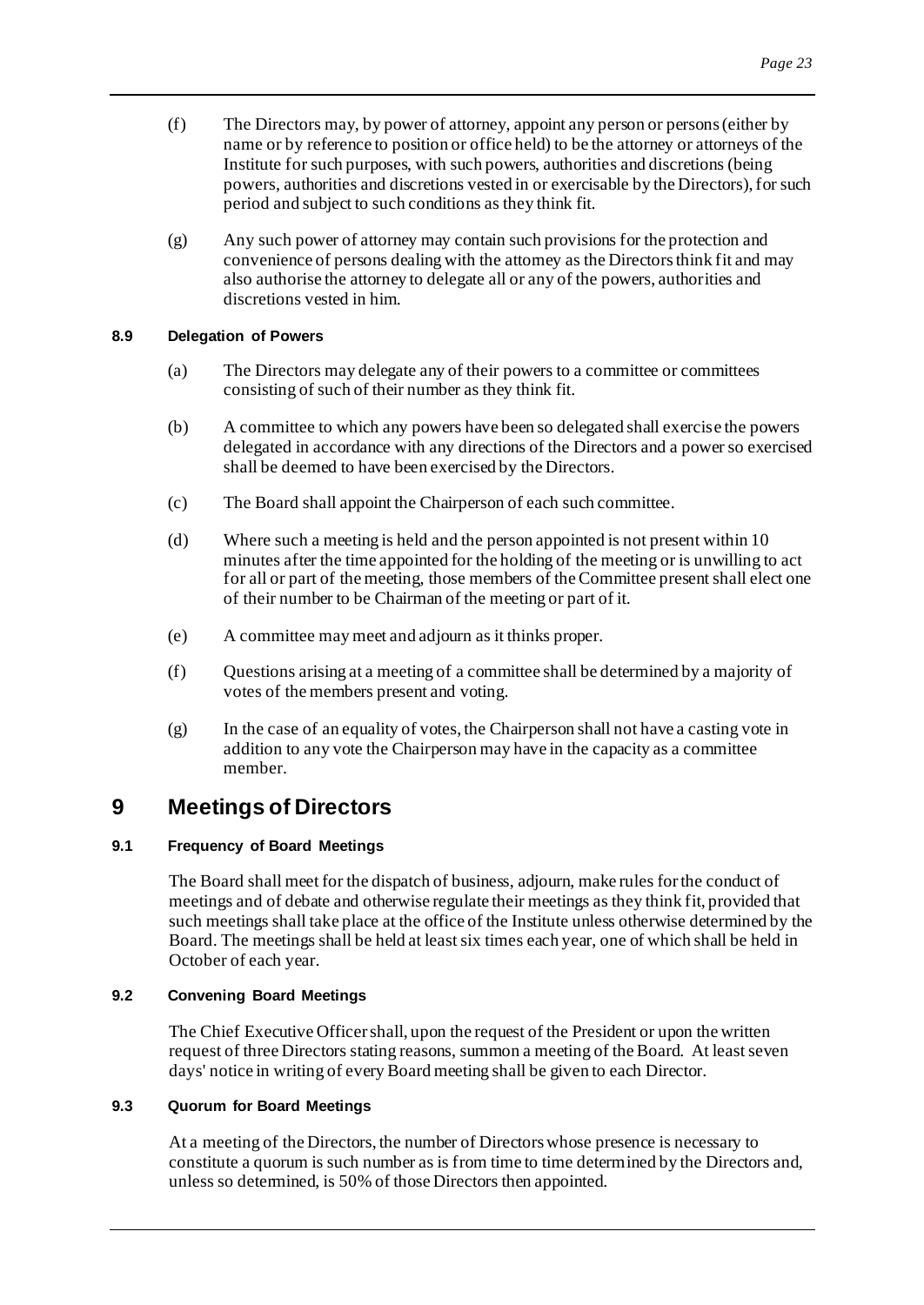(f) The Directors may, by power of attorney, appoint any person or persons (either by name or by reference to position or office held) to be the attorney or attorneys of the Institute for such purposes, with such powers, authorities and discretions (being powers, authorities and discretions vested in or exercisable by the Directors), for such period and subject to such conditions as they think fit.

(g) Any such power of attorney may contain such provisions for the protection and convenience of persons dealing with the attorney as the Directors think fit and may also authorise the attorney to delegate all or any of the powers, authorities and discretions vested in him.

### 8.9 Delegation of Powers

(a) The Directors may delegate any of their powers to a committee or committees consisting of such of their number as they think fit.

(b) A committee to which any powers have been so delegated shall exercise the powers delegated in accordance with any directions of the Directors and a power so exercised shall be deemed to have been exercised by the Directors.

(c) The Board shall appoint the Chairperson of each such committee.

(d) Where such a meeting is held and the person appointed is not present within 10 minutes after the time appointed for the holding of the meeting or is unwilling to act for all or part of the meeting, those members of the Committee present shall elect one of their number to be Chairman of the meeting or part of it.

(e) A committee may meet and adjourn as it thinks proper.

(f) Questions arising at a meeting of a committee shall be determined by a majority of votes of the members present and voting.

(g) In the case of an equality of votes, the Chairperson shall not have a casting vote in addition to any vote the Chairperson may have in the capacity as a committee member.

## 9 Meetings of Directors

### 9.1 Frequency of Board Meetings

The Board shall meet for the dispatch of business, adjourn, make rules for the conduct of meetings and of debate and otherwise regulate their meetings as they think fit, provided that such meetings shall take place at the office of the Institute unless otherwise determined by the Board. The meetings shall be held at least six times each year, one of which shall be held in October of each year.

### 9.2 Convening Board Meetings

The Chief Executive Officer shall, upon the request of the President or upon the written request of three Directors stating reasons, summon a meeting of the Board. At least seven days' notice in writing of every Board meeting shall be given to each Director.

### 9.3 Quorum for Board Meetings

At a meeting of the Directors, the number of Directors whose presence is necessary to constitute a quorum is such number as is from time to time determined by the Directors and, unless so determined, is 50% of those Directors then appointed.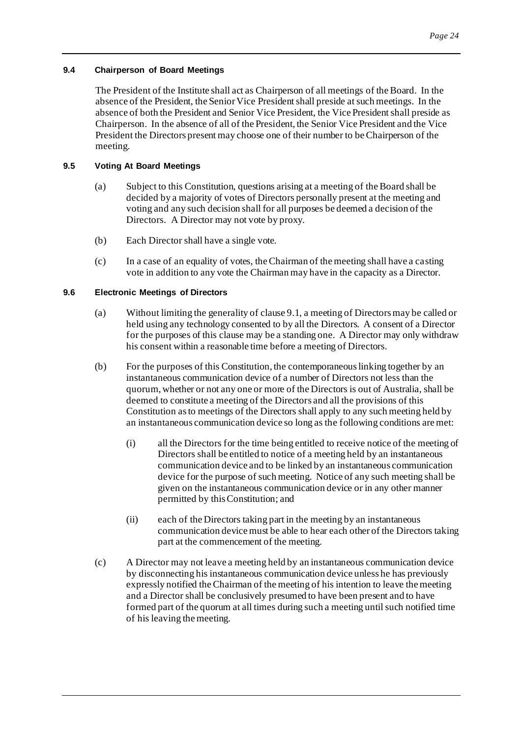### 9.4 Chairperson of Board Meetings

The President of the Institute shall act as Chairperson of all meetings of the Board. In the absence of the President, the Senior Vice President shall preside at such meetings. In the absence of both the President and Senior Vice President, the Vice President shall preside as Chairperson. In the absence of all of the President, the Senior Vice President and the Vice President the Directors present may choose one of their number to be Chairperson of the meeting.

### 9.5 Voting At Board Meetings

(a) Subject to this Constitution, questions arising at a meeting of the Board shall be decided by a majority of votes of Directors personally present at the meeting and voting and any such decision shall for all purposes be deemed a decision of the Directors. A Director may not vote by proxy.

(b) Each Director shall have a single vote.

(c) In a case of an equality of votes, the Chairman of the meeting shall have a casting vote in addition to any vote the Chairman may have in the capacity as a Director.

### 9.6 Electronic Meetings of Directors

(a) Without limiting the generality of clause 9.1, a meeting of Directors may be called or held using any technology consented to by all the Directors. A consent of a Director for the purposes of this clause may be a standing one. A Director may only withdraw his consent within a reasonable time before a meeting of Directors.

(b) For the purposes of this Constitution, the contemporaneous linking together by an instantaneous communication device of a number of Directors not less than the quorum, whether or not any one or more of the Directors is out of Australia, shall be deemed to constitute a meeting of the Directors and all the provisions of this Constitution as to meetings of the Directors shall apply to any such meeting held by an instantaneous communication device so long as the following conditions are met:

(i) all the Directors for the time being entitled to receive notice of the meeting of Directors shall be entitled to notice of a meeting held by an instantaneous communication device and to be linked by an instantaneous communication device for the purpose of such meeting. Notice of any such meeting shall be given on the instantaneous communication device or in any other manner permitted by this Constitution; and

(ii) each of the Directors taking part in the meeting by an instantaneous communication device must be able to hear each other of the Directors taking part at the commencement of the meeting.

(c) A Director may not leave a meeting held by an instantaneous communication device by disconnecting his instantaneous communication device unless he has previously expressly notified the Chairman of the meeting of his intention to leave the meeting and a Director shall be conclusively presumed to have been present and to have formed part of the quorum at all times during such a meeting until such notified time of his leaving the meeting.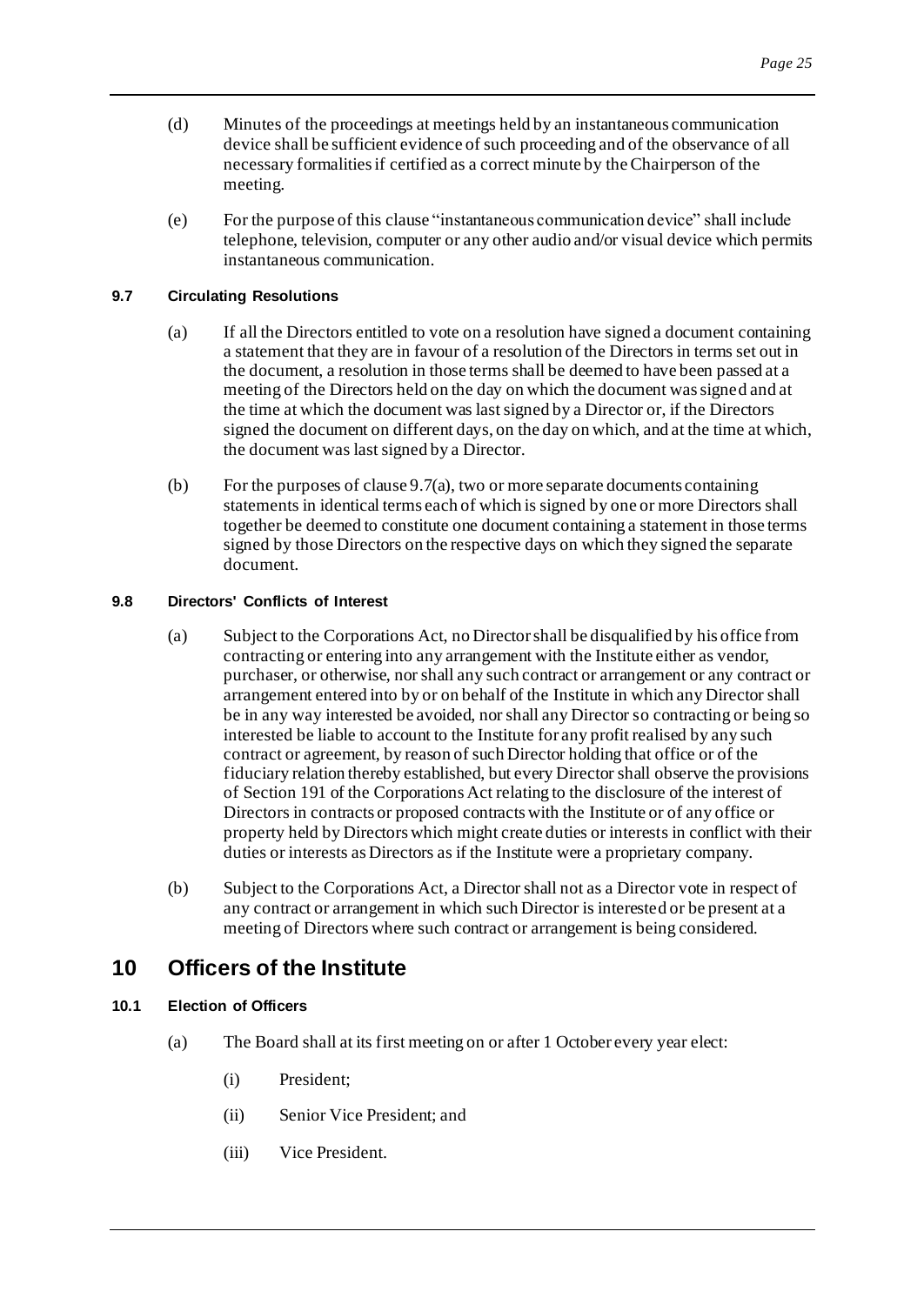(d) Minutes of the proceedings at meetings held by an instantaneous communication device shall be sufficient evidence of such proceeding and of the observance of all necessary formalities if certified as a correct minute by the Chairperson of the meeting.

(e) For the purpose of this clause "instantaneous communication device" shall include telephone, television, computer or any other audio and/or visual device which permits instantaneous communication.

### 9.7 Circulating Resolutions

(a) If all the Directors entitled to vote on a resolution have signed a document containing a statement that they are in favour of a resolution of the Directors in terms set out in the document, a resolution in those terms shall be deemed to have been passed at a meeting of the Directors held on the day on which the document was signed and at the time at which the document was last signed by a Director or, if the Directors signed the document on different days, on the day on which, and at the time at which, the document was last signed by a Director.

(b) For the purposes of clause 9.7(a), two or more separate documents containing statements in identical terms each of which is signed by one or more Directors shall together be deemed to constitute one document containing a statement in those terms signed by those Directors on the respective days on which they signed the separate document.

### 9.8 Directors' Conflicts of Interest

(a) Subject to the Corporations Act, no Director shall be disqualified by his office from contracting or entering into any arrangement with the Institute either as vendor, purchaser, or otherwise, nor shall any such contract or arrangement or any contract or arrangement entered into by or on behalf of the Institute in which any Director shall be in any way interested be avoided, nor shall any Director so contracting or being so interested be liable to account to the Institute for any profit realised by any such contract or agreement, by reason of such Director holding that office or of the fiduciary relation thereby established, but every Director shall observe the provisions of Section 191 of the Corporations Act relating to the disclosure of the interest of Directors in contracts or proposed contracts with the Institute or of any office or property held by Directors which might create duties or interests in conflict with their duties or interests as Directors as if the Institute were a proprietary company.

(b) Subject to the Corporations Act, a Director shall not as a Director vote in respect of any contract or arrangement in which such Director is interested or be present at a meeting of Directors where such contract or arrangement is being considered.

## 10 Officers of the Institute

### 10.1 Election of Officers

(a) The Board shall at its first meeting on or after 1 October every year elect:

  (i) President;

  (ii) Senior Vice President; and

  (iii) Vice President.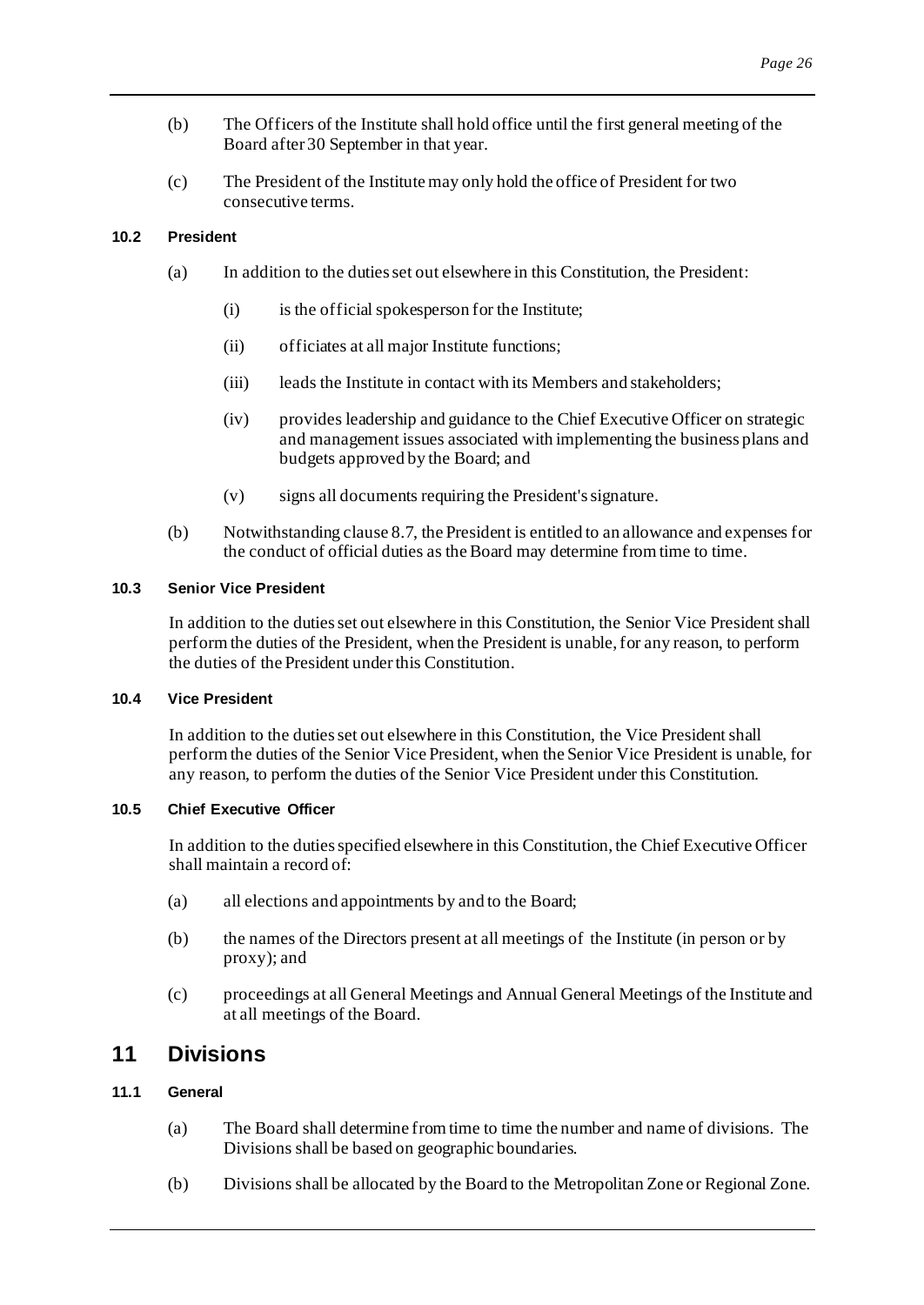(b) The Officers of the Institute shall hold office until the first general meeting of the Board after 30 September in that year.

(c) The President of the Institute may only hold the office of President for two consecutive terms.

### 10.2 President

(a) In addition to the duties set out elsewhere in this Constitution, the President:

(i) is the official spokesperson for the Institute;

(ii) officiates at all major Institute functions;

(iii) leads the Institute in contact with its Members and stakeholders;

(iv) provides leadership and guidance to the Chief Executive Officer on strategic and management issues associated with implementing the business plans and budgets approved by the Board; and

(v) signs all documents requiring the President's signature.

(b) Notwithstanding clause 8.7, the President is entitled to an allowance and expenses for the conduct of official duties as the Board may determine from time to time.

### 10.3 Senior Vice President

In addition to the duties set out elsewhere in this Constitution, the Senior Vice President shall perform the duties of the President, when the President is unable, for any reason, to perform the duties of the President under this Constitution.

### 10.4 Vice President

In addition to the duties set out elsewhere in this Constitution, the Vice President shall perform the duties of the Senior Vice President, when the Senior Vice President is unable, for any reason, to perform the duties of the Senior Vice President under this Constitution.

### 10.5 Chief Executive Officer

In addition to the duties specified elsewhere in this Constitution, the Chief Executive Officer shall maintain a record of:

(a) all elections and appointments by and to the Board;

(b) the names of the Directors present at all meetings of the Institute (in person or by proxy); and

(c) proceedings at all General Meetings and Annual General Meetings of the Institute and at all meetings of the Board.

## 11 Divisions

### 11.1 General

(a) The Board shall determine from time to time the number and name of divisions. The Divisions shall be based on geographic boundaries.

(b) Divisions shall be allocated by the Board to the Metropolitan Zone or Regional Zone.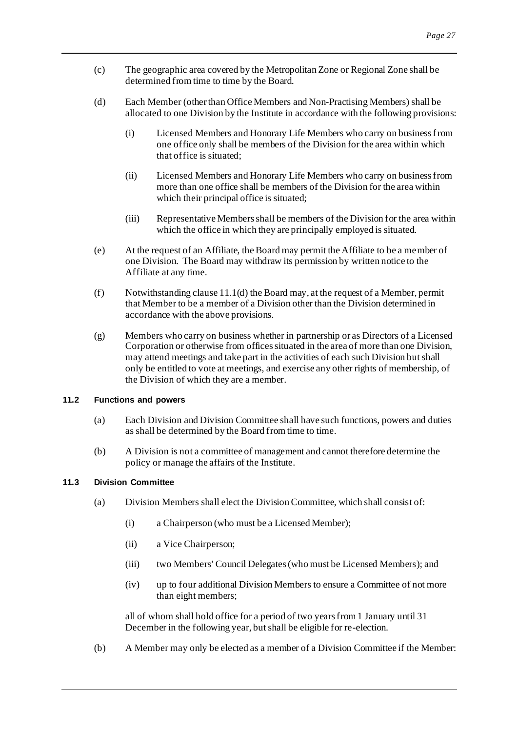(c) The geographic area covered by the Metropolitan Zone or Regional Zone shall be determined from time to time by the Board.

(d) Each Member (other than Office Members and Non-Practising Members) shall be allocated to one Division by the Institute in accordance with the following provisions:

   (i) Licensed Members and Honorary Life Members who carry on business from one office only shall be members of the Division for the area within which that office is situated;

   (ii) Licensed Members and Honorary Life Members who carry on business from more than one office shall be members of the Division for the area within which their principal office is situated;

   (iii) Representative Members shall be members of the Division for the area within which the office in which they are principally employed is situated.

(e) At the request of an Affiliate, the Board may permit the Affiliate to be a member of one Division. The Board may withdraw its permission by written notice to the Affiliate at any time.

(f) Notwithstanding clause 11.1(d) the Board may, at the request of a Member, permit that Member to be a member of a Division other than the Division determined in accordance with the above provisions.

(g) Members who carry on business whether in partnership or as Directors of a Licensed Corporation or otherwise from offices situated in the area of more than one Division, may attend meetings and take part in the activities of each such Division but shall only be entitled to vote at meetings, and exercise any other rights of membership, of the Division of which they are a member.

### 11.2 Functions and powers

(a) Each Division and Division Committee shall have such functions, powers and duties as shall be determined by the Board from time to time.

(b) A Division is not a committee of management and cannot therefore determine the policy or manage the affairs of the Institute.

### 11.3 Division Committee

(a) Division Members shall elect the Division Committee, which shall consist of:

   (i) a Chairperson (who must be a Licensed Member);

   (ii) a Vice Chairperson;

   (iii) two Members' Council Delegates (who must be Licensed Members); and

   (iv) up to four additional Division Members to ensure a Committee of not more than eight members;

   all of whom shall hold office for a period of two years from 1 January until 31 December in the following year, but shall be eligible for re-election.

(b) A Member may only be elected as a member of a Division Committee if the Member: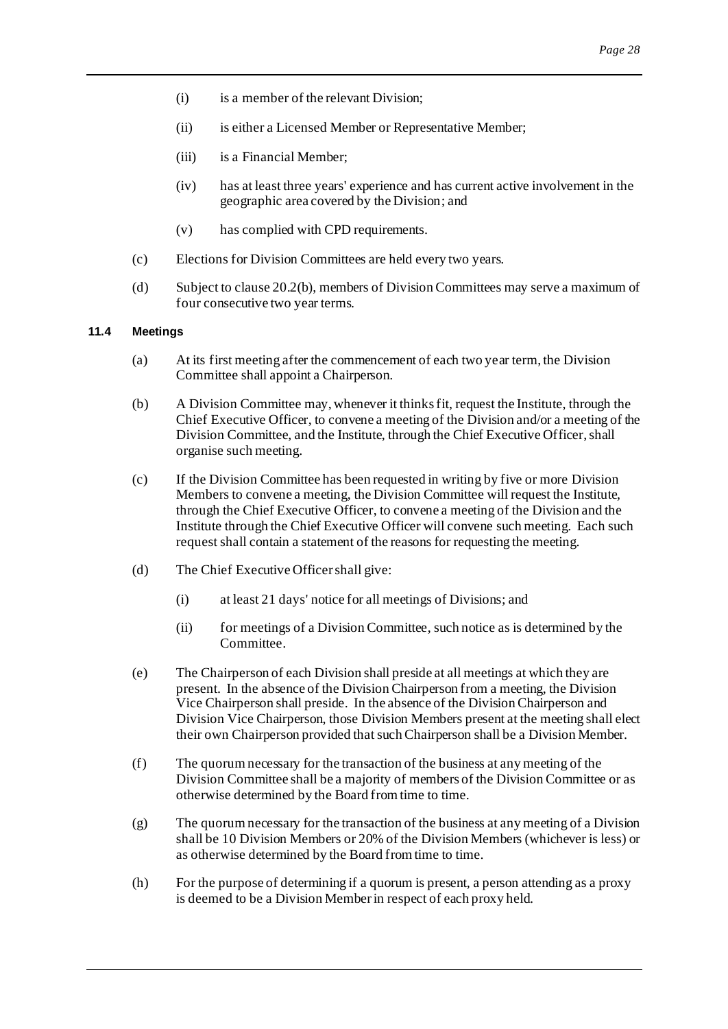(i) is a member of the relevant Division;

(ii) is either a Licensed Member or Representative Member;

(iii) is a Financial Member;

(iv) has at least three years' experience and has current active involvement in the geographic area covered by the Division; and

(v) has complied with CPD requirements.

(c) Elections for Division Committees are held every two years.

(d) Subject to clause 20.2(b), members of Division Committees may serve a maximum of four consecutive two year terms.

### 11.4 Meetings

(a) At its first meeting after the commencement of each two year term, the Division Committee shall appoint a Chairperson.

(b) A Division Committee may, whenever it thinks fit, request the Institute, through the Chief Executive Officer, to convene a meeting of the Division and/or a meeting of the Division Committee, and the Institute, through the Chief Executive Officer, shall organise such meeting.

(c) If the Division Committee has been requested in writing by five or more Division Members to convene a meeting, the Division Committee will request the Institute, through the Chief Executive Officer, to convene a meeting of the Division and the Institute through the Chief Executive Officer will convene such meeting. Each such request shall contain a statement of the reasons for requesting the meeting.

(d) The Chief Executive Officer shall give:

(i) at least 21 days' notice for all meetings of Divisions; and

(ii) for meetings of a Division Committee, such notice as is determined by the Committee.

(e) The Chairperson of each Division shall preside at all meetings at which they are present. In the absence of the Division Chairperson from a meeting, the Division Vice Chairperson shall preside. In the absence of the Division Chairperson and Division Vice Chairperson, those Division Members present at the meeting shall elect their own Chairperson provided that such Chairperson shall be a Division Member.

(f) The quorum necessary for the transaction of the business at any meeting of the Division Committee shall be a majority of members of the Division Committee or as otherwise determined by the Board from time to time.

(g) The quorum necessary for the transaction of the business at any meeting of a Division shall be 10 Division Members or 20% of the Division Members (whichever is less) or as otherwise determined by the Board from time to time.

(h) For the purpose of determining if a quorum is present, a person attending as a proxy is deemed to be a Division Member in respect of each proxy held.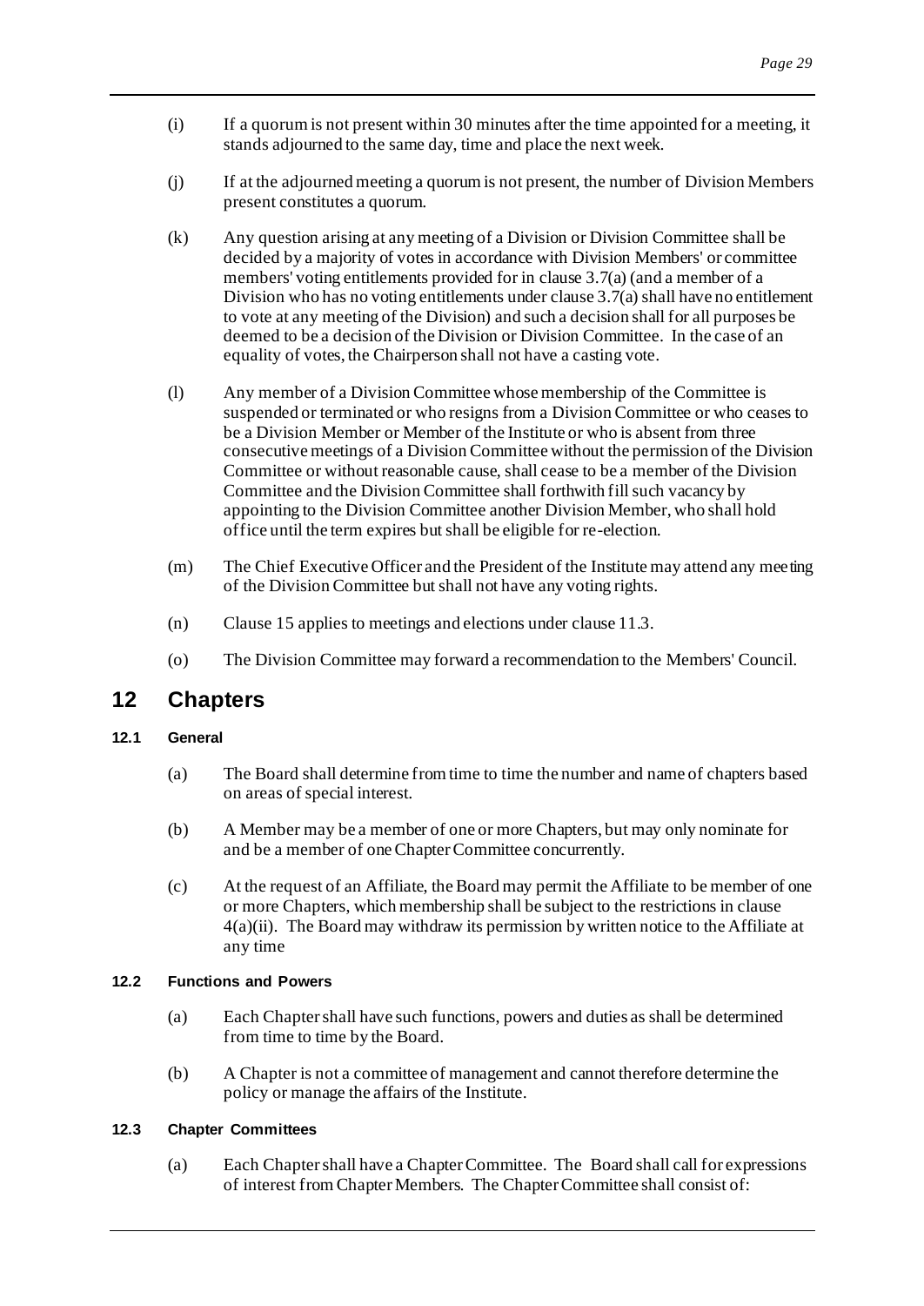(i) If a quorum is not present within 30 minutes after the time appointed for a meeting, it stands adjourned to the same day, time and place the next week.

(j) If at the adjourned meeting a quorum is not present, the number of Division Members present constitutes a quorum.

(k) Any question arising at any meeting of a Division or Division Committee shall be decided by a majority of votes in accordance with Division Members' or committee members' voting entitlements provided for in clause 3.7(a) (and a member of a Division who has no voting entitlements under clause 3.7(a) shall have no entitlement to vote at any meeting of the Division) and such a decision shall for all purposes be deemed to be a decision of the Division or Division Committee. In the case of an equality of votes, the Chairperson shall not have a casting vote.

(l) Any member of a Division Committee whose membership of the Committee is suspended or terminated or who resigns from a Division Committee or who ceases to be a Division Member or Member of the Institute or who is absent from three consecutive meetings of a Division Committee without the permission of the Division Committee or without reasonable cause, shall cease to be a member of the Division Committee and the Division Committee shall forthwith fill such vacancy by appointing to the Division Committee another Division Member, who shall hold office until the term expires but shall be eligible for re-election.

(m) The Chief Executive Officer and the President of the Institute may attend any meeting of the Division Committee but shall not have any voting rights.

(n) Clause 15 applies to meetings and elections under clause 11.3.

(o) The Division Committee may forward a recommendation to the Members' Council.

# 12 Chapters

### 12.1 General

(a) The Board shall determine from time to time the number and name of chapters based on areas of special interest.

(b) A Member may be a member of one or more Chapters, but may only nominate for and be a member of one Chapter Committee concurrently.

(c) At the request of an Affiliate, the Board may permit the Affiliate to be member of one or more Chapters, which membership shall be subject to the restrictions in clause 4(a)(ii). The Board may withdraw its permission by written notice to the Affiliate at any time

### 12.2 Functions and Powers

(a) Each Chapter shall have such functions, powers and duties as shall be determined from time to time by the Board.

(b) A Chapter is not a committee of management and cannot therefore determine the policy or manage the affairs of the Institute.

### 12.3 Chapter Committees

(a) Each Chapter shall have a Chapter Committee. The Board shall call for expressions of interest from Chapter Members. The Chapter Committee shall consist of: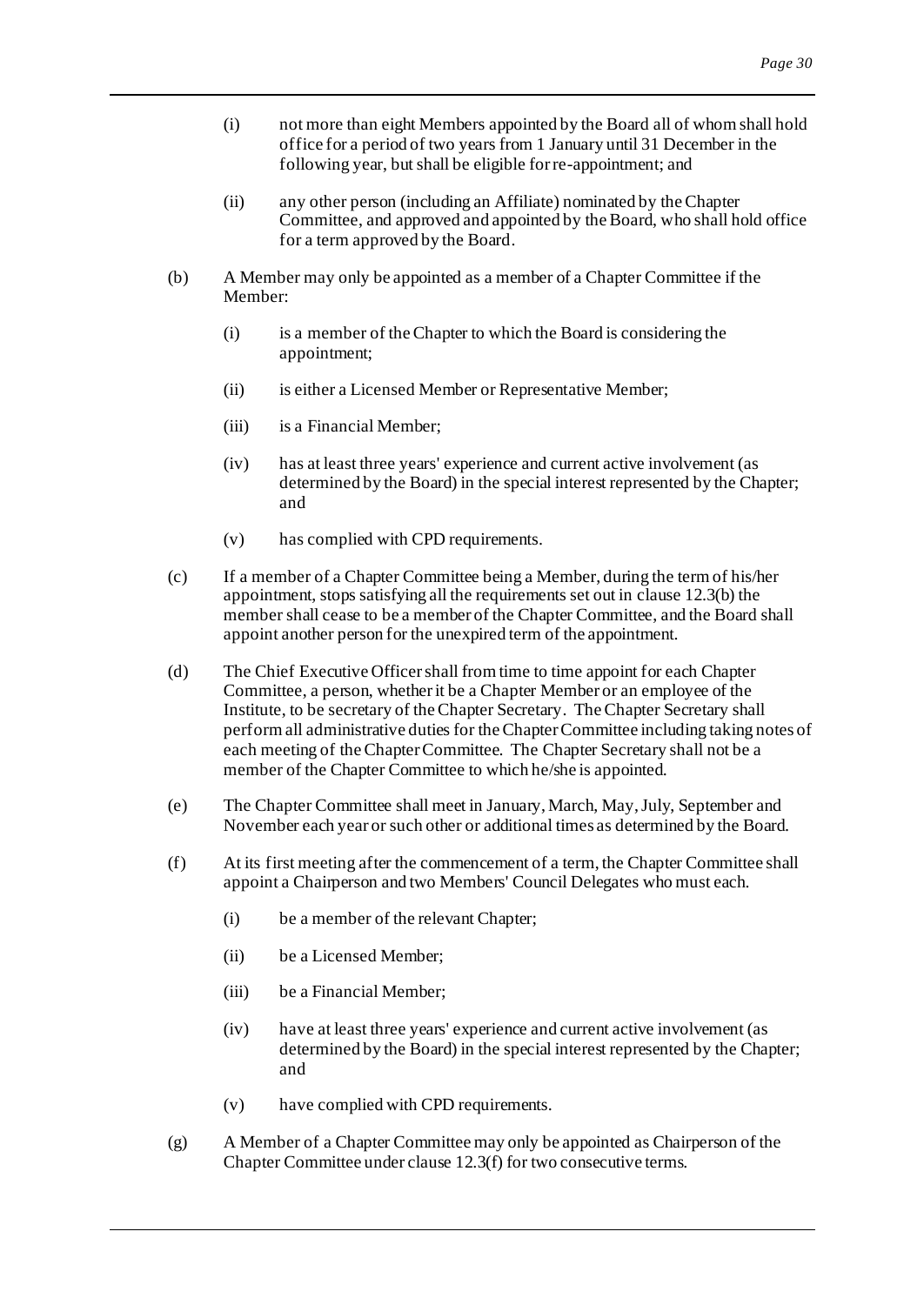(i) not more than eight Members appointed by the Board all of whom shall hold office for a period of two years from 1 January until 31 December in the following year, but shall be eligible for re-appointment; and

(ii) any other person (including an Affiliate) nominated by the Chapter Committee, and approved and appointed by the Board, who shall hold office for a term approved by the Board.

(b) A Member may only be appointed as a member of a Chapter Committee if the Member:

(i) is a member of the Chapter to which the Board is considering the appointment;

(ii) is either a Licensed Member or Representative Member;

(iii) is a Financial Member;

(iv) has at least three years' experience and current active involvement (as determined by the Board) in the special interest represented by the Chapter; and

(v) has complied with CPD requirements.

(c) If a member of a Chapter Committee being a Member, during the term of his/her appointment, stops satisfying all the requirements set out in clause 12.3(b) the member shall cease to be a member of the Chapter Committee, and the Board shall appoint another person for the unexpired term of the appointment.

(d) The Chief Executive Officer shall from time to time appoint for each Chapter Committee, a person, whether it be a Chapter Member or an employee of the Institute, to be secretary of the Chapter Secretary. The Chapter Secretary shall perform all administrative duties for the Chapter Committee including taking notes of each meeting of the Chapter Committee. The Chapter Secretary shall not be a member of the Chapter Committee to which he/she is appointed.

(e) The Chapter Committee shall meet in January, March, May, July, September and November each year or such other or additional times as determined by the Board.

(f) At its first meeting after the commencement of a term, the Chapter Committee shall appoint a Chairperson and two Members' Council Delegates who must each.

(i) be a member of the relevant Chapter;

(ii) be a Licensed Member;

(iii) be a Financial Member;

(iv) have at least three years' experience and current active involvement (as determined by the Board) in the special interest represented by the Chapter; and

(v) have complied with CPD requirements.

(g) A Member of a Chapter Committee may only be appointed as Chairperson of the Chapter Committee under clause 12.3(f) for two consecutive terms.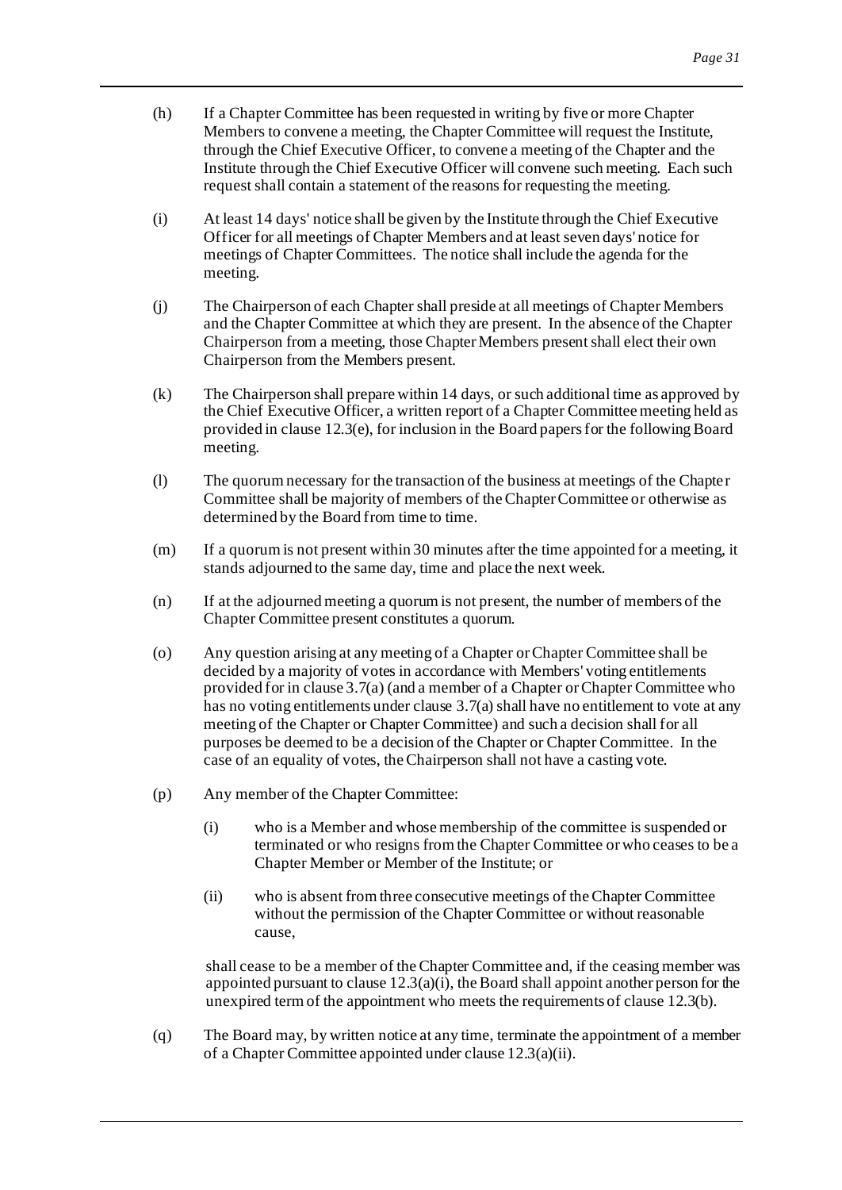(h) If a Chapter Committee has been requested in writing by five or more Chapter Members to convene a meeting, the Chapter Committee will request the Institute, through the Chief Executive Officer, to convene a meeting of the Chapter and the Institute through the Chief Executive Officer will convene such meeting. Each such request shall contain a statement of the reasons for requesting the meeting.

(i) At least 14 days' notice shall be given by the Institute through the Chief Executive Officer for all meetings of Chapter Members and at least seven days' notice for meetings of Chapter Committees. The notice shall include the agenda for the meeting.

(j) The Chairperson of each Chapter shall preside at all meetings of Chapter Members and the Chapter Committee at which they are present. In the absence of the Chapter Chairperson from a meeting, those Chapter Members present shall elect their own Chairperson from the Members present.

(k) The Chairperson shall prepare within 14 days, or such additional time as approved by the Chief Executive Officer, a written report of a Chapter Committee meeting held as provided in clause 12.3(e), for inclusion in the Board papers for the following Board meeting.

(l) The quorum necessary for the transaction of the business at meetings of the Chapter Committee shall be majority of members of the Chapter Committee or otherwise as determined by the Board from time to time.

(m) If a quorum is not present within 30 minutes after the time appointed for a meeting, it stands adjourned to the same day, time and place the next week.

(n) If at the adjourned meeting a quorum is not present, the number of members of the Chapter Committee present constitutes a quorum.

(o) Any question arising at any meeting of a Chapter or Chapter Committee shall be decided by a majority of votes in accordance with Members' voting entitlements provided for in clause 3.7(a) (and a member of a Chapter or Chapter Committee who has no voting entitlements under clause 3.7(a) shall have no entitlement to vote at any meeting of the Chapter or Chapter Committee) and such a decision shall for all purposes be deemed to be a decision of the Chapter or Chapter Committee. In the case of an equality of votes, the Chairperson shall not have a casting vote.

(p) Any member of the Chapter Committee:

   (i) who is a Member and whose membership of the committee is suspended or terminated or who resigns from the Chapter Committee or who ceases to be a Chapter Member or Member of the Institute; or

   (ii) who is absent from three consecutive meetings of the Chapter Committee without the permission of the Chapter Committee or without reasonable cause,

   shall cease to be a member of the Chapter Committee and, if the ceasing member was appointed pursuant to clause 12.3(a)(i), the Board shall appoint another person for the unexpired term of the appointment who meets the requirements of clause 12.3(b).

(q) The Board may, by written notice at any time, terminate the appointment of a member of a Chapter Committee appointed under clause 12.3(a)(ii).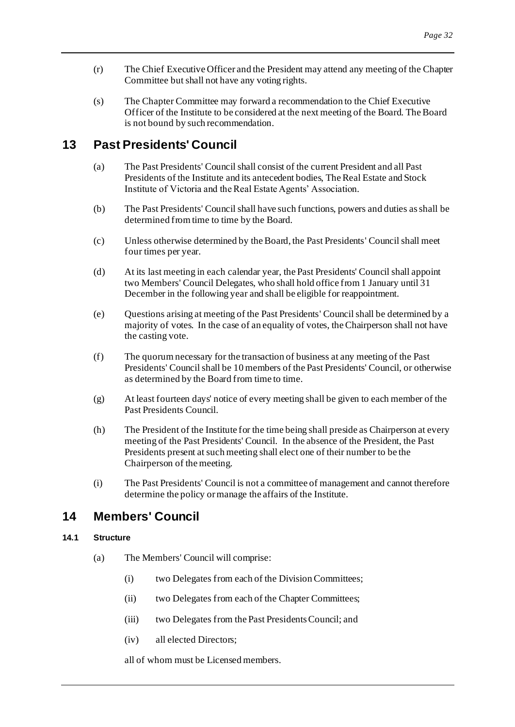(r) The Chief Executive Officer and the President may attend any meeting of the Chapter Committee but shall not have any voting rights.

(s) The Chapter Committee may forward a recommendation to the Chief Executive Officer of the Institute to be considered at the next meeting of the Board. The Board is not bound by such recommendation.

## 13 Past Presidents' Council

(a) The Past Presidents' Council shall consist of the current President and all Past Presidents of the Institute and its antecedent bodies, The Real Estate and Stock Institute of Victoria and the Real Estate Agents' Association.

(b) The Past Presidents' Council shall have such functions, powers and duties as shall be determined from time to time by the Board.

(c) Unless otherwise determined by the Board, the Past Presidents' Council shall meet four times per year.

(d) At its last meeting in each calendar year, the Past Presidents' Council shall appoint two Members' Council Delegates, who shall hold office from 1 January until 31 December in the following year and shall be eligible for reappointment.

(e) Questions arising at meeting of the Past Presidents' Council shall be determined by a majority of votes. In the case of an equality of votes, the Chairperson shall not have the casting vote.

(f) The quorum necessary for the transaction of business at any meeting of the Past Presidents' Council shall be 10 members of the Past Presidents' Council, or otherwise as determined by the Board from time to time.

(g) At least fourteen days' notice of every meeting shall be given to each member of the Past Presidents Council.

(h) The President of the Institute for the time being shall preside as Chairperson at every meeting of the Past Presidents' Council. In the absence of the President, the Past Presidents present at such meeting shall elect one of their number to be the Chairperson of the meeting.

(i) The Past Presidents' Council is not a committee of management and cannot therefore determine the policy or manage the affairs of the Institute.

## 14 Members' Council

### 14.1 Structure

(a) The Members' Council will comprise:

(i) two Delegates from each of the Division Committees;

(ii) two Delegates from each of the Chapter Committees;

(iii) two Delegates from the Past Presidents Council; and

(iv) all elected Directors;

all of whom must be Licensed members.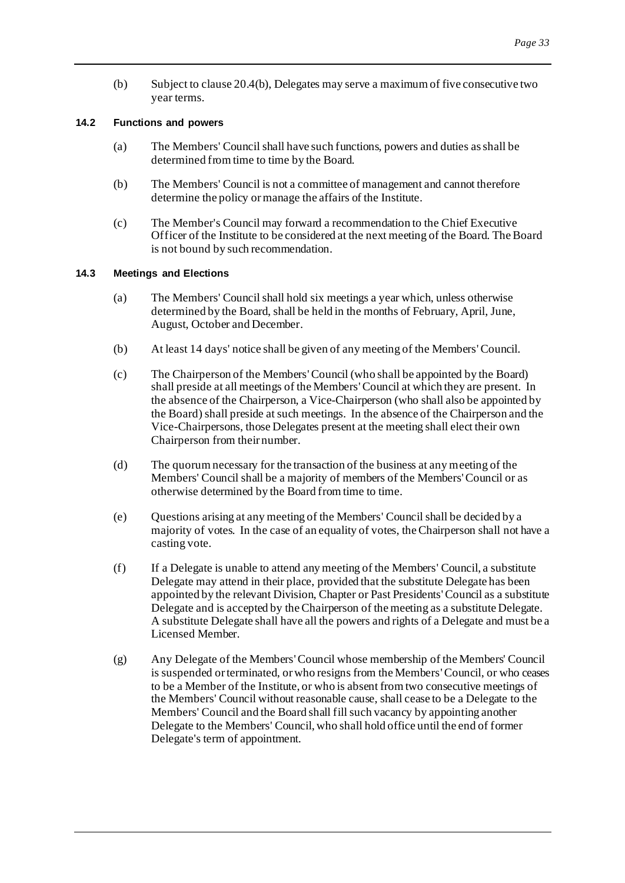(b) Subject to clause 20.4(b), Delegates may serve a maximum of five consecutive two year terms.

### 14.2 Functions and powers

(a) The Members' Council shall have such functions, powers and duties as shall be determined from time to time by the Board.

(b) The Members' Council is not a committee of management and cannot therefore determine the policy or manage the affairs of the Institute.

(c) The Member's Council may forward a recommendation to the Chief Executive Officer of the Institute to be considered at the next meeting of the Board. The Board is not bound by such recommendation.

### 14.3 Meetings and Elections

(a) The Members' Council shall hold six meetings a year which, unless otherwise determined by the Board, shall be held in the months of February, April, June, August, October and December.

(b) At least 14 days' notice shall be given of any meeting of the Members' Council.

(c) The Chairperson of the Members' Council (who shall be appointed by the Board) shall preside at all meetings of the Members' Council at which they are present. In the absence of the Chairperson, a Vice-Chairperson (who shall also be appointed by the Board) shall preside at such meetings. In the absence of the Chairperson and the Vice-Chairpersons, those Delegates present at the meeting shall elect their own Chairperson from their number.

(d) The quorum necessary for the transaction of the business at any meeting of the Members' Council shall be a majority of members of the Members' Council or as otherwise determined by the Board from time to time.

(e) Questions arising at any meeting of the Members' Council shall be decided by a majority of votes. In the case of an equality of votes, the Chairperson shall not have a casting vote.

(f) If a Delegate is unable to attend any meeting of the Members' Council, a substitute Delegate may attend in their place, provided that the substitute Delegate has been appointed by the relevant Division, Chapter or Past Presidents' Council as a substitute Delegate and is accepted by the Chairperson of the meeting as a substitute Delegate. A substitute Delegate shall have all the powers and rights of a Delegate and must be a Licensed Member.

(g) Any Delegate of the Members' Council whose membership of the Members' Council is suspended or terminated, or who resigns from the Members' Council, or who ceases to be a Member of the Institute, or who is absent from two consecutive meetings of the Members' Council without reasonable cause, shall cease to be a Delegate to the Members' Council and the Board shall fill such vacancy by appointing another Delegate to the Members' Council, who shall hold office until the end of former Delegate's term of appointment.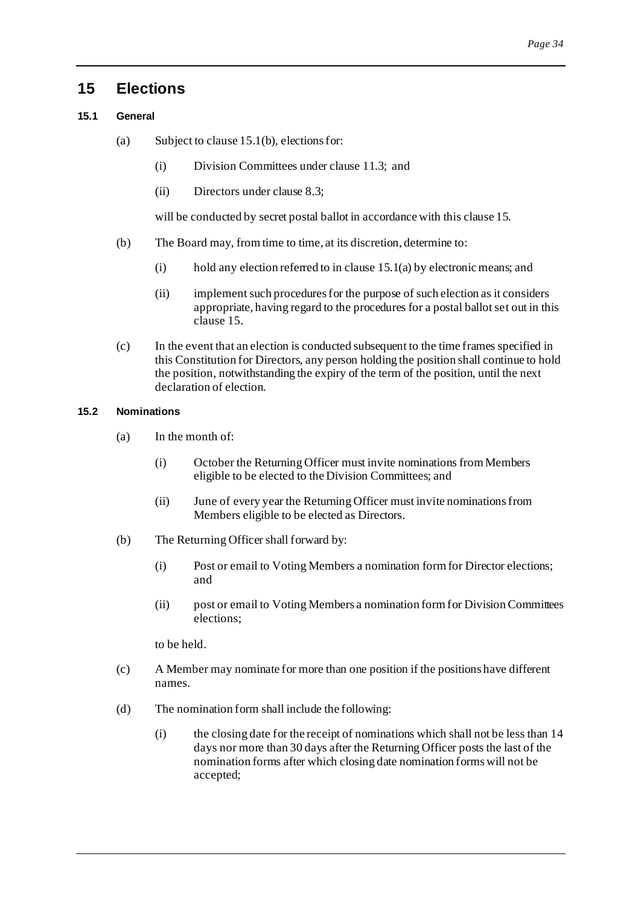# 15 Elections

### 15.1 General

(a) Subject to clause 15.1(b), elections for:

(i) Division Committees under clause 11.3; and

(ii) Directors under clause 8.3;

will be conducted by secret postal ballot in accordance with this clause 15.

(b) The Board may, from time to time, at its discretion, determine to:

(i) hold any election referred to in clause 15.1(a) by electronic means; and

(ii) implement such procedures for the purpose of such election as it considers appropriate, having regard to the procedures for a postal ballot set out in this clause 15.

(c) In the event that an election is conducted subsequent to the time frames specified in this Constitution for Directors, any person holding the position shall continue to hold the position, notwithstanding the expiry of the term of the position, until the next declaration of election.

### 15.2 Nominations

(a) In the month of:

(i) October the Returning Officer must invite nominations from Members eligible to be elected to the Division Committees; and

(ii) June of every year the Returning Officer must invite nominations from Members eligible to be elected as Directors.

(b) The Returning Officer shall forward by:

(i) Post or email to Voting Members a nomination form for Director elections; and

(ii) post or email to Voting Members a nomination form for Division Committees elections;

to be held.

(c) A Member may nominate for more than one position if the positions have different names.

(d) The nomination form shall include the following:

(i) the closing date for the receipt of nominations which shall not be less than 14 days nor more than 30 days after the Returning Officer posts the last of the nomination forms after which closing date nomination forms will not be accepted;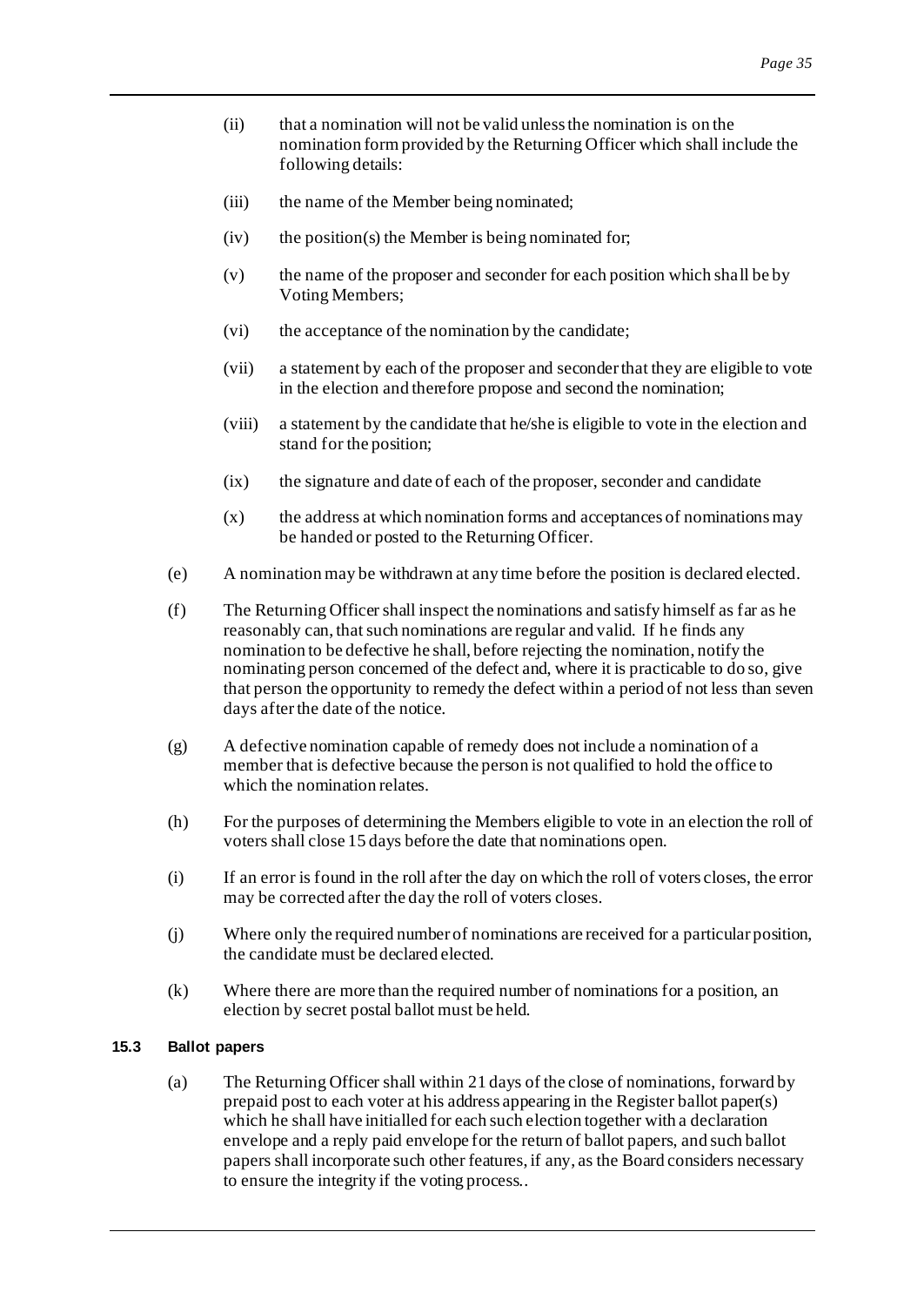(ii) that a nomination will not be valid unless the nomination is on the nomination form provided by the Returning Officer which shall include the following details:

(iii) the name of the Member being nominated;

(iv) the position(s) the Member is being nominated for;

(v) the name of the proposer and seconder for each position which shall be by Voting Members;

(vi) the acceptance of the nomination by the candidate;

(vii) a statement by each of the proposer and seconder that they are eligible to vote in the election and therefore propose and second the nomination;

(viii) a statement by the candidate that he/she is eligible to vote in the election and stand for the position;

(ix) the signature and date of each of the proposer, seconder and candidate

(x) the address at which nomination forms and acceptances of nominations may be handed or posted to the Returning Officer.

(e) A nomination may be withdrawn at any time before the position is declared elected.

(f) The Returning Officer shall inspect the nominations and satisfy himself as far as he reasonably can, that such nominations are regular and valid. If he finds any nomination to be defective he shall, before rejecting the nomination, notify the nominating person concerned of the defect and, where it is practicable to do so, give that person the opportunity to remedy the defect within a period of not less than seven days after the date of the notice.

(g) A defective nomination capable of remedy does not include a nomination of a member that is defective because the person is not qualified to hold the office to which the nomination relates.

(h) For the purposes of determining the Members eligible to vote in an election the roll of voters shall close 15 days before the date that nominations open.

(i) If an error is found in the roll after the day on which the roll of voters closes, the error may be corrected after the day the roll of voters closes.

(j) Where only the required number of nominations are received for a particular position, the candidate must be declared elected.

(k) Where there are more than the required number of nominations for a position, an election by secret postal ballot must be held.

### 15.3 Ballot papers

(a) The Returning Officer shall within 21 days of the close of nominations, forward by prepaid post to each voter at his address appearing in the Register ballot paper(s) which he shall have initialled for each such election together with a declaration envelope and a reply paid envelope for the return of ballot papers, and such ballot papers shall incorporate such other features, if any, as the Board considers necessary to ensure the integrity if the voting process..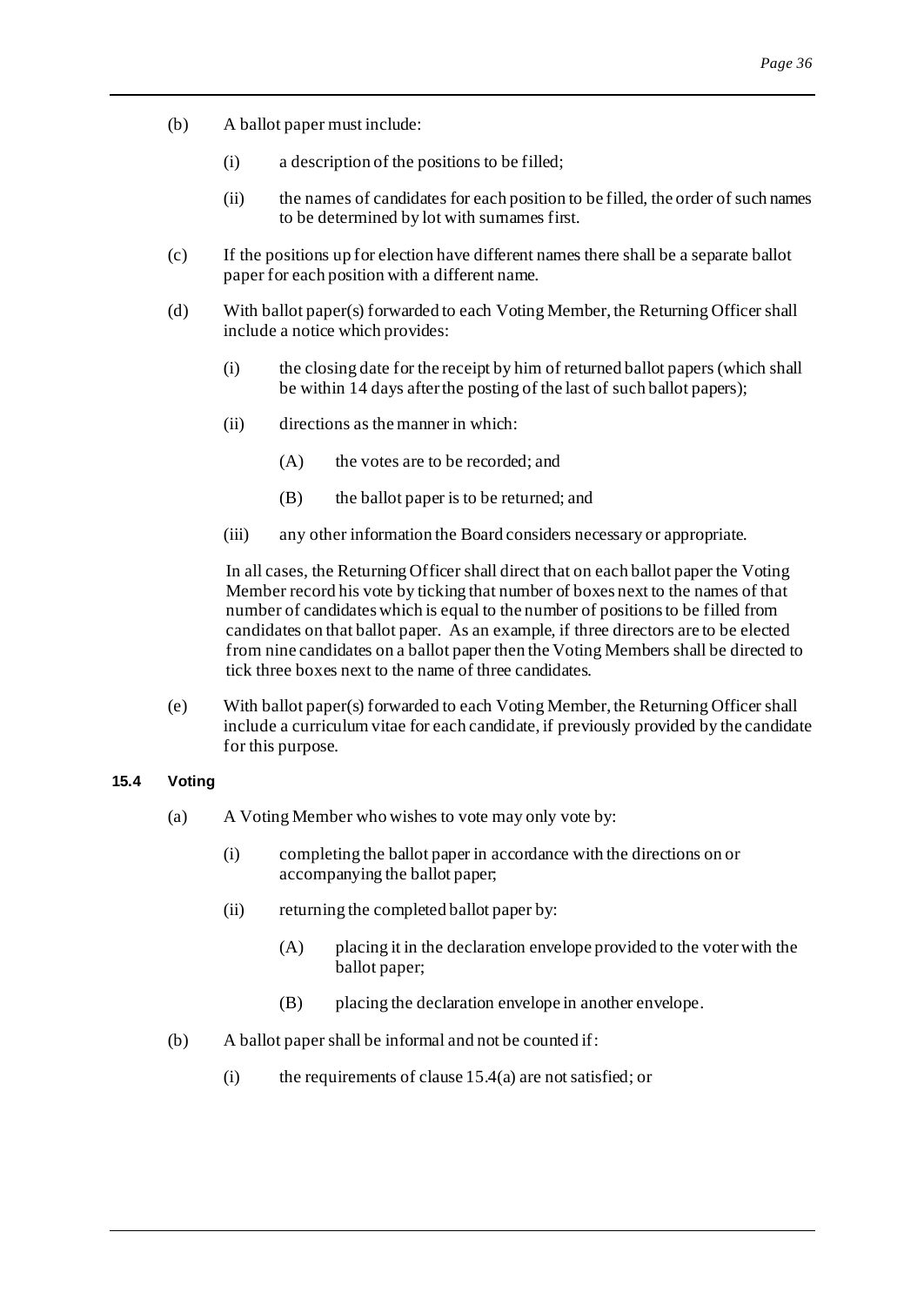(b) A ballot paper must include:

  (i) a description of the positions to be filled;

  (ii) the names of candidates for each position to be filled, the order of such names to be determined by lot with surnames first.

(c) If the positions up for election have different names there shall be a separate ballot paper for each position with a different name.

(d) With ballot paper(s) forwarded to each Voting Member, the Returning Officer shall include a notice which provides:

  (i) the closing date for the receipt by him of returned ballot papers (which shall be within 14 days after the posting of the last of such ballot papers);

  (ii) directions as the manner in which:

    (A) the votes are to be recorded; and

    (B) the ballot paper is to be returned; and

  (iii) any other information the Board considers necessary or appropriate.

  In all cases, the Returning Officer shall direct that on each ballot paper the Voting Member record his vote by ticking that number of boxes next to the names of that number of candidates which is equal to the number of positions to be filled from candidates on that ballot paper. As an example, if three directors are to be elected from nine candidates on a ballot paper then the Voting Members shall be directed to tick three boxes next to the name of three candidates.

(e) With ballot paper(s) forwarded to each Voting Member, the Returning Officer shall include a curriculum vitae for each candidate, if previously provided by the candidate for this purpose.

#### 15.4 Voting

(a) A Voting Member who wishes to vote may only vote by:

  (i) completing the ballot paper in accordance with the directions on or accompanying the ballot paper;

  (ii) returning the completed ballot paper by:

    (A) placing it in the declaration envelope provided to the voter with the ballot paper;

    (B) placing the declaration envelope in another envelope.

(b) A ballot paper shall be informal and not be counted if:

  (i) the requirements of clause 15.4(a) are not satisfied; or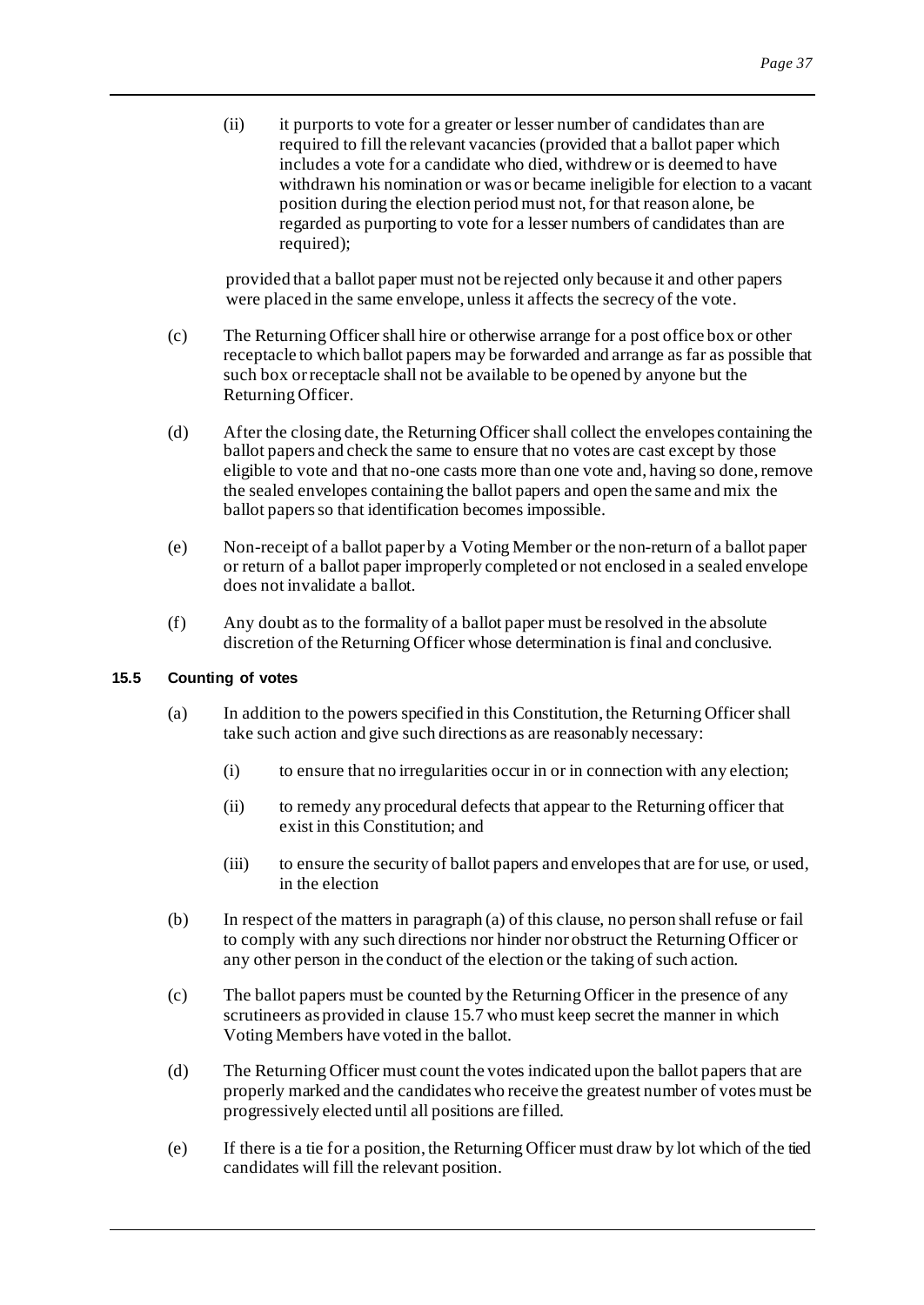(ii) it purports to vote for a greater or lesser number of candidates than are required to fill the relevant vacancies (provided that a ballot paper which includes a vote for a candidate who died, withdrew or is deemed to have withdrawn his nomination or was or became ineligible for election to a vacant position during the election period must not, for that reason alone, be regarded as purporting to vote for a lesser numbers of candidates than are required);

provided that a ballot paper must not be rejected only because it and other papers were placed in the same envelope, unless it affects the secrecy of the vote.

(c) The Returning Officer shall hire or otherwise arrange for a post office box or other receptacle to which ballot papers may be forwarded and arrange as far as possible that such box or receptacle shall not be available to be opened by anyone but the Returning Officer.

(d) After the closing date, the Returning Officer shall collect the envelopes containing the ballot papers and check the same to ensure that no votes are cast except by those eligible to vote and that no-one casts more than one vote and, having so done, remove the sealed envelopes containing the ballot papers and open the same and mix the ballot papers so that identification becomes impossible.

(e) Non-receipt of a ballot paper by a Voting Member or the non-return of a ballot paper or return of a ballot paper improperly completed or not enclosed in a sealed envelope does not invalidate a ballot.

(f) Any doubt as to the formality of a ballot paper must be resolved in the absolute discretion of the Returning Officer whose determination is final and conclusive.

### 15.5 Counting of votes

(a) In addition to the powers specified in this Constitution, the Returning Officer shall take such action and give such directions as are reasonably necessary:

(i) to ensure that no irregularities occur in or in connection with any election;

(ii) to remedy any procedural defects that appear to the Returning officer that exist in this Constitution; and

(iii) to ensure the security of ballot papers and envelopes that are for use, or used, in the election

(b) In respect of the matters in paragraph (a) of this clause, no person shall refuse or fail to comply with any such directions nor hinder nor obstruct the Returning Officer or any other person in the conduct of the election or the taking of such action.

(c) The ballot papers must be counted by the Returning Officer in the presence of any scrutineers as provided in clause 15.7 who must keep secret the manner in which Voting Members have voted in the ballot.

(d) The Returning Officer must count the votes indicated upon the ballot papers that are properly marked and the candidates who receive the greatest number of votes must be progressively elected until all positions are filled.

(e) If there is a tie for a position, the Returning Officer must draw by lot which of the tied candidates will fill the relevant position.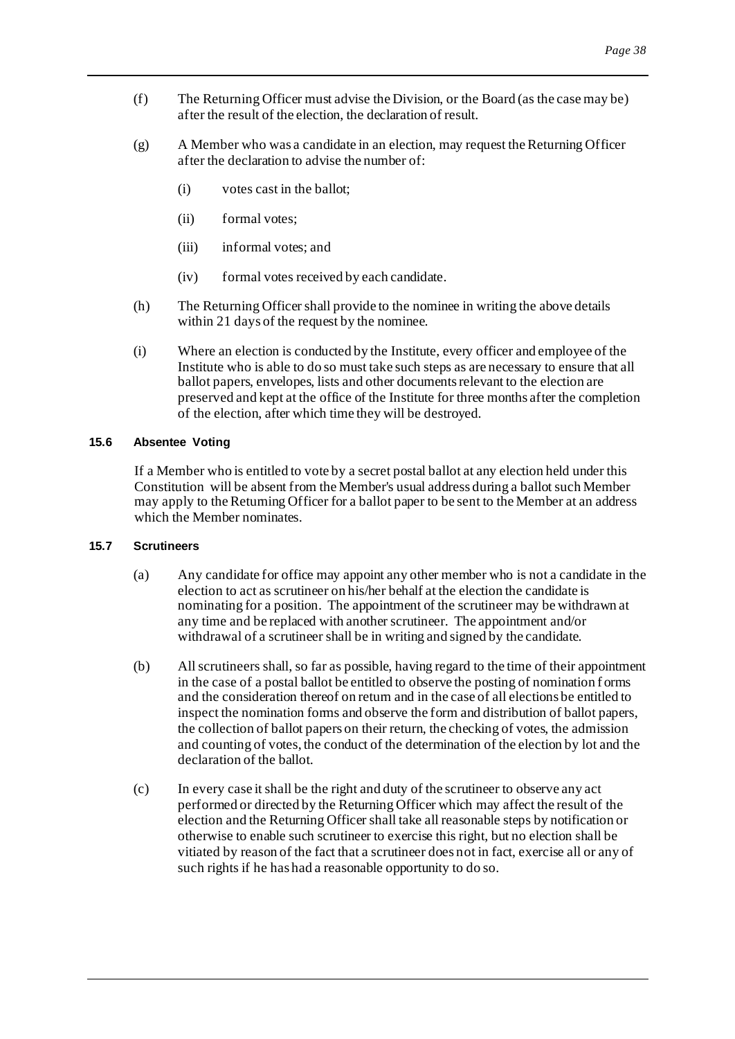(f) The Returning Officer must advise the Division, or the Board (as the case may be) after the result of the election, the declaration of result.

(g) A Member who was a candidate in an election, may request the Returning Officer after the declaration to advise the number of:

  (i) votes cast in the ballot;

  (ii) formal votes;

  (iii) informal votes; and

  (iv) formal votes received by each candidate.

(h) The Returning Officer shall provide to the nominee in writing the above details within 21 days of the request by the nominee.

(i) Where an election is conducted by the Institute, every officer and employee of the Institute who is able to do so must take such steps as are necessary to ensure that all ballot papers, envelopes, lists and other documents relevant to the election are preserved and kept at the office of the Institute for three months after the completion of the election, after which time they will be destroyed.

### 15.6 Absentee Voting

If a Member who is entitled to vote by a secret postal ballot at any election held under this Constitution will be absent from the Member's usual address during a ballot such Member may apply to the Returning Officer for a ballot paper to be sent to the Member at an address which the Member nominates.

### 15.7 Scrutineers

(a) Any candidate for office may appoint any other member who is not a candidate in the election to act as scrutineer on his/her behalf at the election the candidate is nominating for a position. The appointment of the scrutineer may be withdrawn at any time and be replaced with another scrutineer. The appointment and/or withdrawal of a scrutineer shall be in writing and signed by the candidate.

(b) All scrutineers shall, so far as possible, having regard to the time of their appointment in the case of a postal ballot be entitled to observe the posting of nomination forms and the consideration thereof on return and in the case of all elections be entitled to inspect the nomination forms and observe the form and distribution of ballot papers, the collection of ballot papers on their return, the checking of votes, the admission and counting of votes, the conduct of the determination of the election by lot and the declaration of the ballot.

(c) In every case it shall be the right and duty of the scrutineer to observe any act performed or directed by the Returning Officer which may affect the result of the election and the Returning Officer shall take all reasonable steps by notification or otherwise to enable such scrutineer to exercise this right, but no election shall be vitiated by reason of the fact that a scrutineer does not in fact, exercise all or any of such rights if he has had a reasonable opportunity to do so.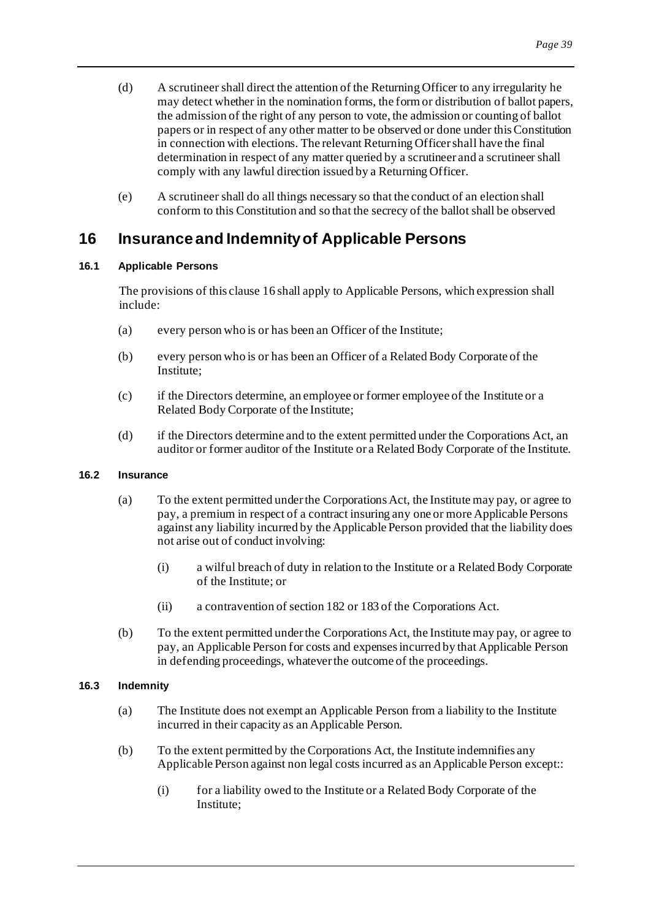(d) A scrutineer shall direct the attention of the Returning Officer to any irregularity he may detect whether in the nomination forms, the form or distribution of ballot papers, the admission of the right of any person to vote, the admission or counting of ballot papers or in respect of any other matter to be observed or done under this Constitution in connection with elections. The relevant Returning Officer shall have the final determination in respect of any matter queried by a scrutineer and a scrutineer shall comply with any lawful direction issued by a Returning Officer.

(e) A scrutineer shall do all things necessary so that the conduct of an election shall conform to this Constitution and so that the secrecy of the ballot shall be observed

# 16 Insurance and Indemnity of Applicable Persons

### 16.1 Applicable Persons

The provisions of this clause 16 shall apply to Applicable Persons, which expression shall include:

(a) every person who is or has been an Officer of the Institute;

(b) every person who is or has been an Officer of a Related Body Corporate of the Institute;

(c) if the Directors determine, an employee or former employee of the Institute or a Related Body Corporate of the Institute;

(d) if the Directors determine and to the extent permitted under the Corporations Act, an auditor or former auditor of the Institute or a Related Body Corporate of the Institute.

### 16.2 Insurance

(a) To the extent permitted under the Corporations Act, the Institute may pay, or agree to pay, a premium in respect of a contract insuring any one or more Applicable Persons against any liability incurred by the Applicable Person provided that the liability does not arise out of conduct involving:

(i) a wilful breach of duty in relation to the Institute or a Related Body Corporate of the Institute; or

(ii) a contravention of section 182 or 183 of the Corporations Act.

(b) To the extent permitted under the Corporations Act, the Institute may pay, or agree to pay, an Applicable Person for costs and expenses incurred by that Applicable Person in defending proceedings, whatever the outcome of the proceedings.

### 16.3 Indemnity

(a) The Institute does not exempt an Applicable Person from a liability to the Institute incurred in their capacity as an Applicable Person.

(b) To the extent permitted by the Corporations Act, the Institute indemnifies any Applicable Person against non legal costs incurred as an Applicable Person except::

(i) for a liability owed to the Institute or a Related Body Corporate of the Institute;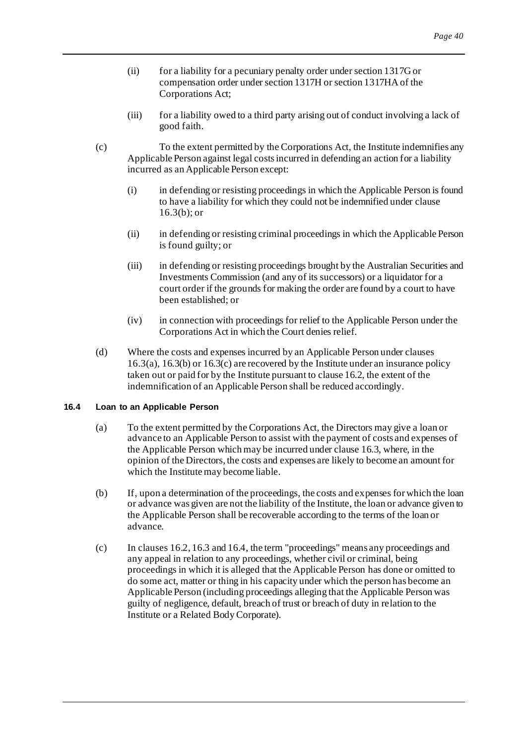(ii) for a liability for a pecuniary penalty order under section 1317G or compensation order under section 1317H or section 1317HA of the Corporations Act;

(iii) for a liability owed to a third party arising out of conduct involving a lack of good faith.

(c) To the extent permitted by the Corporations Act, the Institute indemnifies any Applicable Person against legal costs incurred in defending an action for a liability incurred as an Applicable Person except:

(i) in defending or resisting proceedings in which the Applicable Person is found to have a liability for which they could not be indemnified under clause 16.3(b); or

(ii) in defending or resisting criminal proceedings in which the Applicable Person is found guilty; or

(iii) in defending or resisting proceedings brought by the Australian Securities and Investments Commission (and any of its successors) or a liquidator for a court order if the grounds for making the order are found by a court to have been established; or

(iv) in connection with proceedings for relief to the Applicable Person under the Corporations Act in which the Court denies relief.

(d) Where the costs and expenses incurred by an Applicable Person under clauses 16.3(a), 16.3(b) or 16.3(c) are recovered by the Institute under an insurance policy taken out or paid for by the Institute pursuant to clause 16.2, the extent of the indemnification of an Applicable Person shall be reduced accordingly.

### 16.4 Loan to an Applicable Person

(a) To the extent permitted by the Corporations Act, the Directors may give a loan or advance to an Applicable Person to assist with the payment of costs and expenses of the Applicable Person which may be incurred under clause 16.3, where, in the opinion of the Directors, the costs and expenses are likely to become an amount for which the Institute may become liable.

(b) If, upon a determination of the proceedings, the costs and expenses for which the loan or advance was given are not the liability of the Institute, the loan or advance given to the Applicable Person shall be recoverable according to the terms of the loan or advance.

(c) In clauses 16.2, 16.3 and 16.4, the term "proceedings" means any proceedings and any appeal in relation to any proceedings, whether civil or criminal, being proceedings in which it is alleged that the Applicable Person has done or omitted to do some act, matter or thing in his capacity under which the person has become an Applicable Person (including proceedings alleging that the Applicable Person was guilty of negligence, default, breach of trust or breach of duty in relation to the Institute or a Related Body Corporate).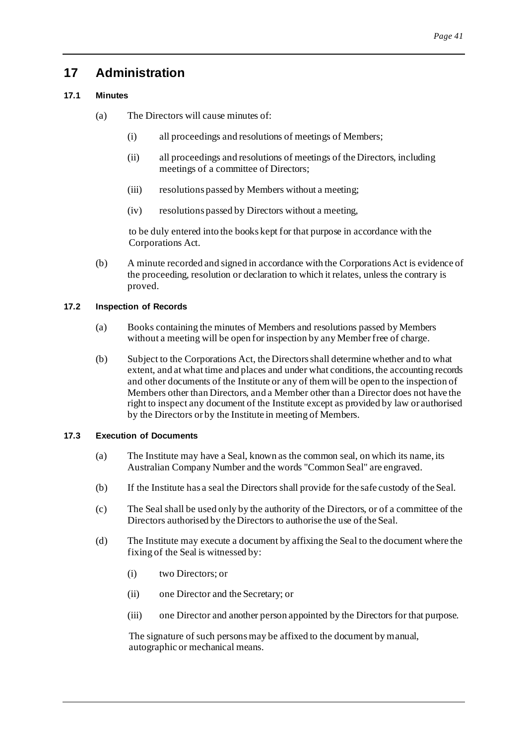# 17 Administration

## 17.1 Minutes

(a) The Directors will cause minutes of:

(i) all proceedings and resolutions of meetings of Members;

(ii) all proceedings and resolutions of meetings of the Directors, including meetings of a committee of Directors;

(iii) resolutions passed by Members without a meeting;

(iv) resolutions passed by Directors without a meeting,

to be duly entered into the books kept for that purpose in accordance with the Corporations Act.

(b) A minute recorded and signed in accordance with the Corporations Act is evidence of the proceeding, resolution or declaration to which it relates, unless the contrary is proved.

## 17.2 Inspection of Records

(a) Books containing the minutes of Members and resolutions passed by Members without a meeting will be open for inspection by any Member free of charge.

(b) Subject to the Corporations Act, the Directors shall determine whether and to what extent, and at what time and places and under what conditions, the accounting records and other documents of the Institute or any of them will be open to the inspection of Members other than Directors, and a Member other than a Director does not have the right to inspect any document of the Institute except as provided by law or authorised by the Directors or by the Institute in meeting of Members.

## 17.3 Execution of Documents

(a) The Institute may have a Seal, known as the common seal, on which its name, its Australian Company Number and the words "Common Seal" are engraved.

(b) If the Institute has a seal the Directors shall provide for the safe custody of the Seal.

(c) The Seal shall be used only by the authority of the Directors, or of a committee of the Directors authorised by the Directors to authorise the use of the Seal.

(d) The Institute may execute a document by affixing the Seal to the document where the fixing of the Seal is witnessed by:

(i) two Directors; or

(ii) one Director and the Secretary; or

(iii) one Director and another person appointed by the Directors for that purpose.

The signature of such persons may be affixed to the document by manual, autographic or mechanical means.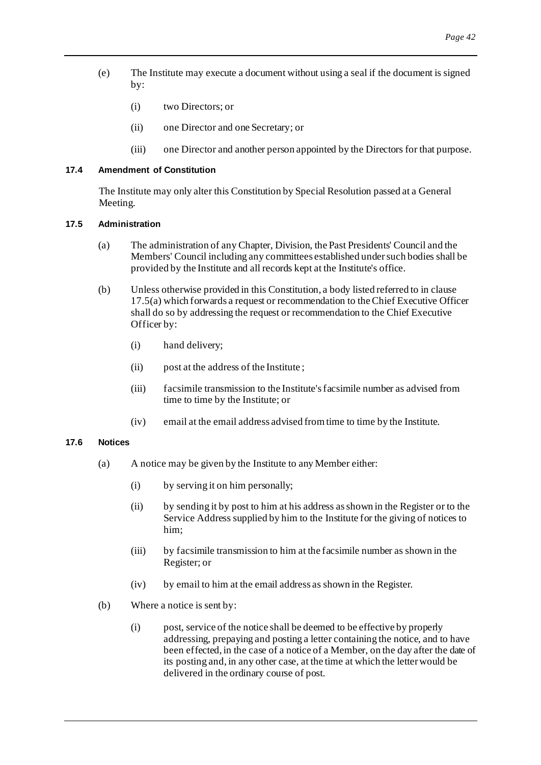(e) The Institute may execute a document without using a seal if the document is signed by:

   (i) two Directors; or

   (ii) one Director and one Secretary; or

   (iii) one Director and another person appointed by the Directors for that purpose.

### 17.4 Amendment of Constitution

The Institute may only alter this Constitution by Special Resolution passed at a General Meeting.

### 17.5 Administration

(a) The administration of any Chapter, Division, the Past Presidents' Council and the Members' Council including any committees established under such bodies shall be provided by the Institute and all records kept at the Institute's office.

(b) Unless otherwise provided in this Constitution, a body listed referred to in clause 17.5(a) which forwards a request or recommendation to the Chief Executive Officer shall do so by addressing the request or recommendation to the Chief Executive Officer by:

   (i) hand delivery;

   (ii) post at the address of the Institute ;

   (iii) facsimile transmission to the Institute's facsimile number as advised from time to time by the Institute; or

   (iv) email at the email address advised from time to time by the Institute.

### 17.6 Notices

(a) A notice may be given by the Institute to any Member either:

   (i) by serving it on him personally;

   (ii) by sending it by post to him at his address as shown in the Register or to the Service Address supplied by him to the Institute for the giving of notices to him;

   (iii) by facsimile transmission to him at the facsimile number as shown in the Register; or

   (iv) by email to him at the email address as shown in the Register.

(b) Where a notice is sent by:

   (i) post, service of the notice shall be deemed to be effective by properly addressing, prepaying and posting a letter containing the notice, and to have been effected, in the case of a notice of a Member, on the day after the date of its posting and, in any other case, at the time at which the letter would be delivered in the ordinary course of post.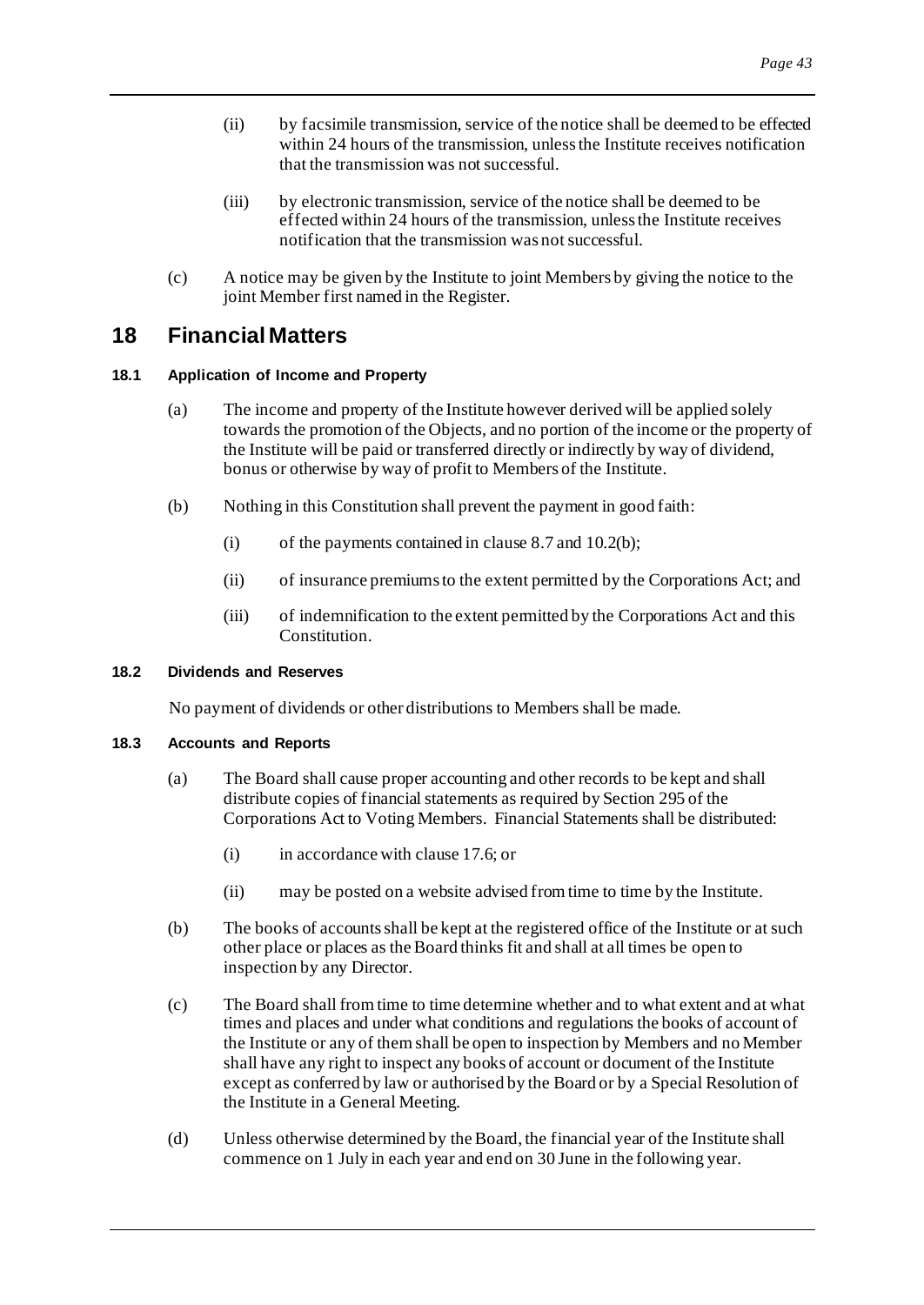(ii) by facsimile transmission, service of the notice shall be deemed to be effected within 24 hours of the transmission, unless the Institute receives notification that the transmission was not successful.

(iii) by electronic transmission, service of the notice shall be deemed to be effected within 24 hours of the transmission, unless the Institute receives notification that the transmission was not successful.

(c) A notice may be given by the Institute to joint Members by giving the notice to the joint Member first named in the Register.

# 18 Financial Matters

### 18.1 Application of Income and Property

(a) The income and property of the Institute however derived will be applied solely towards the promotion of the Objects, and no portion of the income or the property of the Institute will be paid or transferred directly or indirectly by way of dividend, bonus or otherwise by way of profit to Members of the Institute.

(b) Nothing in this Constitution shall prevent the payment in good faith:

(i) of the payments contained in clause 8.7 and 10.2(b);

(ii) of insurance premiums to the extent permitted by the Corporations Act; and

(iii) of indemnification to the extent permitted by the Corporations Act and this Constitution.

### 18.2 Dividends and Reserves

No payment of dividends or other distributions to Members shall be made.

### 18.3 Accounts and Reports

(a) The Board shall cause proper accounting and other records to be kept and shall distribute copies of financial statements as required by Section 295 of the Corporations Act to Voting Members. Financial Statements shall be distributed:

(i) in accordance with clause 17.6; or

(ii) may be posted on a website advised from time to time by the Institute.

(b) The books of accounts shall be kept at the registered office of the Institute or at such other place or places as the Board thinks fit and shall at all times be open to inspection by any Director.

(c) The Board shall from time to time determine whether and to what extent and at what times and places and under what conditions and regulations the books of account of the Institute or any of them shall be open to inspection by Members and no Member shall have any right to inspect any books of account or document of the Institute except as conferred by law or authorised by the Board or by a Special Resolution of the Institute in a General Meeting.

(d) Unless otherwise determined by the Board, the financial year of the Institute shall commence on 1 July in each year and end on 30 June in the following year.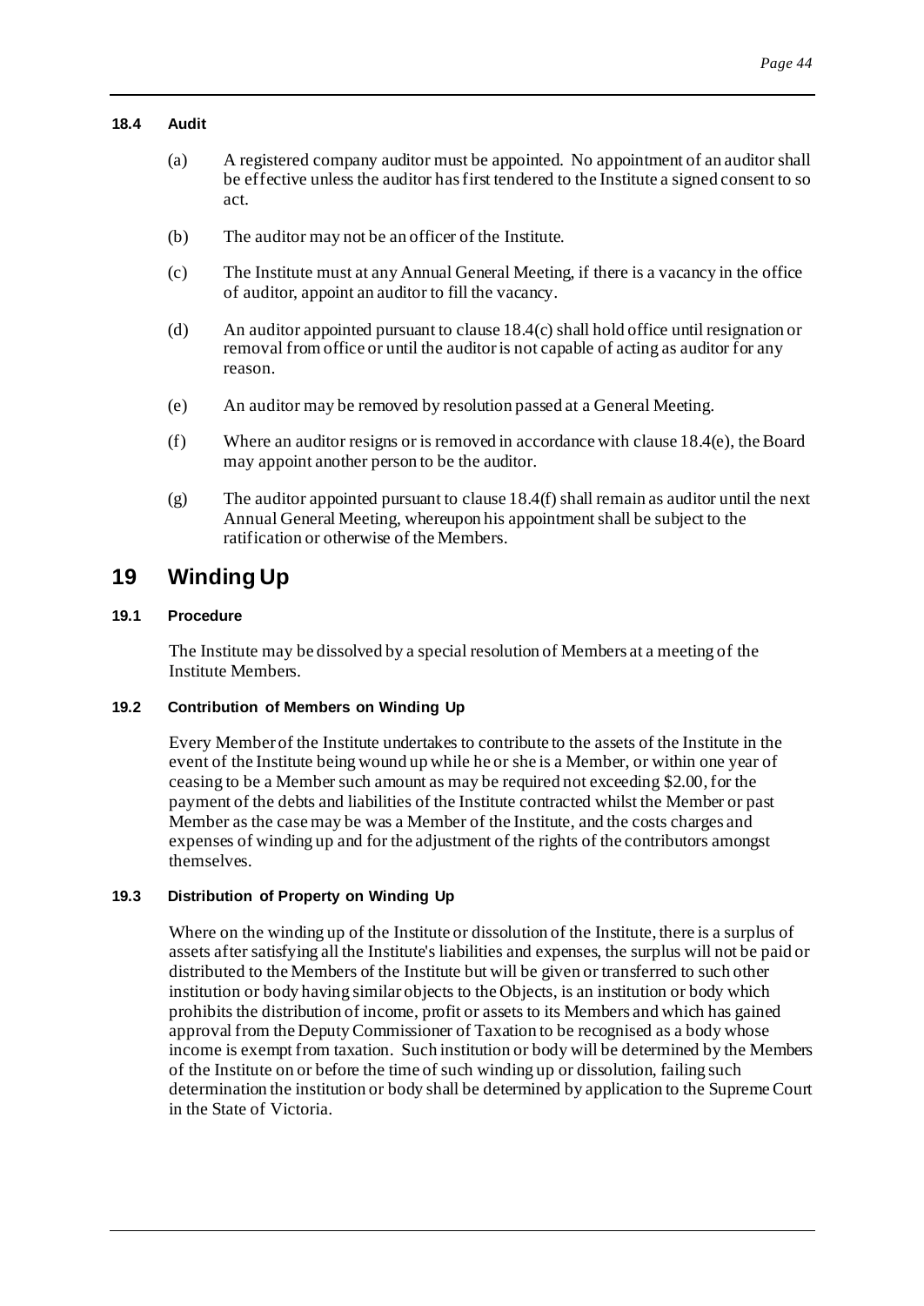### 18.4 Audit

(a) A registered company auditor must be appointed. No appointment of an auditor shall be effective unless the auditor has first tendered to the Institute a signed consent to so act.

(b) The auditor may not be an officer of the Institute.

(c) The Institute must at any Annual General Meeting, if there is a vacancy in the office of auditor, appoint an auditor to fill the vacancy.

(d) An auditor appointed pursuant to clause 18.4(c) shall hold office until resignation or removal from office or until the auditor is not capable of acting as auditor for any reason.

(e) An auditor may be removed by resolution passed at a General Meeting.

(f) Where an auditor resigns or is removed in accordance with clause 18.4(e), the Board may appoint another person to be the auditor.

(g) The auditor appointed pursuant to clause 18.4(f) shall remain as auditor until the next Annual General Meeting, whereupon his appointment shall be subject to the ratification or otherwise of the Members.

## 19 Winding Up

### 19.1 Procedure

The Institute may be dissolved by a special resolution of Members at a meeting of the Institute Members.

### 19.2 Contribution of Members on Winding Up

Every Member of the Institute undertakes to contribute to the assets of the Institute in the event of the Institute being wound up while he or she is a Member, or within one year of ceasing to be a Member such amount as may be required not exceeding $2.00, for the payment of the debts and liabilities of the Institute contracted whilst the Member or past Member as the case may be was a Member of the Institute, and the costs charges and expenses of winding up and for the adjustment of the rights of the contributors amongst themselves.

### 19.3 Distribution of Property on Winding Up

Where on the winding up of the Institute or dissolution of the Institute, there is a surplus of assets after satisfying all the Institute's liabilities and expenses, the surplus will not be paid or distributed to the Members of the Institute but will be given or transferred to such other institution or body having similar objects to the Objects, is an institution or body which prohibits the distribution of income, profit or assets to its Members and which has gained approval from the Deputy Commissioner of Taxation to be recognised as a body whose income is exempt from taxation. Such institution or body will be determined by the Members of the Institute on or before the time of such winding up or dissolution, failing such determination the institution or body shall be determined by application to the Supreme Court in the State of Victoria.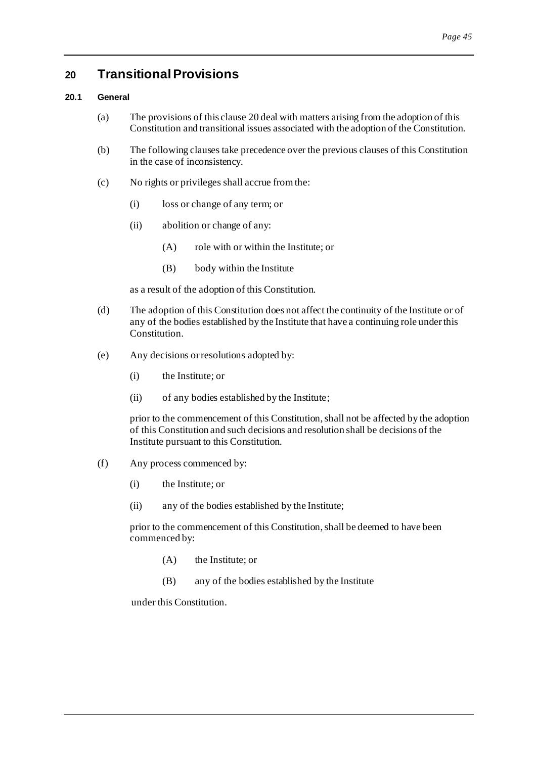# 20 Transitional Provisions

### 20.1 General

(a) The provisions of this clause 20 deal with matters arising from the adoption of this Constitution and transitional issues associated with the adoption of the Constitution.

(b) The following clauses take precedence over the previous clauses of this Constitution in the case of inconsistency.

(c) No rights or privileges shall accrue from the:

   (i) loss or change of any term; or

   (ii) abolition or change of any:

      (A) role with or within the Institute; or

      (B) body within the Institute

   as a result of the adoption of this Constitution.

(d) The adoption of this Constitution does not affect the continuity of the Institute or of any of the bodies established by the Institute that have a continuing role under this Constitution.

(e) Any decisions or resolutions adopted by:

   (i) the Institute; or

   (ii) of any bodies established by the Institute;

   prior to the commencement of this Constitution, shall not be affected by the adoption of this Constitution and such decisions and resolution shall be decisions of the Institute pursuant to this Constitution.

(f) Any process commenced by:

   (i) the Institute; or

   (ii) any of the bodies established by the Institute;

   prior to the commencement of this Constitution, shall be deemed to have been commenced by:

      (A) the Institute; or

      (B) any of the bodies established by the Institute

   under this Constitution.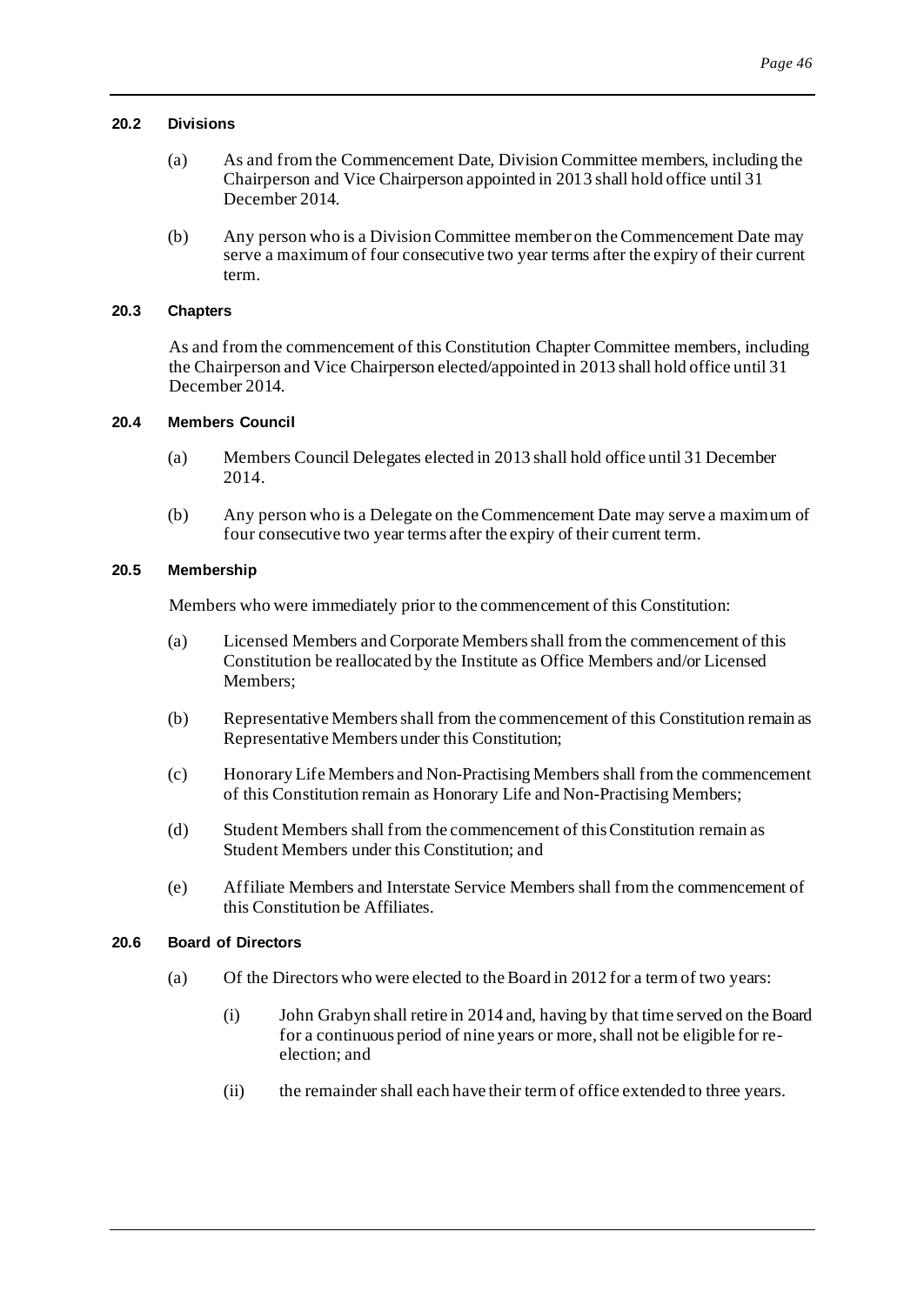### 20.2 Divisions

(a) As and from the Commencement Date, Division Committee members, including the Chairperson and Vice Chairperson appointed in 2013 shall hold office until 31 December 2014.

(b) Any person who is a Division Committee member on the Commencement Date may serve a maximum of four consecutive two year terms after the expiry of their current term.

### 20.3 Chapters

As and from the commencement of this Constitution Chapter Committee members, including the Chairperson and Vice Chairperson elected/appointed in 2013 shall hold office until 31 December 2014.

### 20.4 Members Council

(a) Members Council Delegates elected in 2013 shall hold office until 31 December 2014.

(b) Any person who is a Delegate on the Commencement Date may serve a maximum of four consecutive two year terms after the expiry of their current term.

### 20.5 Membership

Members who were immediately prior to the commencement of this Constitution:

(a) Licensed Members and Corporate Members shall from the commencement of this Constitution be reallocated by the Institute as Office Members and/or Licensed Members;

(b) Representative Members shall from the commencement of this Constitution remain as Representative Members under this Constitution;

(c) Honorary Life Members and Non-Practising Members shall from the commencement of this Constitution remain as Honorary Life and Non-Practising Members;

(d) Student Members shall from the commencement of this Constitution remain as Student Members under this Constitution; and

(e) Affiliate Members and Interstate Service Members shall from the commencement of this Constitution be Affiliates.

### 20.6 Board of Directors

(a) Of the Directors who were elected to the Board in 2012 for a term of two years:

(i) John Grabyn shall retire in 2014 and, having by that time served on the Board for a continuous period of nine years or more, shall not be eligible for re-election; and

(ii) the remainder shall each have their term of office extended to three years.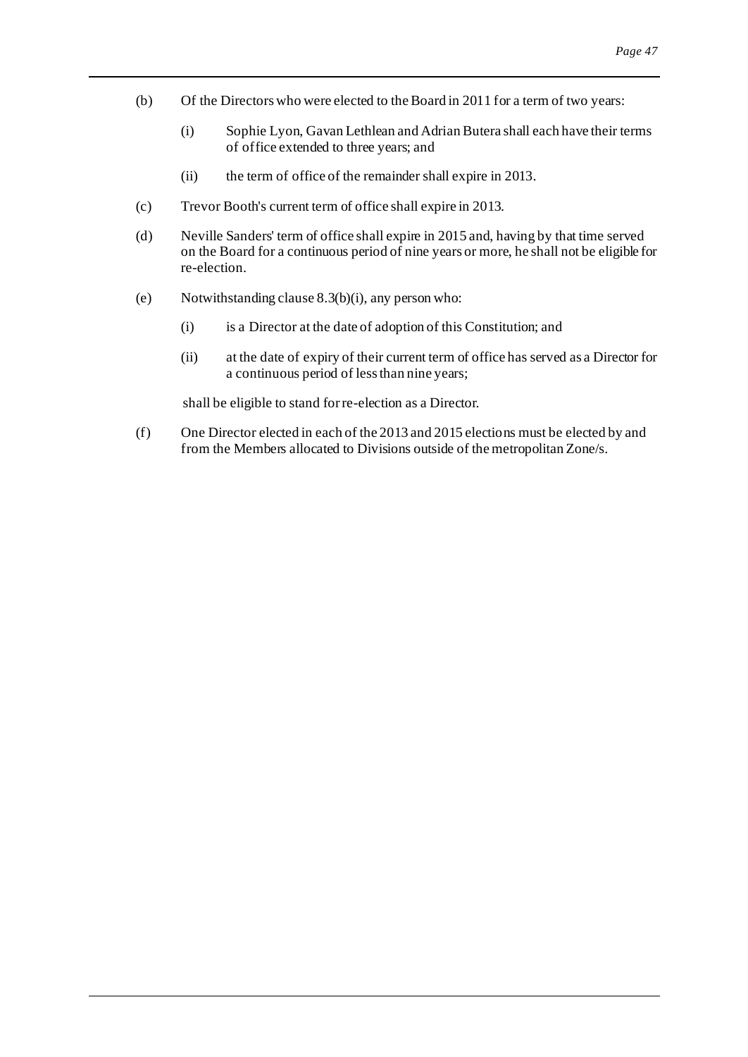(b) Of the Directors who were elected to the Board in 2011 for a term of two years:

  (i) Sophie Lyon, Gavan Lethlean and Adrian Butera shall each have their terms of office extended to three years; and

  (ii) the term of office of the remainder shall expire in 2013.

(c) Trevor Booth's current term of office shall expire in 2013.

(d) Neville Sanders' term of office shall expire in 2015 and, having by that time served on the Board for a continuous period of nine years or more, he shall not be eligible for re-election.

(e) Notwithstanding clause 8.3(b)(i), any person who:

  (i) is a Director at the date of adoption of this Constitution; and

  (ii) at the date of expiry of their current term of office has served as a Director for a continuous period of less than nine years;

  shall be eligible to stand for re-election as a Director.

(f) One Director elected in each of the 2013 and 2015 elections must be elected by and from the Members allocated to Divisions outside of the metropolitan Zone/s.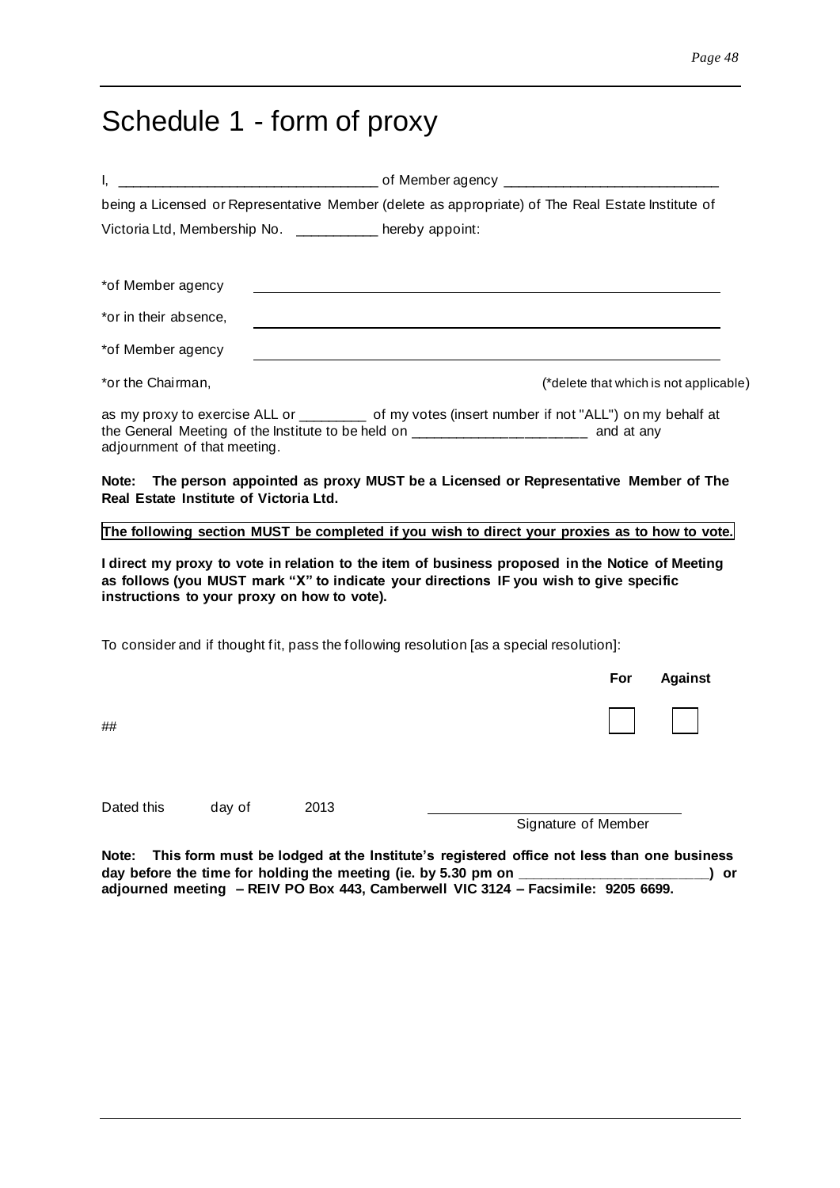# Schedule 1 - form of proxy

I, ________________________________ of Member agency ___________________________

being a Licensed or Representative Member (delete as appropriate) of The Real Estate Institute of Victoria Ltd, Membership No. __________ hereby appoint:

*of Member agency ____________________________________________

*or in their absence, ____________________________________________

*of Member agency ____________________________________________

*or the Chairman, (*delete that which is not applicable)

as my proxy to exercise ALL or ________ of my votes (insert number if not "ALL") on my behalf at the General Meeting of the Institute to be held on ______________________ and at any adjournment of that meeting.

**Note: The person appointed as proxy MUST be a Licensed or Representative Member of The Real Estate Institute of Victoria Ltd.**

**The following section MUST be completed if you wish to direct your proxies as to how to vote.**

**I direct my proxy to vote in relation to the item of business proposed in the Notice of Meeting as follows (you MUST mark "X" to indicate your directions IF you wish to give specific instructions to your proxy on how to vote).**

To consider and if thought fit, pass the following resolution [as a special resolution]:

| | For | Against |
|---|---|---|
| ## | ☐ | ☐ |

Dated this day of 2013

____________________________
Signature of Member

**Note: This form must be lodged at the Institute's registered office not less than one business day before the time for holding the meeting (ie. by 5.30 pm on ________________________) or adjourned meeting – REIV PO Box 443, Camberwell VIC 3124 – Facsimile: 9205 6699.**